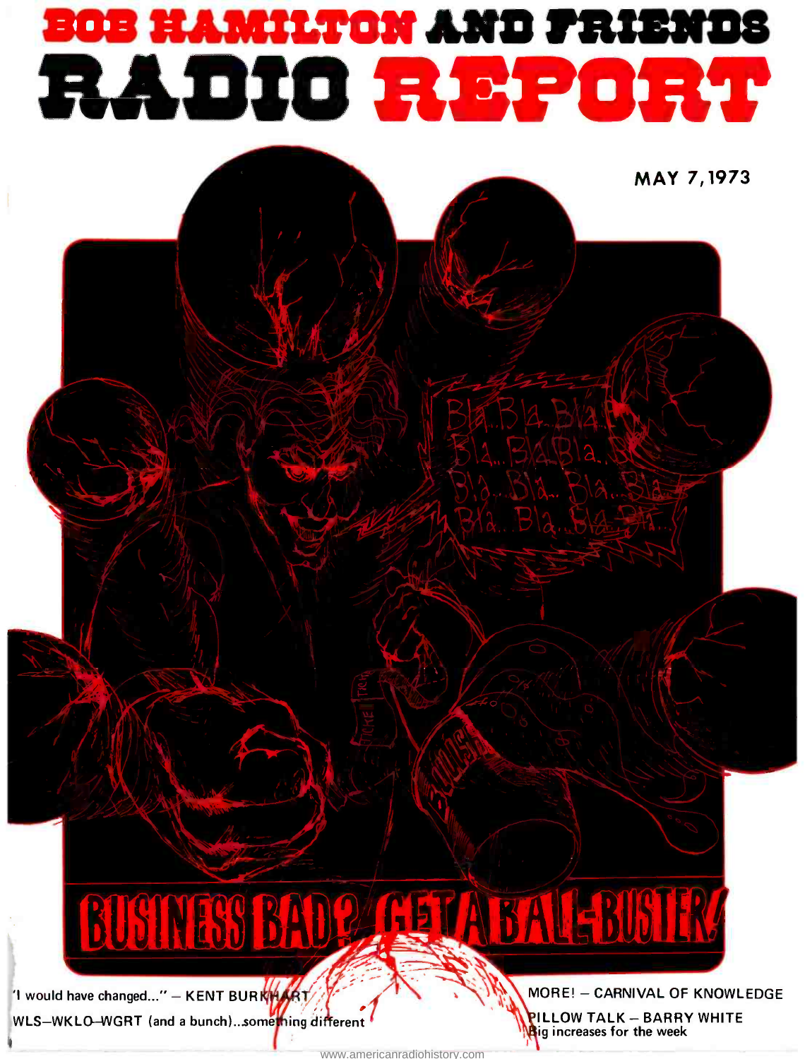# BOB HAMILTON AND FRIENDS RADIO REPORT

MAY 7, 1973

## BUSINESS BAD? GET A BALL-BUSTER!

'I would have changed...' – KENT BURKHART

WLS–WKLO–WGRT (and a bunch)...something different

MORE! – CARNIVAL OF KNOWLEDGE

PILLOW TALK – BARRY WHITE
Big increases for the week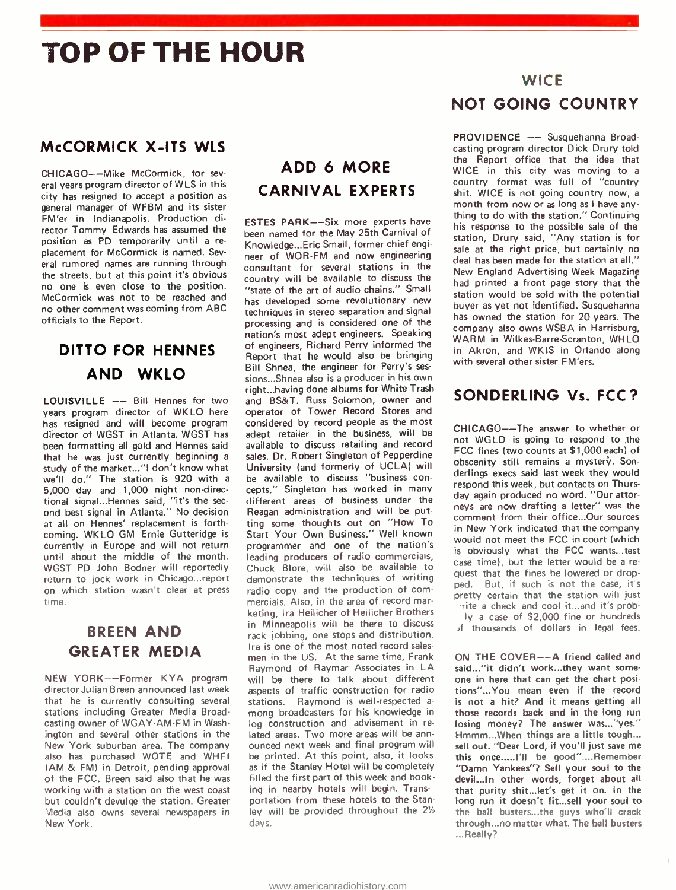# TOP OF THE HOUR

## McCORMICK X-ITS WLS

CHICAGO—Mike McCormick, for several years program director of WLS in this city has resigned to accept a position as general manager of WFBM and its sister FM'er in Indianapolis. Production director Tommy Edwards has assumed the position as PD temporarily until a replacement for McCormick is named. Several rumored names are running through the streets, but at this point it's obvious no one is even close to the position. McCormick was not to be reached and no other comment was coming from ABC officials to the Report.

## DITTO FOR HENNES AND WKLO

LOUISVILLE — Bill Hennes for two years program director of WKLO here has resigned and will become program director of WGST in Atlanta. WGST has been formatting all gold and Hennes said that he was just currently beginning a study of the market..."I don't know what we'll do." The station is 920 with a 5,000 day and 1,000 night non-directional signal...Hennes said, "it's the second best signal in Atlanta." No decision at all on Hennes' replacement is forthcoming. WKLO GM Ernie Gutteridge is currently in Europe and will not return until about the middle of the month. WGST PD John Bodner will reportedly return to jock work in Chicago...report on which station wasn't clear at press time.

## BREEN AND GREATER MEDIA

NEW YORK—Former KYA program director Julian Breen announced last week that he is currently consulting several stations including Greater Media Broadcasting owner of WGAY-AM-FM in Washington and several other stations in the New York suburban area. The company also has purchased WQTE and WHFI (AM & FM) in Detroit, pending approval of the FCC. Breen said also that he was working with a station on the west coast but couldn't devulge the station. Greater Media also owns several newspapers in New York.

## ADD 6 MORE CARNIVAL EXPERTS

ESTES PARK—Six more experts have been named for the May 25th Carnival of Knowledge...Eric Small, former chief engineer of WOR-FM and now engineering consultant for several stations in the country will be available to discuss the "state of the art of audio chains." Small has developed some revolutionary new techniques in stereo separation and signal processing and is considered one of the nation's most adept engineers. Speaking of engineers, Richard Perry informed the Report that he would also be bringing Bill Shnea, the engineer for Perry's sessions...Shnea also is a producer in his own right...having done albums for White Trash and BS&T. Russ Solomon, owner and operator of Tower Record Stores and considered by record people as the most adept retailer in the business, will be available to discuss retailing and record sales. Dr. Robert Singleton of Pepperdine University (and formerly of UCLA) will be available to discuss "business concepts." Singleton has worked in many different areas of business under the Reagan administration and will be putting some thoughts out on "How To Start Your Own Business." Well known programmer and one of the nation's leading producers of radio commercials, Chuck Blore, will also be available to demonstrate the techniques of writing radio copy and the production of commercials. Also, in the area of record marketing, Ira Heilicher of Heilicher Brothers in Minneapolis will be there to discuss rack jobbing, one stops and distribution. Ira is one of the most noted record salesmen in the US. At the same time, Frank Raymond of Raymar Associates in LA will be there to talk about different aspects of traffic construction for radio stations. Raymond is well-respected among broadcasters for his knowledge in log construction and advisement in related areas. Two more areas will be announced next week and final program will be printed. At this point, also, it looks as if the Stanley Hotel will be completely filled the first part of this week and booking in nearby hotels will begin. Transportation from these hotels to the Stanley will be provided throughout the 2½ days.

## WICE NOT GOING COUNTRY

PROVIDENCE — Susquehanna Broadcasting program director Dick Drury told the Report office that the idea that WICE in this city was moving to a country format was full of "country shit. WICE is not going country now, a month from now or as long as I have anything to do with the station." Continuing his response to the possible sale of the station, Drury said, "Any station is for sale at the right price, but certainly no deal has been made for the station at all." New England Advertising Week Magazine had printed a front page story that the station would be sold with the potential buyer as yet not identified. Susquehanna has owned the station for 20 years. The company also owns WSBA in Harrisburg, WARM in Wilkes-Barre-Scranton, WHLO in Akron, and WKIS in Orlando along with several other sister FM'ers.

## SONDERLING Vs. FCC?

CHICAGO—The answer to whether or not WGLD is going to respond to the FCC fines (two counts at $1,000 each) of obscenity still remains a mystery. Sonderlings execs said last week they would respond this week, but contacts on Thursday again produced no word. "Our attorneys are now drafting a letter" was the comment from their office...Our sources in New York indicated that the company would not meet the FCC in court (which is obviously what the FCC wants...test case time), but the letter would be a request that the fines be lowered or dropped. But, if such is not the case, it's pretty certain that the station will just write a check and cool it...and it's probably a case of $2,000 fine or hundreds of thousands of dollars in legal fees.

**ON THE COVER**—A friend called and said..."it didn't work...they want someone in here that can get the chart positions"...You mean even if the record is not a hit? And it means getting all those records back and in the long run losing money? The answer was..."yes." Hmmm...When things are a little tough... sell out. "Dear Lord, if you'll just save me this once.....I'll be good"....Remember "Damn Yankees"? Sell your soul to the devil...In other words, forget about all that purity shit...let's get it on. In the long run it doesn't fit...sell your soul to the ball busters...the guys who'll crack through...no matter what. The ball busters ...Really?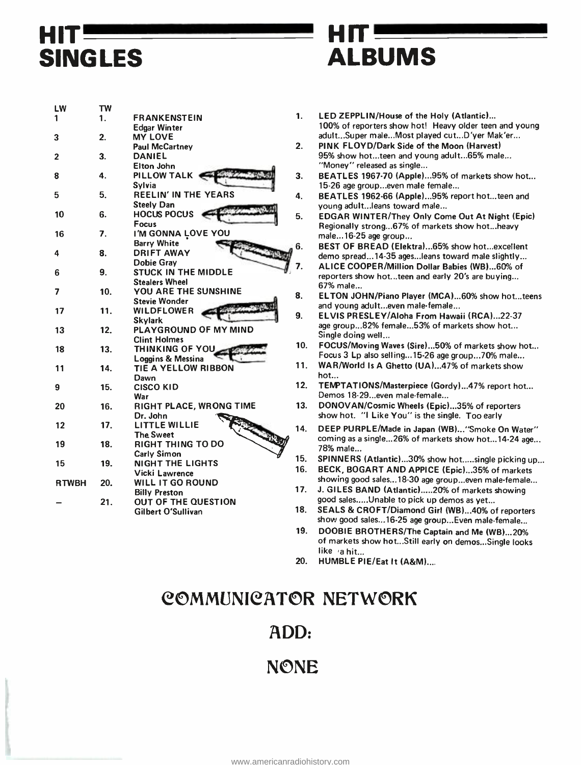# HIT SINGLES

| LW | TW | |
|---|---|---|
| 1 | 1. | FRANKENSTEIN<br>Edgar Winter |
| 3 | 2. | MY LOVE<br>Paul McCartney |
| 2 | 3. | DANIEL<br>Elton John |
| 8 | 4. | PILLOW TALK<br>Sylvia |
| 5 | 5. | REELIN' IN THE YEARS<br>Steely Dan |
| 10 | 6. | HOCUS POCUS<br>Focus |
| 16 | 7. | I'M GONNA LOVE YOU<br>Barry White |
| 4 | 8. | DRIFT AWAY<br>Dobie Gray |
| 6 | 9. | STUCK IN THE MIDDLE<br>Stealers Wheel |
| 7 | 10. | YOU ARE THE SUNSHINE<br>Stevie Wonder |
| 17 | 11. | WILDFLOWER<br>Skylark |
| 13 | 12. | PLAYGROUND OF MY MIND<br>Clint Holmes |
| 18 | 13. | THINKING OF YOU<br>Loggins & Messina |
| 11 | 14. | TIE A YELLOW RIBBON<br>Dawn |
| 9 | 15. | CISCO KID<br>War |
| 20 | 16. | RIGHT PLACE, WRONG TIME<br>Dr. John |
| 12 | 17. | LITTLE WILLIE<br>The Sweet |
| 19 | 18. | RIGHT THING TO DO<br>Carly Simon |
| 15 | 19. | NIGHT THE LIGHTS<br>Vicki Lawrence |
| RTWBH | 20. | WILL IT GO ROUND<br>Billy Preston |
| – | 21. | OUT OF THE QUESTION<br>Gilbert O'Sullivan |

# HIT ALBUMS

1. **LED ZEPPLIN/House of the Holy (Atlantic)...** 100% of reporters show hot! Heavy older teen and young adult...Super male...Most played cut...D'yer Mak'er...
2. **PINK FLOYD/Dark Side of the Moon (Harvest)** 95% show hot...teen and young adult...65% male... "Money" released as single...
3. **BEATLES 1967-70 (Apple)...**95% of markets show hot... 15-26 age group...even male female...
4. **BEATLES 1962-66 (Apple)...**95% report hot...teen and young adult...leans toward male...
5. **EDGAR WINTER/They Only Come Out At Night (Epic)** Regionally strong...67% of markets show hot...heavy male...16-25 age group...
6. **BEST OF BREAD (Elektra)...**65% show hot...excellent demo spread...14-35 ages...leans toward male slightly...
7. **ALICE COOPER/Million Dollar Babies (WB)...**60% of reporters show hot...teen and early 20's are buying... 67% male...
8. **ELTON JOHN/Piano Player (MCA)...**60% show hot...teens and young adult...even male-female...
9. **ELVIS PRESLEY/Aloha From Hawaii (RCA)...**22-37 age group...82% female...53% of markets show hot... Single doing well...
10. **FOCUS/Moving Waves (Sire)...**50% of markets show hot... Focus 3 Lp also selling...15-26 age group...70% male...
11. **WAR/World Is A Ghetto (UA)...**47% of markets show hot...
12. **TEMPTATIONS/Masterpiece (Gordy)...**47% report hot... Demos 18-29...even male-female...
13. **DONOVAN/Cosmic Wheels (Epic)...**35% of reporters show hot. "I Like You" is the single. Too early
14. **DEEP PURPLE/Made in Japan (WB)...**"Smoke On Water" coming as a single...26% of markets show hot...14-24 age... 78% male...
15. **SPINNERS (Atlantic)...**30% show hot.....single picking up...
16. **BECK, BOGART AND APPICE (Epic)...**35% of markets showing good sales...18-30 age group...even male-female...
17. **J. GILES BAND (Atlantic).....**20% of markets showing good sales.....Unable to pick up demos as yet...
18. **SEALS & CROFT/Diamond Girl (WB)...**40% of reporters show good sales...16-25 age group...Even male-female...
19. **DOOBIE BROTHERS/The Captain and Me (WB)...**20% of markets show hot...Still early on demos...Single looks like a hit...
20. **HUMBLE PIE/Eat It (A&M)....**

## COMMUNICATOR NETWORK

## ADD:

## NONE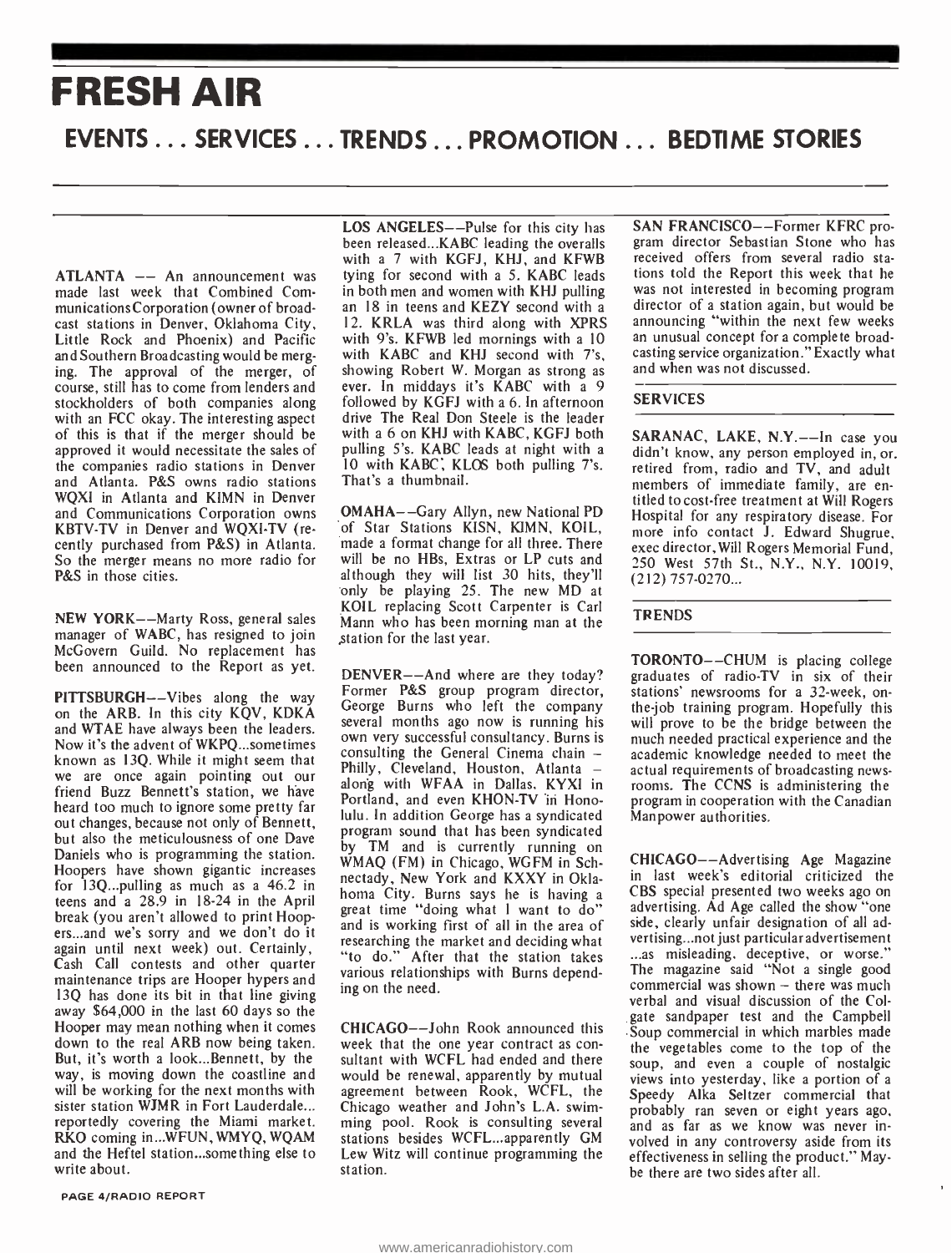# FRESH AIR

## EVENTS . . . SERVICES . . . TRENDS . . . PROMOTION . . . BEDTIME STORIES

ATLANTA –– An announcement was made last week that Combined Communications Corporation (owner of broadcast stations in Denver, Oklahoma City, Little Rock and Phoenix) and Pacific and Southern Broadcasting would be merging. The approval of the merger, of course, still has to come from lenders and stockholders of both companies along with an FCC okay. The interesting aspect of this is that if the merger should be approved it would necessitate the sales of the companies radio stations in Denver and Atlanta. P&S owns radio stations WQXI in Atlanta and KIMN in Denver and Communications Corporation owns KBTV-TV in Denver and WQXI-TV (recently purchased from P&S) in Atlanta. So the merger means no more radio for P&S in those cities.

NEW YORK––Marty Ross, general sales manager of WABC, has resigned to join McGovern Guild. No replacement has been announced to the Report as yet.

PITTSBURGH––Vibes along the way on the ARB. In this city KQV, KDKA and WTAE have always been the leaders. Now it's the advent of WKPQ...sometimes known as 13Q. While it might seem that we are once again pointing out our friend Buzz Bennett's station, we have heard too much to ignore some pretty far out changes, because not only of Bennett, but also the meticulousness of one Dave Daniels who is programming the station. Hoopers have shown gigantic increases for 13Q...pulling as much as a 46.2 in teens and a 28.9 in 18-24 in the April break (you aren't allowed to print Hoopers...and we's sorry and we don't do it again until next week) out. Certainly, Cash Call contests and other quarter maintenance trips are Hooper hypers and 13Q has done its bit in that line giving away $64,000 in the last 60 days so the Hooper may mean nothing when it comes down to the real ARB now being taken. But, it's worth a look...Bennett, by the way, is moving down the coastline and will be working for the next months with sister station WJMR in Fort Lauderdale... reportedly covering the Miami market. RKO coming in...WFUN, WMYQ, WQAM and the Heftel station...something else to write about.

LOS ANGELES––Pulse for this city has been released...KABC leading the overalls with a 7 with KGFJ, KHJ, and KFWB tying for second with a 5. KABC leads in both men and women with KHJ pulling an 18 in teens and KEZY second with a 12. KRLA was third along with XPRS with 9's. KFWB led mornings with a 10 with KABC and KHJ second with 7's, showing Robert W. Morgan as strong as ever. In middays it's KABC with a 9 followed by KGFJ with a 6. In afternoon drive The Real Don Steele is the leader with a 6 on KHJ with KABC, KGFJ both pulling 5's. KABC leads at night with a 10 with KABC, KLOS both pulling 7's. That's a thumbnail.

OMAHA––Gary Allyn, new National PD of Star Stations KISN, KIMN, KOIL, made a format change for all three. There will be no HBs, Extras or LP cuts and although they will list 30 hits, they'll only be playing 25. The new MD at KOIL replacing Scott Carpenter is Carl Mann who has been morning man at the station for the last year.

DENVER––And where are they today? Former P&S group program director, George Burns who left the company several months ago now is running his own very successful consultancy. Burns is consulting the General Cinema chain – Philly, Cleveland, Houston, Atlanta – along with WFAA in Dallas, KYXI in Portland, and even KHON-TV in Honolulu. In addition George has a syndicated program sound that has been syndicated by TM and is currently running on WMAQ (FM) in Chicago, WGFM in Schnectady, New York and KXXY in Oklahoma City. Burns says he is having a great time "doing what I want to do" and is working first of all in the area of researching the market and deciding what "to do." After that the station takes various relationships with Burns depending on the need.

CHICAGO––John Rook announced this week that the one year contract as consultant with WCFL had ended and there would be renewal, apparently by mutual agreement between Rook, WCFL, the Chicago weather and John's L.A. swimming pool. Rook is consulting several stations besides WCFL...apparently GM Lew Witz will continue programming the station.

SAN FRANCISCO––Former KFRC program director Sebastian Stone who has received offers from several radio stations told the Report this week that he was not interested in becoming program director of a station again, but would be announcing "within the next few weeks an unusual concept for a complete broadcasting service organization." Exactly what and when was not discussed.

### SERVICES

SARANAC, LAKE, N.Y.––In case you didn't know, any person employed in, or retired from, radio and TV, and adult members of immediate family, are entitled to cost-free treatment at Will Rogers Hospital for any respiratory disease. For more info contact J. Edward Shugrue, exec director, Will Rogers Memorial Fund, 250 West 57th St., N.Y., N.Y. 10019, (212) 757-0270...

### TRENDS

TORONTO––CHUM is placing college graduates of radio-TV in six of their stations' newsrooms for a 32-week, on-the-job training program. Hopefully this will prove to be the bridge between the much needed practical experience and the academic knowledge needed to meet the actual requirements of broadcasting newsrooms. The CCNS is administering the program in cooperation with the Canadian Manpower authorities.

CHICAGO––Advertising Age Magazine in last week's editorial criticized the CBS special presented two weeks ago on advertising. Ad Age called the show "one side, clearly unfair designation of all advertising...not just particular advertisement ...as misleading, deceptive, or worse." The magazine said "Not a single good commercial was shown – there was much verbal and visual discussion of the Colgate sandpaper test and the Campbell Soup commercial in which marbles made the vegetables come to the top of the soup, and even a couple of nostalgic views into yesterday, like a portion of a Speedy Alka Seltzer commercial that probably ran seven or eight years ago, and as far as we know was never involved in any controversy aside from its effectiveness in selling the product." Maybe there are two sides after all.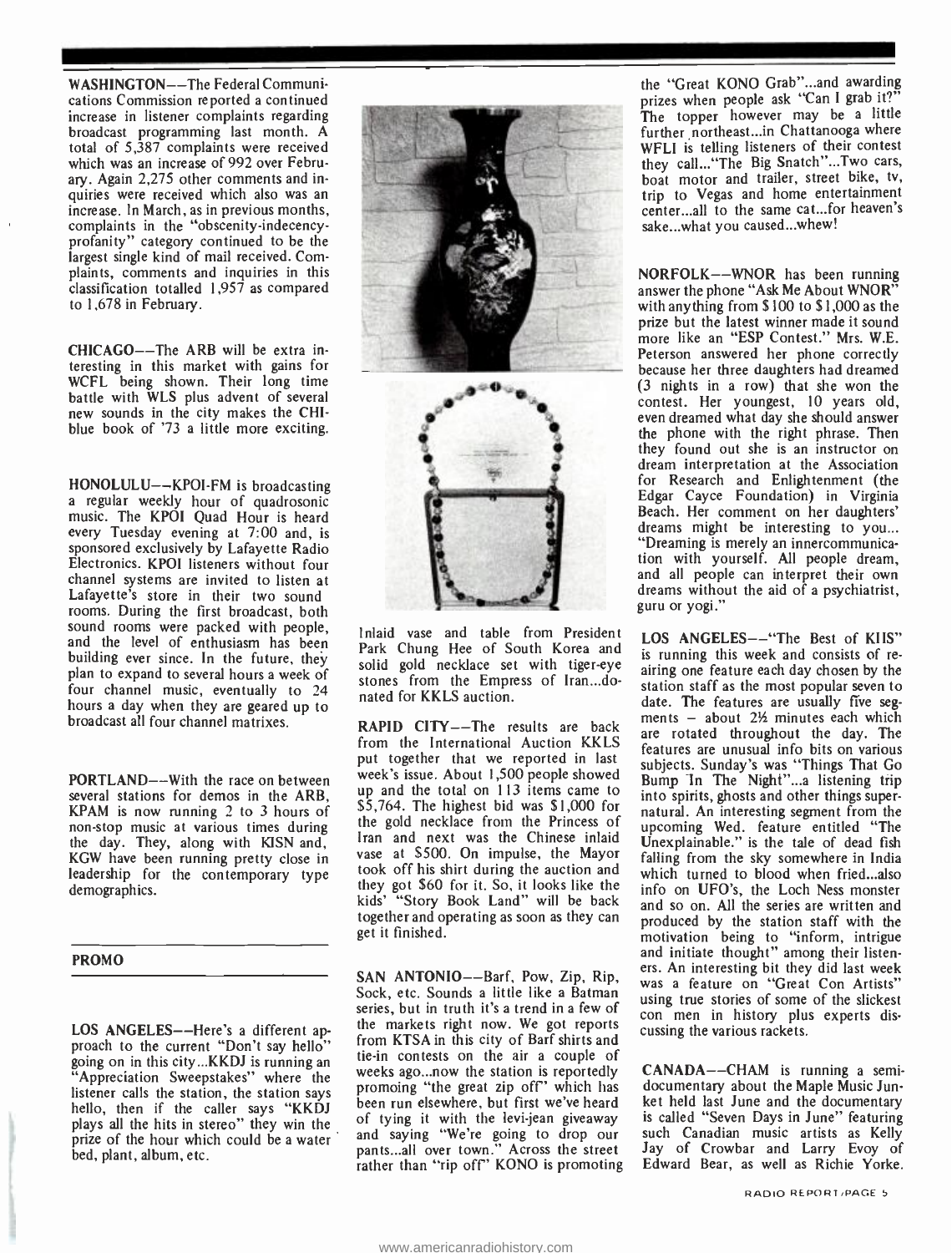WASHINGTON--The Federal Communications Commission reported a continued increase in listener complaints regarding broadcast programming last month. A total of 5,387 complaints were received which was an increase of 992 over February. Again 2,275 other comments and inquiries were received which also was an increase. In March, as in previous months, complaints in the "obscenity-indecency-profanity" category continued to be the largest single kind of mail received. Complaints, comments and inquiries in this classification totalled 1,957 as compared to 1,678 in February.

CHICAGO--The ARB will be extra interesting in this market with gains for WCFL being shown. Their long time battle with WLS plus advent of several new sounds in the city makes the CHI-blue book of '73 a little more exciting.

HONOLULU--KPOI-FM is broadcasting a regular weekly hour of quadrosonic music. The KPOI Quad Hour is heard every Tuesday evening at 7:00 and, is sponsored exclusively by Lafayette Radio Electronics. KPOI listeners without four channel systems are invited to listen at Lafayette's store in their two sound rooms. During the first broadcast, both sound rooms were packed with people, and the level of enthusiasm has been building ever since. In the future, they plan to expand to several hours a week of four channel music, eventually to 24 hours a day when they are geared up to broadcast all four channel matrixes.

PORTLAND--With the race on between several stations for demos in the ARB, KPAM is now running 2 to 3 hours of non-stop music at various times during the day. They, along with KISN and, KGW have been running pretty close in leadership for the contemporary type demographics.

## PROMO

LOS ANGELES--Here's a different approach to the current "Don't say hello" going on in this city...KKDJ is running an "Appreciation Sweepstakes" where the listener calls the station, the station says hello, then if the caller says "KKDJ plays all the hits in stereo" they win the prize of the hour which could be a water bed, plant, album, etc.

Inlaid vase and table from President Park Chung Hee of South Korea and solid gold necklace set with tiger-eye stones from the Empress of Iran...donated for KKLS auction.

RAPID CITY--The results are back from the International Auction KKLS put together that we reported in last week's issue. About 1,500 people showed up and the total on 113 items came to $5,764. The highest bid was $1,000 for the gold necklace from the Princess of Iran and next was the Chinese inlaid vase at $500. On impulse, the Mayor took off his shirt during the auction and they got $60 for it. So, it looks like the kids' "Story Book Land" will be back together and operating as soon as they can get it finished.

SAN ANTONIO--Barf, Pow, Zip, Rip, Sock, etc. Sounds a little like a Batman series, but in truth it's a trend in a few of the markets right now. We got reports from KTSA in this city of Barf shirts and tie-in contests on the air a couple of weeks ago...now the station is reportedly promoting "the great zip off" which has been run elsewhere, but first we've heard of tying it with the levi-jean giveaway and saying "We're going to drop our pants...all over town." Across the street rather than "rip off" KONO is promoting the "Great KONO Grab"...and awarding prizes when people ask "Can I grab it?" The topper however may be a little further northeast...in Chattanooga where WFLI is telling listeners of their contest they call..."The Big Snatch"...Two cars, boat motor and trailer, street bike, tv, trip to Vegas and home entertainment center...all to the same cat...for heaven's sake...what you caused...whew!

NORFOLK--WNOR has been running answer the phone "Ask Me About WNOR" with anything from $100 to $1,000 as the prize but the latest winner made it sound more like an "ESP Contest." Mrs. W.E. Peterson answered her phone correctly because her three daughters had dreamed (3 nights in a row) that she won the contest. Her youngest, 10 years old, even dreamed what day she should answer the phone with the right phrase. Then they found out she is an instructor on dream interpretation at the Association for Research and Enlightenment (the Edgar Cayce Foundation) in Virginia Beach. Her comment on her daughters' dreams might be interesting to you... "Dreaming is merely an innercommunication with yourself. All people dream, and all people can interpret their own dreams without the aid of a psychiatrist, guru or yogi."

LOS ANGELES--"The Best of KIIS" is running this week and consists of re-airing one feature each day chosen by the station staff as the most popular seven to date. The features are usually five segments – about 2½ minutes each which are rotated throughout the day. The features are unusual info bits on various subjects. Sunday's was "Things That Go Bump In The Night"...a listening trip into spirits, ghosts and other things supernatural. An interesting segment from the upcoming Wed. feature entitled "The Unexplainable." is the tale of dead fish falling from the sky somewhere in India which turned to blood when fried...also info on UFO's, the Loch Ness monster and so on. All the series are written and produced by the station staff with the motivation being to "inform, intrigue and initiate thought" among their listeners. An interesting bit they did last week was a feature on "Great Con Artists" using true stories of some of the slickest con men in history plus experts discussing the various rackets.

CANADA--CHAM is running a semi-documentary about the Maple Music Junket held last June and the documentary is called "Seven Days in June" featuring such Canadian music artists as Kelly Jay of Crowbar and Larry Evoy of Edward Bear, as well as Richie Yorke.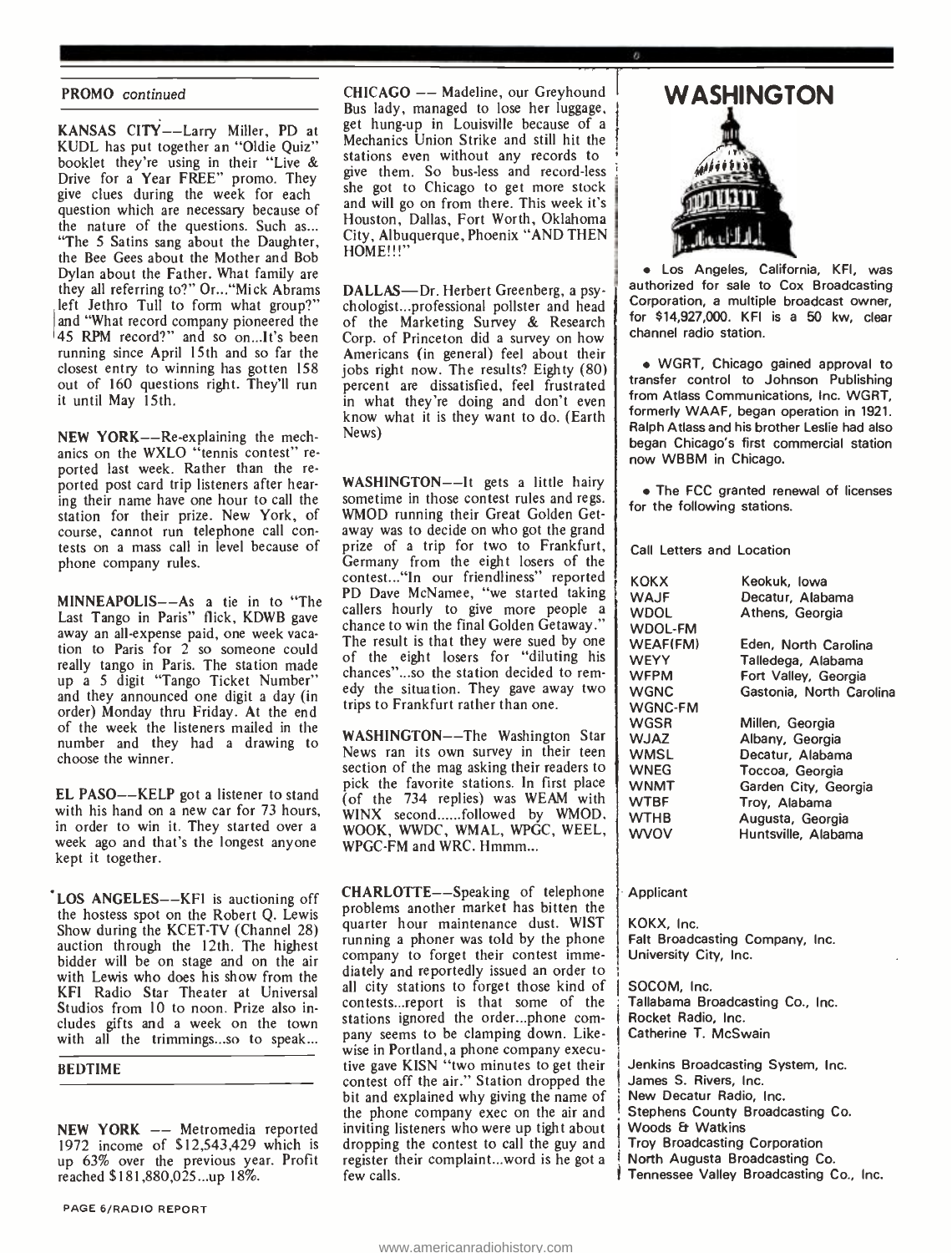## PROMO *continued*

KANSAS CITY--Larry Miller, PD at KUDL has put together an "Oldie Quiz" booklet they're using in their "Live & Drive for a Year FREE" promo. They give clues during the week for each question which are necessary because of the nature of the questions. Such as... "The 5 Satins sang about the Daughter, the Bee Gees about the Mother and Bob Dylan about the Father. What family are they all referring to?" Or..."Mick Abrams left Jethro Tull to form what group?" and "What record company pioneered the 45 RPM record?" and so on...It's been running since April 15th and so far the closest entry to winning has gotten 158 out of 160 questions right. They'll run it until May 15th.

NEW YORK--Re-explaining the mechanics on the WXLO "tennis contest" reported last week. Rather than the reported post card trip listeners after hearing their name have one hour to call the station for their prize. New York, of course, cannot run telephone call contests on a mass call in level because of phone company rules.

MINNEAPOLIS--As a tie in to "The Last Tango in Paris" flick, KDWB gave away an all-expense paid, one week vacation to Paris for 2 so someone could really tango in Paris. The station made up a 5 digit "Tango Ticket Number" and they announced one digit a day (in order) Monday thru Friday. At the end of the week the listeners mailed in the number and they had a drawing to choose the winner.

EL PASO--KELP got a listener to stand with his hand on a new car for 73 hours, in order to win it. They started over a week ago and that's the longest anyone kept it together.

LOS ANGELES--KFI is auctioning off the hostess spot on the Robert Q. Lewis Show during the KCET-TV (Channel 28) auction through the 12th. The highest bidder will be on stage and on the air with Lewis who does his show from the KFI Radio Star Theater at Universal Studios from 10 to noon. Prize also includes gifts and a week on the town with all the trimmings...so to speak...

## BEDTIME

NEW YORK -- Metromedia reported 1972 income of $12,543,429 which is up 63% over the previous year. Profit reached $181,880,025...up 18%.

CHICAGO -- Madeline, our Greyhound Bus lady, managed to lose her luggage, get hung-up in Louisville because of a Mechanics Union Strike and still hit the stations even without any records to give them. So bus-less and record-less she got to Chicago to get more stock and will go on from there. This week it's Houston, Dallas, Fort Worth, Oklahoma City, Albuquerque, Phoenix "AND THEN HOME!!!"

DALLAS—Dr. Herbert Greenberg, a psychologist...professional pollster and head of the Marketing Survey & Research Corp. of Princeton did a survey on how Americans (in general) feel about their jobs right now. The results? Eighty (80) percent are dissatisfied, feel frustrated in what they're doing and don't even know what it is they want to do. (Earth News)

WASHINGTON--It gets a little hairy sometime in those contest rules and regs. WMOD running their Great Golden Getaway was to decide on who got the grand prize of a trip for two to Frankfurt, Germany from the eight losers of the contest..."In our friendliness" reported PD Dave McNamee, "we started taking callers hourly to give more people a chance to win the final Golden Getaway." The result is that they were sued by one of the eight losers for "diluting his chances"...so the station decided to remedy the situation. They gave away two trips to Frankfurt rather than one.

WASHINGTON--The Washington Star News ran its own survey in their teen section of the mag asking their readers to pick the favorite stations. In first place (of the 734 replies) was WEAM with WINX second......followed by WMOD, WOOK, WWDC, WMAL, WPGC, WEEL, WPGC-FM and WRC. Hmmm...

CHARLOTTE--Speaking of telephone problems another market has bitten the quarter hour maintenance dust. WIST running a phoner was told by the phone company to forget their contest immediately and reportedly issued an order to all city stations to forget those kind of contests...report is that some of the stations ignored the order...phone company seems to be clamping down. Likewise in Portland, a phone company executive gave KISN "two minutes to get their contest off the air." Station dropped the bit and explained why giving the name of the phone company exec on the air and inviting listeners who were up tight about dropping the contest to call the guy and register their complaint...word is he got a few calls.

## WASHINGTON

- Los Angeles, California, KFI, was authorized for sale to Cox Broadcasting Corporation, a multiple broadcast owner, for $14,927,000. KFI is a 50 kw, clear channel radio station.

- WGRT, Chicago gained approval to transfer control to Johnson Publishing from Atlass Communications, Inc. WGRT, formerly WAAF, began operation in 1921. Ralph Atlass and his brother Leslie had also began Chicago's first commercial station now WBBM in Chicago.

- The FCC granted renewal of licenses for the following stations.

| Call Letters and Location | | Applicant |
|---|---|---|
| KOKX | Keokuk, Iowa | KOKX, Inc. |
| WAJF | Decatur, Alabama | Falt Broadcasting Company, Inc. |
| WDOL | Athens, Georgia | University City, Inc. |
| WDOL-FM | | |
| WEAF(FM) | Eden, North Carolina | SOCOM, Inc. |
| WEYY | Talledega, Alabama | Tallabama Broadcasting Co., Inc. |
| WFPM | Fort Valley, Georgia | Rocket Radio, Inc. |
| WGNC | Gastonia, North Carolina | Catherine T. McSwain |
| WGNC-FM | | |
| WGSR | Millen, Georgia | Jenkins Broadcasting System, Inc. |
| WJAZ | Albany, Georgia | James S. Rivers, Inc. |
| WMSL | Decatur, Alabama | New Decatur Radio, Inc. |
| WNEG | Toccoa, Georgia | Stephens County Broadcasting Co. |
| WNMT | Garden City, Georgia | Woods & Watkins |
| WTBF | Troy, Alabama | Troy Broadcasting Corporation |
| WTHB | Augusta, Georgia | North Augusta Broadcasting Co. |
| WVOV | Huntsville, Alabama | Tennessee Valley Broadcasting Co., Inc. |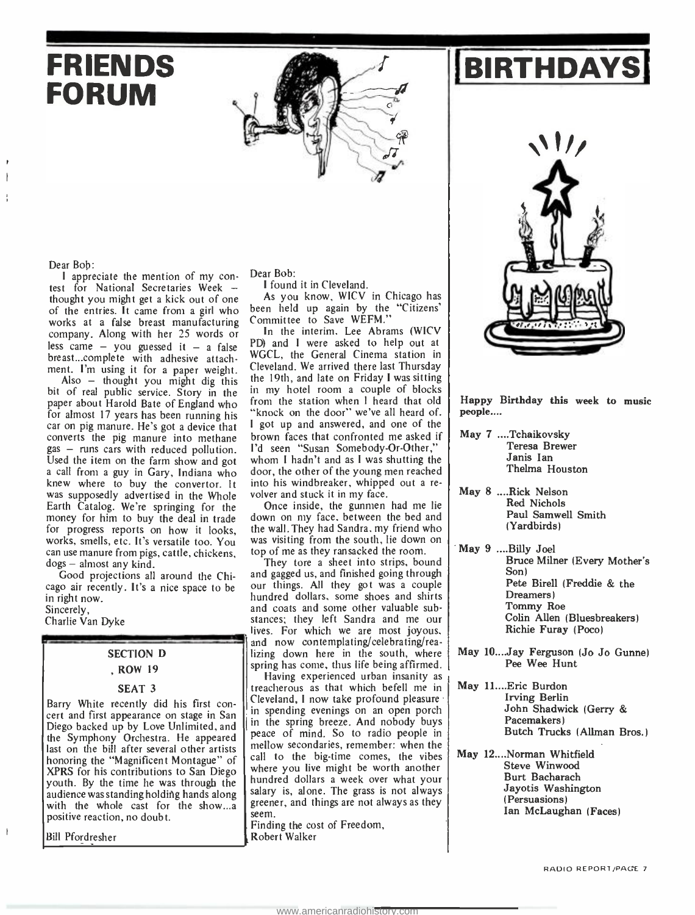# FRIENDS FORUM

Dear Bob:

I appreciate the mention of my contest for National Secretaries Week — thought you might get a kick out of one of the entries. It came from a girl who works at a false breast manufacturing company. Along with her 25 words or less came — you guessed it — a false breast...complete with adhesive attachment. I'm using it for a paper weight.

Also — thought you might dig this bit of real public service. Story in the paper about Harold Bate of England who for almost 17 years has been running his car on pig manure. He's got a device that converts the pig manure into methane gas — runs cars with reduced pollution. Used the item on the farm show and got a call from a guy in Gary, Indiana who knew where to buy the convertor. It was supposedly advertised in the Whole Earth Catalog. We're springing for the money for him to buy the deal in trade for progress reports on how it looks, works, smells, etc. It's versatile too. You can use manure from pigs, cattle, chickens, dogs — almost any kind.

Good projections all around the Chicago air recently. It's a nice space to be in right now.

Sincerely,
Charlie Van Dyke

## SECTION D
## , ROW 19
## SEAT 3

Barry White recently did his first concert and first appearance on stage in San Diego backed up by Love Unlimited, and the Symphony Orchestra. He appeared last on the bill after several other artists honoring the "Magnificent Montague" of XPRS for his contributions to San Diego youth. By the time he was through the audience was standing holding hands along with the whole cast for the show...a positive reaction, no doubt.

Bill Pfordresher

Dear Bob:

I found it in Cleveland.

As you know, WICV in Chicago has been held up again by the "Citizens' Committee to Save WEFM."

In the interim, Lee Abrams (WICV PD) and I were asked to help out at WGCL, the General Cinema station in Cleveland. We arrived there last Thursday the 19th, and late on Friday I was sitting in my hotel room a couple of blocks from the station when I heard that old "knock on the door" we've all heard of. I got up and answered, and one of the brown faces that confronted me asked if I'd seen "Susan Somebody-Or-Other," whom I hadn't and as I was shutting the door, the other of the young men reached into his windbreaker, whipped out a revolver and stuck it in my face.

Once inside, the gunmen had me lie down on my face, between the bed and the wall. They had Sandra, my friend who was visiting from the south, lie down on top of me as they ransacked the room.

They tore a sheet into strips, bound and gagged us, and finished going through our things. All they got was a couple hundred dollars, some shoes and shirts and coats and some other valuable substances; they left Sandra and me our lives. For which we are most joyous, and now contemplating/celebrating/realizing down here in the south, where spring has come, thus life being affirmed.

Having experienced urban insanity as treacherous as that which befell me in Cleveland, I now take profound pleasure in spending evenings on an open porch in the spring breeze. And nobody buys peace of mind. So to radio people in mellow secondaries, remember: when the call to the big-time comes, the vibes where you live might be worth another hundred dollars a week over what your salary is, alone. The grass is not always greener, and things are not always as they seem.

Finding the cost of Freedom,
Robert Walker

# BIRTHDAYS

**Happy Birthday this week to music people....**

**May 7** ....Tchaikovsky
Teresa Brewer
Janis Ian
Thelma Houston

**May 8** ....Rick Nelson
Red Nichols
Paul Samwell Smith (Yardbirds)

**May 9** ....Billy Joel
Bruce Milner (Every Mother's Son)
Pete Birell (Freddie & the Dreamers)
Tommy Roe
Colin Allen (Bluesbreakers)
Richie Furay (Poco)

**May 10**....Jay Ferguson (Jo Jo Gunne)
Pee Wee Hunt

**May 11**....Eric Burdon
Irving Berlin
John Shadwick (Gerry & Pacemakers)
Butch Trucks (Allman Bros.)

**May 12**....Norman Whitfield
Steve Winwood
Burt Bacharach
Jayotis Washington (Persuasions)
Ian McLaughan (Faces)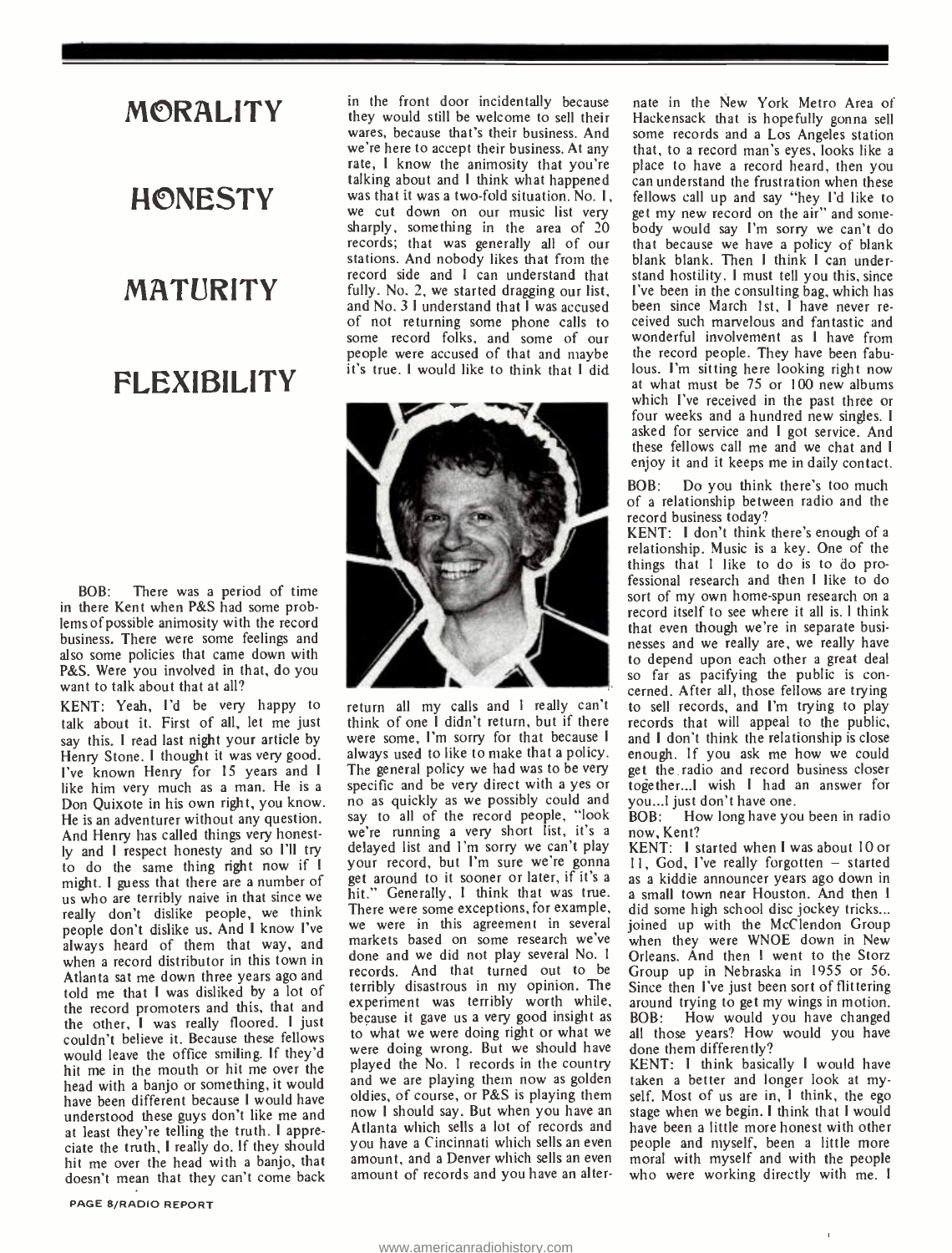# MORALITY

# HONESTY

# MATURITY

# FLEXIBILITY

BOB: There was a period of time in there Kent when P&S had some problems of possible animosity with the record business. There were some feelings and also some policies that came down with P&S. Were you involved in that, do you want to talk about that at all?

KENT: Yeah, I'd be very happy to talk about it. First of all, let me just say this. I read last night your article by Henry Stone. I thought it was very good. I've known Henry for 15 years and I like him very much as a man. He is a Don Quixote in his own right, you know. He is an adventurer without any question. And Henry has called things very honestly and I respect honesty and so I'll try to do the same thing right now if I might. I guess that there are a number of us who are terribly naive in that since we really don't dislike people, we think people don't dislike us. And I know I've always heard of them that way, and when a record distributor in this town in Atlanta sat me down three years ago and told me that I was disliked by a lot of the record promoters and this, that and the other, I was really floored. I just couldn't believe it. Because these fellows would leave the office smiling. If they'd hit me in the mouth or hit me over the head with a banjo or something, it would have been different because I would have understood these guys don't like me and at least they're telling the truth. I appreciate the truth, I really do. If they should hit me over the head with a banjo, that doesn't mean that they can't come back in the front door incidentally because they would still be welcome to sell their wares, because that's their business. And we're here to accept their business. At any rate, I know the animosity that you're talking about and I think what happened was that it was a two-fold situation. No. 1, we cut down on our music list very sharply, something in the area of 20 records; that was generally all of our stations. And nobody likes that from the record side and I can understand that fully. No. 2, we started dragging our list, and No. 3 I understand that I was accused of not returning some phone calls to some record folks, and some of our people were accused of that and maybe it's true. I would like to think that I did return all my calls and I really can't think of one I didn't return, but if there were some, I'm sorry for that because I always used to like to make that a policy. The general policy we had was to be very specific and be very direct with a yes or no as quickly as we possibly could and say to all of the record people, "look we're running a very short list, it's a delayed list and I'm sorry we can't play your record, but I'm sure we're gonna get around to it sooner or later, if it's a hit." Generally, I think that was true. There were some exceptions, for example, we were in this agreement in several markets based on some research we've done and we did not play several No. 1 records. And that turned out to be terribly disastrous in my opinion. The experiment was terribly worth while, because it gave us a very good insight as to what we were doing right or what we were doing wrong. But we should have played the No. 1 records in the country and we are playing them now as golden oldies, of course, or P&S is playing them now I should say. But when you have an Atlanta which sells a lot of records and you have a Cincinnati which sells an even amount, and a Denver which sells an even amount of records and you have an alternate in the New York Metro Area of Hackensack that is hopefully gonna sell some records and a Los Angeles station that, to a record man's eyes, looks like a place to have a record heard, then you can understand the frustration when these fellows call up and say "hey I'd like to get my new record on the air" and somebody would say I'm sorry we can't do that because we have a policy of blank blank blank. Then I think I can understand hostility. I must tell you this, since I've been in the consulting bag, which has been since March 1st, I have never received such marvelous and fantastic and wonderful involvement as I have from the record people. They have been fabulous. I'm sitting here looking right now at what must be 75 or 100 new albums which I've received in the past three or four weeks and a hundred new singles. I asked for service and I got service. And these fellows call me and we chat and I enjoy it and it keeps me in daily contact.

BOB: Do you think there's too much of a relationship between radio and the record business today?

KENT: I don't think there's enough of a relationship. Music is a key. One of the things that I like to do is to do professional research and then I like to do sort of my own home-spun research on a record itself to see where it all is. I think that even though we're in separate businesses and we really are, we really have to depend upon each other a great deal so far as pacifying the public is concerned. After all, those fellows are trying to sell records, and I'm trying to play records that will appeal to the public, and I don't think the relationship is close enough. If you ask me how we could get the radio and record business closer together...I wish I had an answer for you...I just don't have one.

BOB: How long have you been in radio now, Kent?

KENT: I started when I was about 10 or 11, God, I've really forgotten – started as a kiddie announcer years ago down in a small town near Houston. And then I did some high school disc jockey tricks... joined up with the McClendon Group when they were WNOE down in New Orleans. And then I went to the Storz Group up in Nebraska in 1955 or 56. Since then I've just been sort of flittering around trying to get my wings in motion.

BOB: How would you have changed all those years? How would you have done them differently?

KENT: I think basically I would have taken a better and longer look at myself. Most of us are in, I think, the ego stage when we begin. I think that I would have been a little more honest with other people and myself, been a little more moral with myself and with the people who were working directly with me. I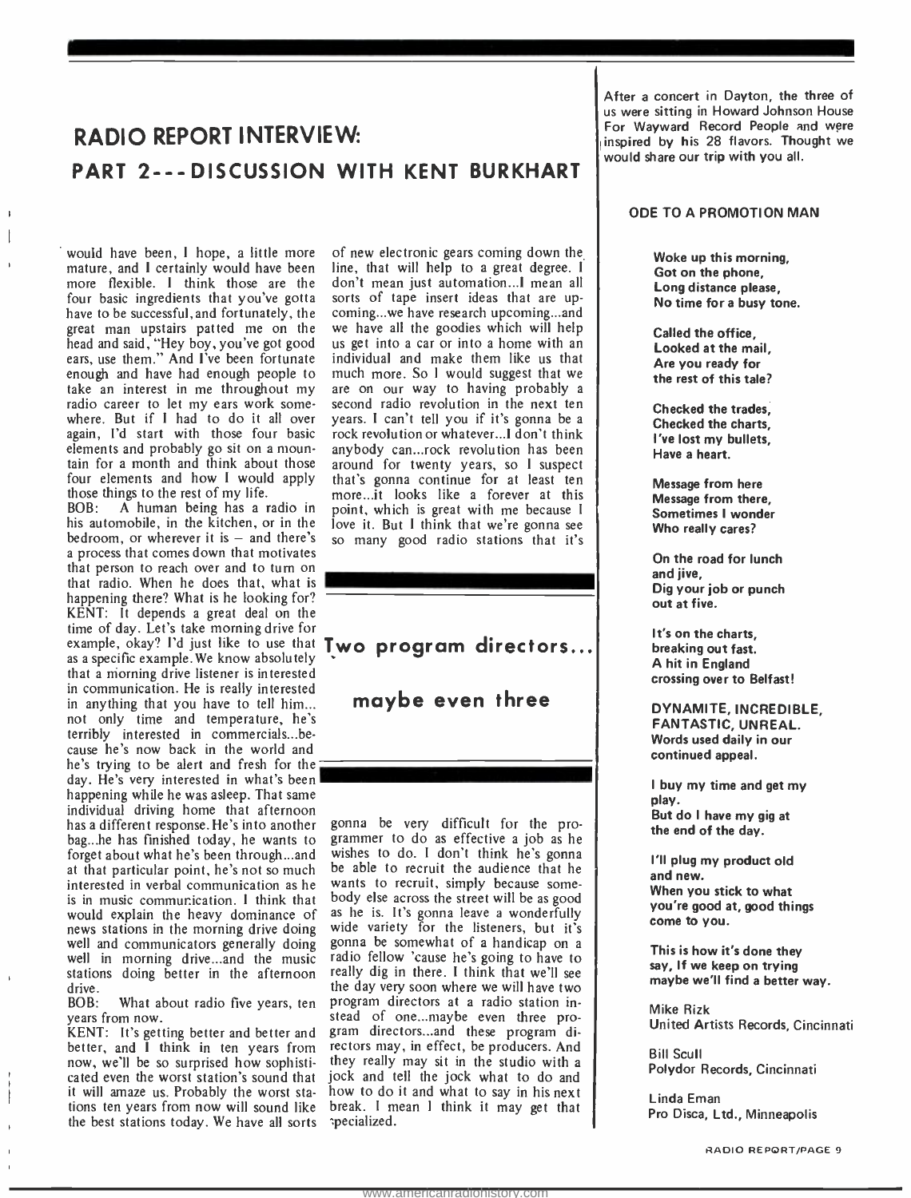## RADIO REPORT INTERVIEW:

### PART 2---DISCUSSION WITH KENT BURKHART

would have been, I hope, a little more mature, and I certainly would have been more flexible. I think those are the four basic ingredients that you've gotta have to be successful, and fortunately, the great man upstairs patted me on the head and said, "Hey boy, you've got good ears, use them." And I've been fortunate enough and have had enough people to take an interest in me throughout my radio career to let my ears work somewhere. But if I had to do it all over again, I'd start with those four basic elements and probably go sit on a mountain for a month and think about those four elements and how I would apply those things to the rest of my life.

BOB: A human being has a radio in his automobile, in the kitchen, or in the bedroom, or wherever it is – and there's a process that comes down that motivates that person to reach over and to turn on that radio. When he does that, what is happening there? What is he looking for?

KENT: It depends a great deal on the time of day. Let's take morning drive for example, okay? I'd just like to use that as a specific example. We know absolutely that a morning drive listener is interested in communication. He is really interested in anything that you have to tell him... not only time and temperature, he's terribly interested in commercials...because he's now back in the world and he's trying to be alert and fresh for the day. He's very interested in what's been happening while he was asleep. That same individual driving home that afternoon has a different response. He's into another bag...he has finished today, he wants to forget about what he's been through...and at that particular point, he's not so much interested in verbal communication as he is in music communication. I think that would explain the heavy dominance of news stations in the morning drive doing well and communicators generally doing well in morning drive...and the music stations doing better in the afternoon drive.

BOB: What about radio five years, ten years from now.

KENT: It's getting better and better and better, and I think in ten years from now, we'll be so surprised how sophisticated even the worst station's sound that it will amaze us. Probably the worst stations ten years from now will sound like the best stations today. We have all sorts of new electronic gears coming down the line, that will help to a great degree. I don't mean just automation...I mean all sorts of tape insert ideas that are upcoming...we have research upcoming...and we have all the goodies which will help us get into a car or into a home with an individual and make them like us that much more. So I would suggest that we are on our way to having probably a second radio revolution in the next ten years. I can't tell you if it's gonna be a rock revolution or whatever...I don't think anybody can...rock revolution has been around for twenty years, so I suspect that's gonna continue for at least ten more...it looks like a forever at this point, which is great with me because I love it. But I think that we're gonna see so many good radio stations that it's gonna be very difficult for the programmer to do as effective a job as he wishes to do. I don't think he's gonna be able to recruit the audience that he wants to recruit, simply because somebody else across the street will be as good as he is. It's gonna leave a wonderfully wide variety for the listeners, but it's gonna be somewhat of a handicap on a radio fellow 'cause he's going to have to really dig in there. I think that we'll see the day very soon where we will have two program directors at a radio station instead of one...maybe even three program directors...and these program directors may, in effect, be producers. And they really may sit in the studio with a jock and tell the jock what to do and how to do it and what to say in his next break. I mean I think it may get that specialized.

**Two program directors...**

**maybe even three**

---

After a concert in Dayton, the three of us were sitting in Howard Johnson House For Wayward Record People and were inspired by his 28 flavors. Thought we would share our trip with you all.

#### ODE TO A PROMOTION MAN

**Woke up this morning,**
**Got on the phone,**
**Long distance please,**
**No time for a busy tone.**

**Called the office,**
**Looked at the mail,**
**Are you ready for**
**the rest of this tale?**

**Checked the trades,**
**Checked the charts,**
**I've lost my bullets,**
**Have a heart.**

**Message from here**
**Message from there,**
**Sometimes I wonder**
**Who really cares?**

**On the road for lunch**
**and jive,**
**Dig your job or punch**
**out at five.**

**It's on the charts,**
**breaking out fast.**
**A hit in England**
**crossing over to Belfast!**

**DYNAMITE, INCREDIBLE,**
**FANTASTIC, UNREAL.**
**Words used daily in our**
**continued appeal.**

**I buy my time and get my**
**play.**
**But do I have my gig at**
**the end of the day.**

**I'll plug my product old**
**and new.**
**When you stick to what**
**you're good at, good things**
**come to you.**

**This is how it's done they**
**say, If we keep on trying**
**maybe we'll find a better way.**

Mike Rizk
United Artists Records, Cincinnati

Bill Scull
Polydor Records, Cincinnati

Linda Eman
Pro Disca, Ltd., Minneapolis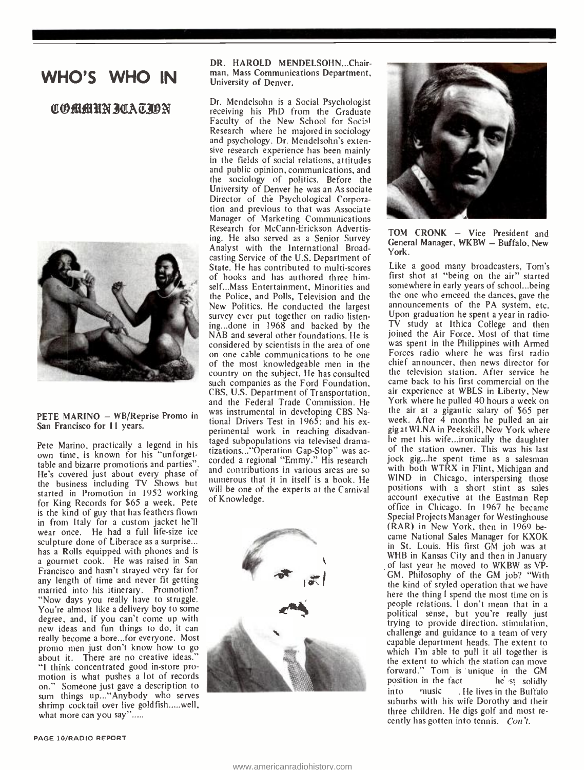# WHO'S WHO IN

## COMMUNICATION

**PETE MARINO – WB/Reprise Promo in San Francisco for 11 years.**

Pete Marino, practically a legend in his own time, is known for his "unforgettable and bizarre promotions and parties". He's covered just about every phase of the business including TV Shows but started in Promotion in 1952 working for King Records for $65 a week. Pete is the kind of guy that has feathers flown in from Italy for a custom jacket he'll wear once. He had a full life-size ice sculpture done of Liberace as a surprise... has a Rolls equipped with phones and is a gourmet cook. He was raised in San Francisco and hasn't strayed very far for any length of time and never fit getting married into his itinerary. Promotion? "Now days you really have to struggle. You're almost like a delivery boy to some degree, and, if you can't come up with new ideas and fun things to do, it can really become a bore...for everyone. Most promo men just don't know how to go about it. There are no creative ideas." "I think concentrated good in-store promotion is what pushes a lot of records on." Someone just gave a description to sum things up..."Anybody who serves shrimp cocktail over live goldfish.....well, what more can you say".....

**DR. HAROLD MENDELSOHN...Chairman, Mass Communications Department, University of Denver.**

Dr. Mendelsohn is a Social Psychologist receiving his PhD from the Graduate Faculty of the New School for Social Research where he majored in sociology and psychology. Dr. Mendelsohn's extensive research experience has been mainly in the fields of social relations, attitudes and public opinion, communications, and the sociology of politics. Before the University of Denver he was an Associate Director of the Psychological Corporation and previous to that was Associate Manager of Marketing Communications Research for McCann-Erickson Advertising. He also served as a Senior Survey Analyst with the International Broadcasting Service of the U.S. Department of State. He has contributed to multi-scores of books and has authored three himself...Mass Entertainment, Minorities and the Police, and Polls, Television and the New Politics. He conducted the largest survey ever put together on radio listening...done in 1968 and backed by the NAB and several other foundations. He is considered by scientists in the area of one on one cable communications to be one of the most knowledgeable men in the country on the subject. He has consulted such companies as the Ford Foundation, CBS, U.S. Department of Transportation, and the Federal Trade Commission. He was instrumental in developing CBS National Drivers Test in 1965; and his experimental work in reaching disadvantaged subpopulations via televised dramatizations..."Operation Gap-Stop" was accorded a regional "Emmy." His research and contributions in various areas are so numerous that it in itself is a book. He will be one of the experts at the Carnival of Knowledge.

**TOM CRONK – Vice President and General Manager, WKBW – Buffalo, New York.**

Like a good many broadcasters, Tom's first shot at "being on the air" started somewhere in early years of school...being the one who emceed the dances, gave the announcements of the PA system, etc. Upon graduation he spent a year in radio-TV study at Ithica College and then joined the Air Force. Most of that time was spent in the Philippines with Armed Forces radio where he was first radio chief announcer, then news director for the television station. After service he came back to his first commercial on the air experience at WBLS in Liberty, New York where he pulled 40 hours a week on the air at a gigantic salary of $65 per week. After 4 months he pulled an air gig at WLNA in Peekskill, New York where he met his wife...ironically the daughter of the station owner. This was his last jock gig...he spent time as a salesman with both WTRX in Flint, Michigan and WIND in Chicago, interspersing those positions with a short stint as sales account executive at the Eastman Rep office in Chicago. In 1967 he became Special Projects Manager for Westinghouse (RAR) in New York, then in 1969 became National Sales Manager for KXOK in St. Louis. His first GM job was at WHB in Kansas City and then in January of last year he moved to WKBW as VP-GM. Philosophy of the GM job? "With the kind of styled operation that we have here the thing I spend the most time on is people relations. I don't mean that in a political sense, but you're really just trying to provide direction, stimulation, challenge and guidance to a team of very capable department heads. The extent to which I'm able to pull it all together is the extent to which the station can move forward." Tom is unique in the GM position in the fact he's solidly into music. He lives in the Buffalo suburbs with his wife Dorothy and their three children. He digs golf and most recently has gotten into tennis. *Con't.*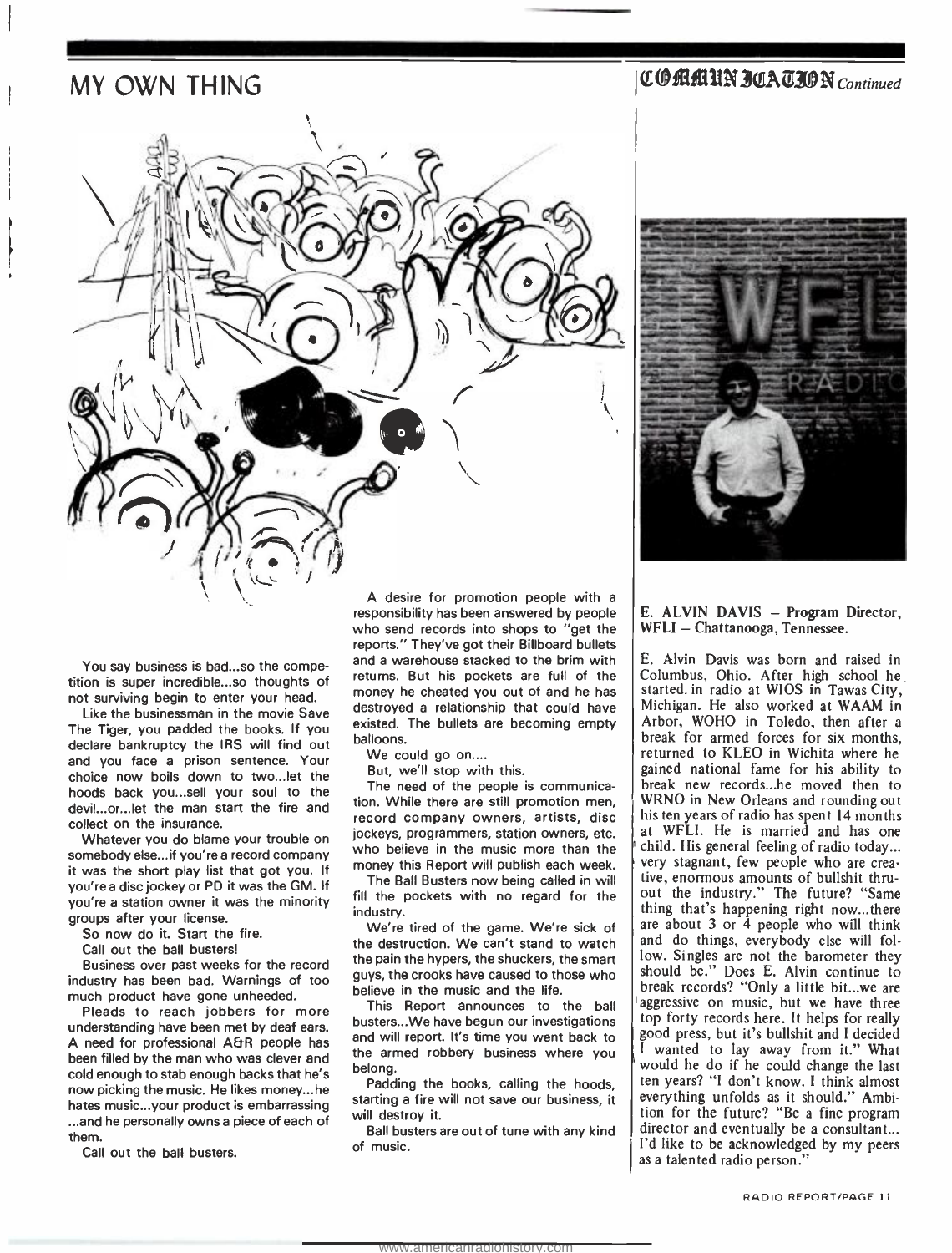# MY OWN THING

You say business is bad...so the competition is super incredible...so thoughts of not surviving begin to enter your head.

Like the businessman in the movie Save The Tiger, you padded the books. If you declare bankruptcy the IRS will find out and you face a prison sentence. Your choice now boils down to two...let the hoods back you...sell your soul to the devil...or...let the man start the fire and collect on the insurance.

Whatever you do blame your trouble on somebody else...if you're a record company it was the short play list that got you. If you're a disc jockey or PD it was the GM. If you're a station owner it was the minority groups after your license.

So now do it. Start the fire.

Call out the ball busters!

Business over past weeks for the record industry has been bad. Warnings of too much product have gone unheeded.

Pleads to reach jobbers for more understanding have been met by deaf ears. A need for professional A&R people has been filled by the man who was clever and cold enough to stab enough backs that he's now picking the music. He likes money...he hates music...your product is embarrassing ...and he personally owns a piece of each of them.

Call out the ball busters.

A desire for promotion people with a responsibility has been answered by people who send records into shops to "get the reports." They've got their Billboard bullets and a warehouse stacked to the brim with returns. But his pockets are full of the money he cheated you out of and he has destroyed a relationship that could have existed. The bullets are becoming empty balloons.

We could go on....

But, we'll stop with this.

The need of the people is communication. While there are still promotion men, record company owners, artists, disc jockeys, programmers, station owners, etc. who believe in the music more than the money this Report will publish each week.

The Ball Busters now being called in will fill the pockets with no regard for the industry.

We're tired of the game. We're sick of the destruction. We can't stand to watch the pain the hypers, the shuckers, the smart guys, the crooks have caused to those who believe in the music and the life.

This Report announces to the ball busters...We have begun our investigations and will report. It's time you went back to the armed robbery business where you belong.

Padding the books, calling the hoods, starting a fire will not save our business, it will destroy it.

Ball busters are out of tune with any kind of music.

# COMMUNICATION *Continued*

**E. ALVIN DAVIS – Program Director, WFLI – Chattanooga, Tennessee.**

E. Alvin Davis was born and raised in Columbus, Ohio. After high school he started in radio at WIOS in Tawas City, Michigan. He also worked at WAAM in Arbor, WOHO in Toledo, then after a break for armed forces for six months, returned to KLEO in Wichita where he gained national fame for his ability to break new records...he moved then to WRNO in New Orleans and rounding out his ten years of radio has spent 14 months at WFLI. He is married and has one child. His general feeling of radio today... very stagnant, few people who are creative, enormous amounts of bullshit thruout the industry." The future? "Same thing that's happening right now...there are about 3 or 4 people who will think and do things, everybody else will follow. Singles are not the barometer they should be." Does E. Alvin continue to break records? "Only a little bit...we are aggressive on music, but we have three top forty records here. It helps for really good press, but it's bullshit and I decided I wanted to lay away from it." What would he do if he could change the last ten years? "I don't know. I think almost everything unfolds as it should." Ambition for the future? "Be a fine program director and eventually be a consultant... I'd like to be acknowledged by my peers as a talented radio person."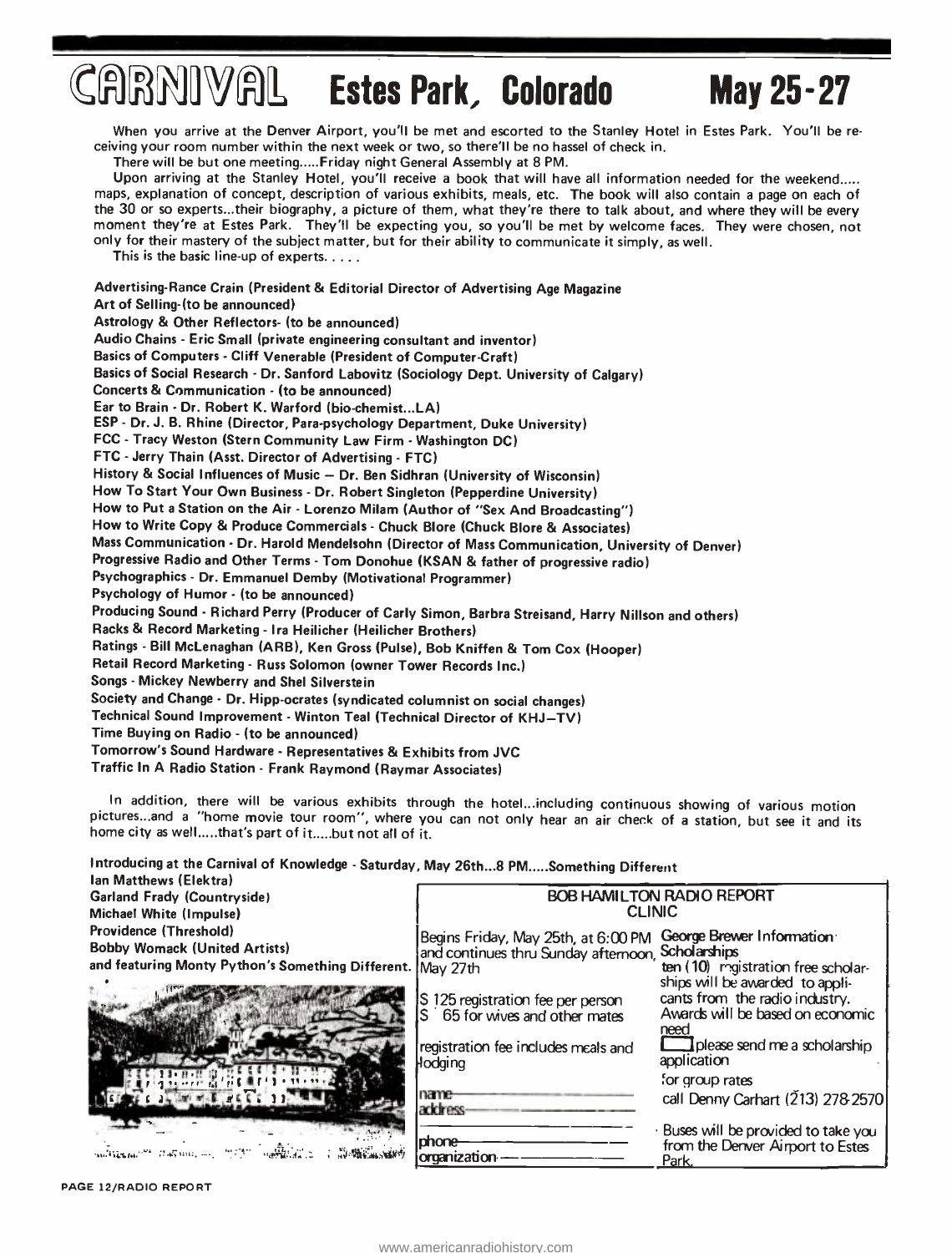# CARNIVAL Estes Park, Colorado May 25-27

When you arrive at the Denver Airport, you'll be met and escorted to the Stanley Hotel in Estes Park. You'll be receiving your room number within the next week or two, so there'll be no hassel of check in.

There will be but one meeting.....Friday night General Assembly at 8 PM.

Upon arriving at the Stanley Hotel, you'll receive a book that will have all information needed for the weekend..... maps, explanation of concept, description of various exhibits, meals, etc. The book will also contain a page on each of the 30 or so experts...their biography, a picture of them, what they're there to talk about, and where they will be every moment they're at Estes Park. They'll be expecting you, so you'll be met by welcome faces. They were chosen, not only for their mastery of the subject matter, but for their ability to communicate it simply, as well.

This is the basic line-up of experts. . . . .

**Advertising-Rance Crain (President & Editorial Director of Advertising Age Magazine**
**Art of Selling-(to be announced)**
**Astrology & Other Reflectors- (to be announced)**
**Audio Chains - Eric Small (private engineering consultant and inventor)**
**Basics of Computers - Cliff Venerable (President of Computer-Craft)**
**Basics of Social Research - Dr. Sanford Labovitz (Sociology Dept. University of Calgary)**
**Concerts & Communication - (to be announced)**
**Ear to Brain - Dr. Robert K. Warford (bio-chemist...LA)**
**ESP - Dr. J. B. Rhine (Director, Para-psychology Department, Duke University)**
**FCC - Tracy Weston (Stern Community Law Firm - Washington DC)**
**FTC - Jerry Thain (Asst. Director of Advertising - FTC)**
**History & Social Influences of Music — Dr. Ben Sidhran (University of Wisconsin)**
**How To Start Your Own Business - Dr. Robert Singleton (Pepperdine University)**
**How to Put a Station on the Air - Lorenzo Milam (Author of "Sex And Broadcasting")**
**How to Write Copy & Produce Commercials - Chuck Blore (Chuck Blore & Associates)**
**Mass Communication - Dr. Harold Mendelsohn (Director of Mass Communication, University of Denver)**
**Progressive Radio and Other Terms - Tom Donohue (KSAN & father of progressive radio)**
**Psychographics - Dr. Emmanuel Demby (Motivational Programmer)**
**Psychology of Humor - (to be announced)**
**Producing Sound - Richard Perry (Producer of Carly Simon, Barbra Streisand, Harry Nillson and others)**
**Racks & Record Marketing - Ira Heilicher (Heilicher Brothers)**
**Ratings - Bill McLenaghan (ARB), Ken Gross (Pulse), Bob Kniffen & Tom Cox (Hooper)**
**Retail Record Marketing - Russ Solomon (owner Tower Records Inc.)**
**Songs - Mickey Newberry and Shel Silverstein**
**Society and Change - Dr. Hipp-ocrates (syndicated columnist on social changes)**
**Technical Sound Improvement - Winton Teal (Technical Director of KHJ—TV)**
**Time Buying on Radio - (to be announced)**
**Tomorrow's Sound Hardware - Representatives & Exhibits from JVC**
**Traffic In A Radio Station - Frank Raymond (Raymar Associates)**

In addition, there will be various exhibits through the hotel...including continuous showing of various motion pictures...and a "home movie tour room", where you can not only hear an air check of a station, but see it and its home city as well.....that's part of it.....but not all of it.

**Introducing at the Carnival of Knowledge - Saturday, May 26th...8 PM.....Something Different**
**Ian Matthews (Elektra)**
**Garland Frady (Countryside)**
**Michael White (Impulse)**
**Providence (Threshold)**
**Bobby Womack (United Artists)**
**and featuring Monty Python's Something Different.**

## BOB HAMILTON RADIO REPORT CLINIC

Begins Friday, May 25th, at 6:00 PM and continues thru Sunday afternoon, May 27th

$ 125 registration fee per person
$ 65 for wives and other mates

registration fee includes meals and lodging

name ________________
address ________________
________________
phone ________________
organization ________________

**George Brewer Information Scholarships**
ten (10) registration free scholarships will be awarded to applicants from the radio industry. Awards will be based on economic need

☐ please send me a scholarship application

for group rates
call Denny Carhart (213) 278-2570

Buses will be provided to take you from the Denver Airport to Estes Park.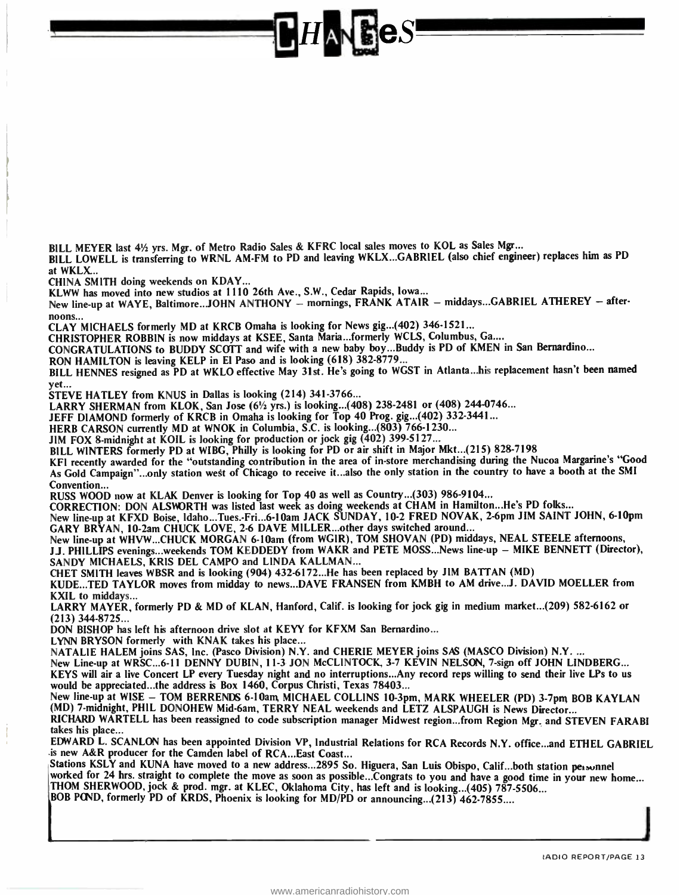# CHANGES

BILL MEYER last 4½ yrs. Mgr. of Metro Radio Sales & KFRC local sales moves to KOL as Sales Mgr...

BILL LOWELL is transferring to WRNL AM-FM to PD and leaving WKLX...GABRIEL (also chief engineer) replaces him as PD at WKLX...

CHINA SMITH doing weekends on KDAY...

KLWW has moved into new studios at 1110 26th Ave., S.W., Cedar Rapids, Iowa...

New line-up at WAYE, Baltimore...JOHN ANTHONY – mornings, FRANK ATAIR – middays...GABRIEL ATHEREY – afternoons...

CLAY MICHAELS formerly MD at KRCB Omaha is looking for News gig...(402) 346-1521...

CHRISTOPHER ROBBIN is now middays at KSEE, Santa Maria...formerly WCLS, Columbus, Ga....

CONGRATULATIONS to BUDDY SCOTT and wife with a new baby boy...Buddy is PD of KMEN in San Bernardino...

RON HAMILTON is leaving KELP in El Paso and is looking (618) 382-8779...

BILL HENNES resigned as PD at WKLO effective May 31st. He's going to WGST in Atlanta...his replacement hasn't been named yet...

STEVE HATLEY from KNUS in Dallas is looking (214) 341-3766...

LARRY SHERMAN from KLOK, San Jose (6½ yrs.) is looking...(408) 238-2481 or (408) 244-0746...

JEFF DIAMOND formerly of KRCB in Omaha is looking for Top 40 Prog. gig...(402) 332-3441...

HERB CARSON currently MD at WNOK in Columbia, S.C. is looking...(803) 766-1230...

JIM FOX 8-midnight at KOIL is looking for production or jock gig (402) 399-5127...

BILL WINTERS formerly PD at WIBG, Philly is looking for PD or air shift in Major Mkt...(215) 828-7198

KFI recently awarded for the "outstanding contribution in the area of in-store merchandising during the Nucoa Margarine's "Good As Gold Campaign"...only station west of Chicago to receive it...also the only station in the country to have a booth at the SMI Convention...

RUSS WOOD now at KLAK Denver is looking for Top 40 as well as Country...(303) 986-9104...

CORRECTION: DON ALSWORTH was listed last week as doing weekends at CHAM in Hamilton...He's PD folks...

New line-up at KFXD Boise, Idaho...Tues.-Fri...6-10am JACK SUNDAY, 10-2 FRED NOVAK, 2-6pm JIM SAINT JOHN, 6-10pm GARY BRYAN, 10-2am CHUCK LOVE, 2-6 DAVE MILLER...other days switched around...

New line-up at WHVW...CHUCK MORGAN 6-10am (from WGIR), TOM SHOVAN (PD) middays, NEAL STEELE afternoons, J.J. PHILLIPS evenings...weekends TOM KEDDEDY from WAKR and PETE MOSS...News line-up – MIKE BENNETT (Director), SANDY MICHAELS, KRIS DEL CAMPO and LINDA KALLMAN...

CHET SMITH leaves WBSR and is looking (904) 432-6172...He has been replaced by JIM BATTAN (MD)

KUDE...TED TAYLOR moves from midday to news...DAVE FRANSEN from KMBH to AM drive...J. DAVID MOELLER from KXIL to middays...

LARRY MAYER, formerly PD & MD of KLAN, Hanford, Calif. is looking for jock gig in medium market...(209) 582-6162 or (213) 344-8725...

DON BISHOP has left his afternoon drive slot at KEYY for KFXM San Bernardino...

LYNN BRYSON formerly with KNAK takes his place...

NATALIE HALEM joins SAS, Inc. (Pasco Division) N.Y. and CHERIE MEYER joins SAS (MASCO Division) N.Y. ...

New Line-up at WRSC...6-11 DENNY DUBIN, 11-3 JON McCLINTOCK, 3-7 KEVIN NELSON, 7-sign off JOHN LINDBERG...

KEYS will air a live Concert LP every Tuesday night and no interruptions...Any record reps willing to send their live LPs to us would be appreciated...the address is Box 1460, Corpus Christi, Texas 78403...

New line-up at WISE – TOM BERRENDS 6-10am, MICHAEL COLLINS 10-3pm, MARK WHEELER (PD) 3-7pm, BOB KAYLAN (MD) 7-midnight, PHIL DONOHEW Mid-6am, TERRY NEAL weekends and LETZ ALSPAUGH is News Director...

RICHARD WARTELL has been reassigned to code subscription manager Midwest region...from Region Mgr. and STEVEN FARABI takes his place...

EDWARD L. SCANLON has been appointed Division VP, Industrial Relations for RCA Records N.Y. office...and ETHEL GABRIEL is new A&R producer for the Camden label of RCA...East Coast...

Stations KSLY and KUNA have moved to a new address...2895 So. Higuera, San Luis Obispo, Calif...both station personnel worked for 24 hrs. straight to complete the move as soon as possible...Congrats to you and have a good time in your new home...

THOM SHERWOOD, jock & prod. mgr. at KLEC, Oklahoma City, has left and is looking...(405) 787-5506...

BOB POND, formerly PD of KRDS, Phoenix is looking for MD/PD or announcing...(213) 462-7855....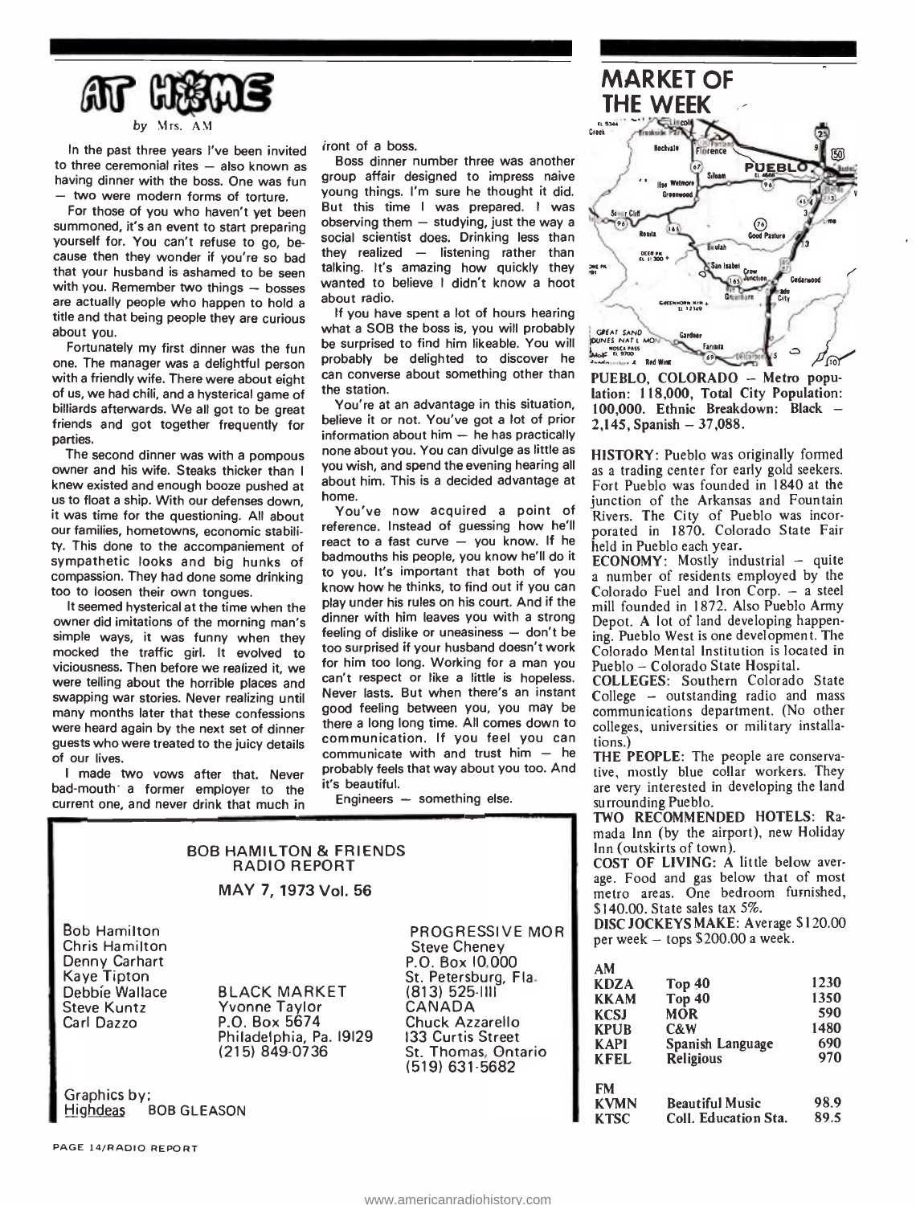# AT HOME

*by Mrs. AM*

In the past three years I've been invited to three ceremonial rites — also known as having dinner with the boss. One was fun — two were modern forms of torture.

For those of you who haven't yet been summoned, it's an event to start preparing yourself for. You can't refuse to go, because then they wonder if you're so bad that your husband is ashamed to be seen with you. Remember two things — bosses are actually people who happen to hold a title and that being people they are curious about you.

Fortunately my first dinner was the fun one. The manager was a delightful person with a friendly wife. There were about eight of us, we had chili, and a hysterical game of billiards afterwards. We all got to be great friends and got together frequently for parties.

The second dinner was with a pompous owner and his wife. Steaks thicker than I knew existed and enough booze pushed at us to float a ship. With our defenses down, it was time for the questioning. All about our families, hometowns, economic stability. This done to the accompaniement of sympathetic looks and big hunks of compassion. They had done some drinking too to loosen their own tongues.

It seemed hysterical at the time when the owner did imitations of the morning man's simple ways, it was funny when they mocked the traffic girl. It evolved to viciousness. Then before we realized it, we were telling about the horrible places and swapping war stories. Never realizing until many months later that these confessions were heard again by the next set of dinner guests who were treated to the juicy details of our lives.

I made two vows after that. Never bad-mouth a former employer to the current one, and never drink that much in front of a boss.

Boss dinner number three was another group affair designed to impress naive young things. I'm sure he thought it did. But this time I was prepared. I was observing them — studying, just the way a social scientist does. Drinking less than they realized — listening rather than talking. It's amazing how quickly they wanted to believe I didn't know a hoot about radio.

If you have spent a lot of hours hearing what a SOB the boss is, you will probably be surprised to find him likeable. You will probably be delighted to discover he can converse about something other than the station.

You're at an advantage in this situation, believe it or not. You've got a lot of prior information about him — he has practically none about you. You can divulge as little as you wish, and spend the evening hearing all about him. This is a decided advantage at home.

You've now acquired a point of reference. Instead of guessing how he'll react to a fast curve — you know. If he badmouths his people, you know he'll do it to you. It's important that both of you know how he thinks, to find out if you can play under his rules on his court. And if the dinner with him leaves you with a strong feeling of dislike or uneasiness — don't be too surprised if your husband doesn't work for him too long. Working for a man you can't respect or like a little is hopeless. Never lasts. But when there's an instant good feeling between you, you may be there a long long time. All comes down to communication. If you feel you can communicate with and trust him — he probably feels that way about you too. And it's beautiful.

Engineers — something else.

# MARKET OF THE WEEK

**PUEBLO, COLORADO** — Metro population: 118,000, Total City Population: 100,000. Ethnic Breakdown: Black — 2,145, Spanish — 37,088.

**HISTORY:** Pueblo was originally formed as a trading center for early gold seekers. Fort Pueblo was founded in 1840 at the junction of the Arkansas and Fountain Rivers. The City of Pueblo was incorporated in 1870. Colorado State Fair held in Pueblo each year.

**ECONOMY:** Mostly industrial — quite a number of residents employed by the Colorado Fuel and Iron Corp. — a steel mill founded in 1872. Also Pueblo Army Depot. A lot of land developing happening. Pueblo West is one development. The Colorado Mental Institution is located in Pueblo — Colorado State Hospital.

**COLLEGES:** Southern Colorado State College — outstanding radio and mass communications department. (No other colleges, universities or military installations.)

**THE PEOPLE:** The people are conservative, mostly blue collar workers. They are very interested in developing the land surrounding Pueblo.

**TWO RECOMMENDED HOTELS:** Ramada Inn (by the airport), new Holiday Inn (outskirts of town).

**COST OF LIVING:** A little below average. Food and gas below that of most metro areas. One bedroom furnished, $140.00. State sales tax 5%.

**DISC JOCKEYS MAKE:** Average $120.00 per week — tops $200.00 a week.

| AM | | |
|---|---|---|
| KDZA | Top 40 | 1230 |
| KKAM | Top 40 | 1350 |
| KCSJ | MOR | 590 |
| KPUB | C&W | 1480 |
| KAPI | Spanish Language | 690 |
| KFEL | Religious | 970 |
| **FM** | | |
| KVMN | Beautiful Music | 98.9 |
| KTSC | Coll. Education Sta. | 89.5 |

---

**BOB HAMILTON & FRIENDS RADIO REPORT**

**MAY 7, 1973 Vol. 56**

Bob Hamilton
Chris Hamilton
Denny Carhart
Kaye Tipton
Debbie Wallace
Steve Kuntz
Carl Dazzo

BLACK MARKET
Yvonne Taylor
P.O. Box 5674
Philadelphia, Pa. 19129
(215) 849-0736

PROGRESSIVE MOR
Steve Cheney
P.O. Box 10,000
St. Petersburg, Fla.
(813) 525-1111

CANADA
Chuck Azzarello
133 Curtis Street
St. Thomas, Ontario
(519) 631-5682

Graphics by:
Highdeas BOB GLEASON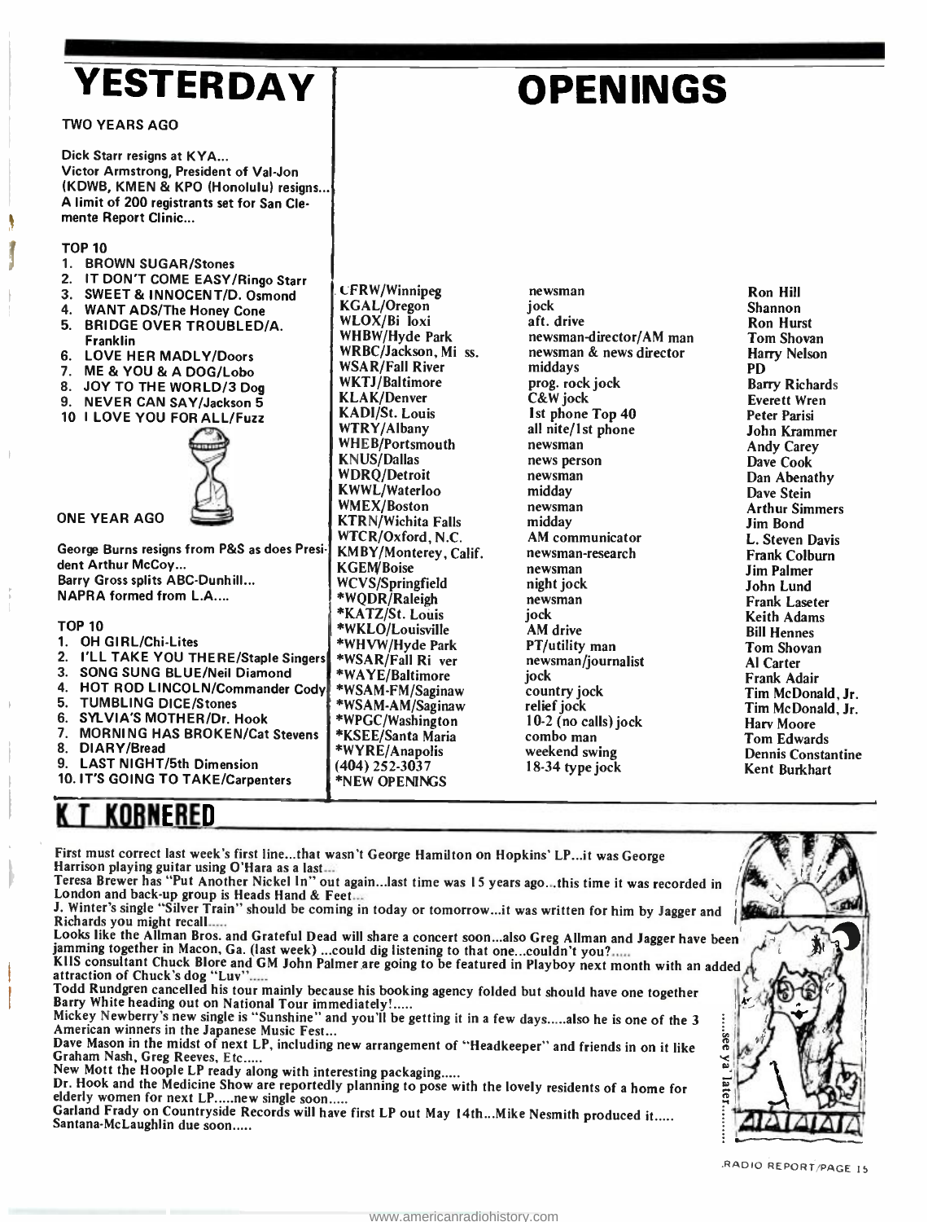# YESTERDAY

TWO YEARS AGO

Dick Starr resigns at KYA...
Victor Armstrong, President of Val-Jon (KDWB, KMEN & KPO (Honolulu) resigns...
A limit of 200 registrants set for San Clemente Report Clinic...

TOP 10

1. BROWN SUGAR/Stones
2. IT DON'T COME EASY/Ringo Starr
3. SWEET & INNOCENT/D. Osmond
4. WANT ADS/The Honey Cone
5. BRIDGE OVER TROUBLED/A. Franklin
6. LOVE HER MADLY/Doors
7. ME & YOU & A DOG/Lobo
8. JOY TO THE WORLD/3 Dog
9. NEVER CAN SAY/Jackson 5
10. I LOVE YOU FOR ALL/Fuzz

ONE YEAR AGO

George Burns resigns from P&S as does President Arthur McCoy...
Barry Gross splits ABC-Dunhill...
NAPRA formed from L.A....

TOP 10

1. OH GIRL/Chi-Lites
2. I'LL TAKE YOU THERE/Staple Singers
3. SONG SUNG BLUE/Neil Diamond
4. HOT ROD LINCOLN/Commander Cody
5. TUMBLING DICE/Stones
6. SYLVIA'S MOTHER/Dr. Hook
7. MORNING HAS BROKEN/Cat Stevens
8. DIARY/Bread
9. LAST NIGHT/5th Dimension
10. IT'S GOING TO TAKE/Carpenters

# OPENINGS

| Station | Opening | Contact |
|---|---|---|
| CFRW/Winnipeg | newsman | Ron Hill |
| KGAL/Oregon | jock | Shannon |
| WLOX/Biloxi | aft. drive | Ron Hurst |
| WHBW/Hyde Park | newsman-director/AM man | Tom Shovan |
| WRBC/Jackson, Miss. | newsman & news director | Harry Nelson |
| WSAR/Fall River | middays | PD |
| WKTJ/Baltimore | prog. rock jock | Barry Richards |
| KLAK/Denver | C&W jock | Everett Wren |
| KADI/St. Louis | 1st phone Top 40 | Peter Parisi |
| WTRY/Albany | all nite/1st phone | John Krammer |
| WHEB/Portsmouth | newsman | Andy Carey |
| KNUS/Dallas | news person | Dave Cook |
| WDRQ/Detroit | newsman | Dan Abenathy |
| KWWL/Waterloo | midday | Dave Stein |
| WMEX/Boston | newsman | Arthur Simmers |
| KTRN/Wichita Falls | midday | Jim Bond |
| WTCR/Oxford, N.C. | AM communicator | L. Steven Davis |
| KMBY/Monterey, Calif. | newsman-research | Frank Colburn |
| KGEM/Boise | newsman | Jim Palmer |
| WCVS/Springfield | night jock | John Lund |
| *WQDR/Raleigh | newsman | Frank Laseter |
| *KATZ/St. Louis | jock | Keith Adams |
| *WKLO/Louisville | AM drive | Bill Hennes |
| *WHVW/Hyde Park | PT/utility man | Tom Shovan |
| *WSAR/Fall River | newsman/journalist | Al Carter |
| *WAYE/Baltimore | jock | Frank Adair |
| *WSAM-FM/Saginaw | country jock | Tim McDonald, Jr. |
| *WSAM-AM/Saginaw | relief jock | Tim McDonald, Jr. |
| *WPGC/Washington | 10-2 (no calls) jock | Harv Moore |
| *KSEE/Santa Maria | combo man | Tom Edwards |
| *WYRE/Anapolis | weekend swing | Dennis Constantine |
| (404) 252-3037 | 18-34 type jock | Kent Burkhart |

*NEW OPENINGS

# K T KORNERED

First must correct last week's first line...that wasn't George Hamilton on Hopkins' LP...it was George Harrison playing guitar using O'Hara as a last...
Teresa Brewer has "Put Another Nickel In" out again...last time was 15 years ago...this time it was recorded in London and back-up group is Heads Hand & Feet...
J. Winter's single "Silver Train" should be coming in today or tomorrow...it was written for him by Jagger and Richards you might recall.....
Looks like the Allman Bros. and Grateful Dead will share a concert soon...also Greg Allman and Jagger have been jamming together in Macon, Ga. (last week) ...could dig listening to that one...couldn't you?.....
KIIS consultant Chuck Blore and GM John Palmer are going to be featured in Playboy next month with an added attraction of Chuck's dog "Luv".....
Todd Rundgren cancelled his tour mainly because his booking agency folded but should have one together
Barry White heading out on National Tour immediately!.....
Mickey Newberry's new single is "Sunshine" and you'll be getting it in a few days.....also he is one of the 3 American winners in the Japanese Music Fest...
Dave Mason in the midst of next LP, including new arrangement of "Headkeeper" and friends in on it like Graham Nash, Greg Reeves, Etc.....
New Mott the Hoople LP ready along with interesting packaging.....
Dr. Hook and the Medicine Show are reportedly planning to pose with the lovely residents of a home for elderly women for next LP.....new single soon.....
Garland Frady on Countryside Records will have first LP out May 14th...Mike Nesmith produced it.....
Santana-McLaughlin due soon.....

.....see ya later..........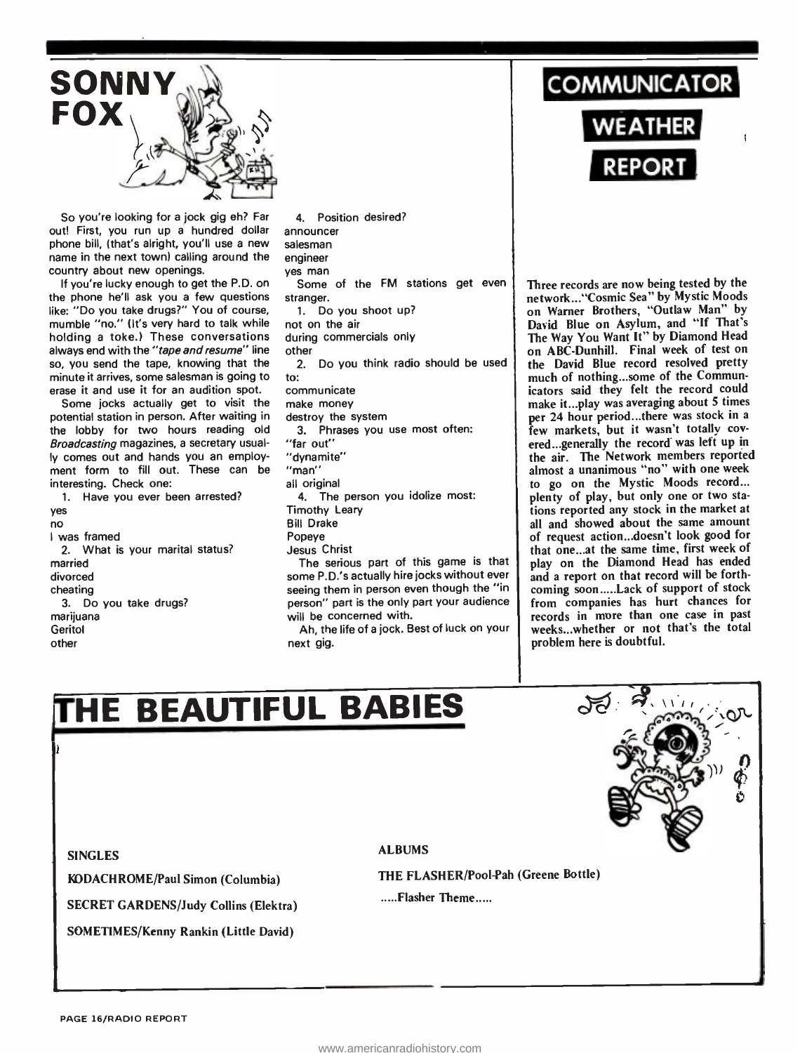## SONNY FOX

So you're looking for a jock gig eh? Far out! First, you run up a hundred dollar phone bill, (that's alright, you'll use a new name in the next town) calling around the country about new openings.

If you're lucky enough to get the P.D. on the phone he'll ask you a few questions like: "Do you take drugs?" You of course, mumble "no." (It's very hard to talk while holding a toke.) These conversations always end with the *"tape and resume"* line so, you send the tape, knowing that the minute it arrives, some salesman is going to erase it and use it for an audition spot.

Some jocks actually get to visit the potential station in person. After waiting in the lobby for two hours reading old *Broadcasting* magazines, a secretary usually comes out and hands you an employment form to fill out. These can be interesting. Check one:

1. Have you ever been arrested?
yes
no
I was framed

2. What is your marital status?
married
divorced
cheating

3. Do you take drugs?
marijuana
Geritol
other

4. Position desired?
announcer
salesman
engineer
yes man

Some of the FM stations get even stranger.

1. Do you shoot up?
not on the air
during commercials only
other

2. Do you think radio should be used to:
communicate
make money
destroy the system

3. Phrases you use most often:
"far out"
"dynamite"
"man"
all original

4. The person you idolize most:
Timothy Leary
Bill Drake
Popeye
Jesus Christ

The serious part of this game is that some P.D.'s actually hire jocks without ever seeing them in person even though the "in person" part is the only part your audience will be concerned with.

Ah, the life of a jock. Best of luck on your next gig.

## COMMUNICATOR WEATHER REPORT

Three records are now being tested by the network..."Cosmic Sea" by Mystic Moods on Warner Brothers, "Outlaw Man" by David Blue on Asylum, and "If That's The Way You Want It" by Diamond Head on ABC-Dunhill. Final week of test on the David Blue record resolved pretty much of nothing...some of the Communicators said they felt the record could make it...play was averaging about 5 times per 24 hour period...there was stock in a few markets, but it wasn't totally covered...generally the record was left up in the air. The Network members reported almost a unanimous "no" with one week to go on the Mystic Moods record... plenty of play, but only one or two stations reported any stock in the market at all and showed about the same amount of request action...doesn't look good for that one...at the same time, first week of play on the Diamond Head has ended and a report on that record will be forthcoming soon.....Lack of support of stock from companies has hurt chances for records in more than one case in past weeks...whether or not that's the total problem here is doubtful.

## THE BEAUTIFUL BABIES

**SINGLES**

**KODACHROME/Paul Simon (Columbia)**

**SECRET GARDENS/Judy Collins (Elektra)**

**SOMETIMES/Kenny Rankin (Little David)**

**ALBUMS**

**THE FLASHER/Pool-Pah (Greene Bottle)**

**.....Flasher Theme.....**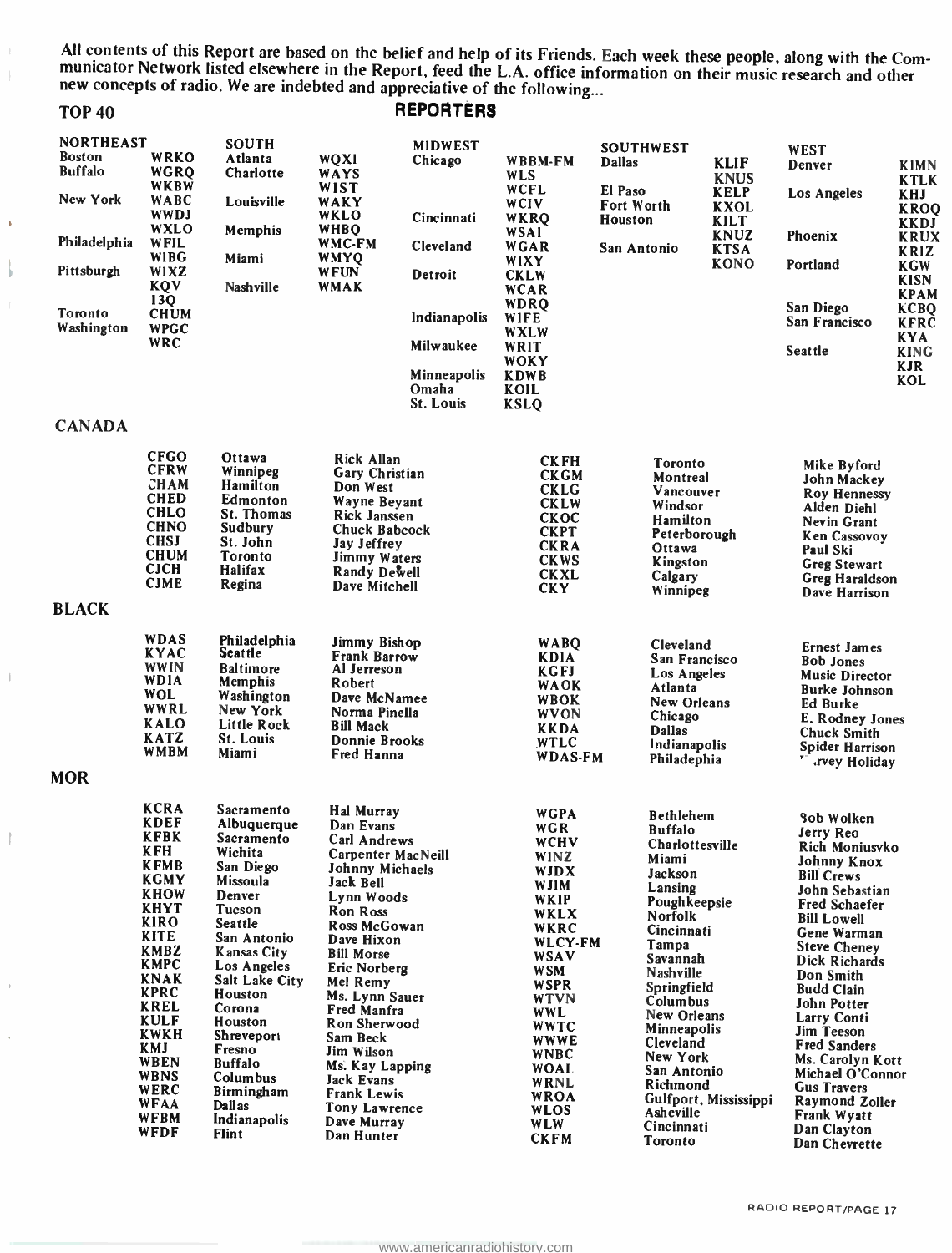All contents of this Report are based on the belief and help of its Friends. Each week these people, along with the Communicator Network listed elsewhere in the Report, feed the L.A. office information on their music research and other new concepts of radio. We are indebted and appreciative of the following...

## REPORTERS

### TOP 40

**NORTHEAST**

| City | Stations |
|---|---|
| Boston | WRKO |
| Buffalo | WGRQ, WKBW |
| New York | WABC, WWDJ, WXLO |
| Philadelphia | WFIL, WIBG |
| Pittsburgh | WIXZ, KQV, 13Q |
| Toronto | CHUM |
| Washington | WPGC, WRC |

**SOUTH**

| City | Stations |
|---|---|
| Atlanta | WQXI |
| Charlotte | WAYS, WIST |
| Louisville | WAKY, WKLO |
| Memphis | WHBQ, WMC-FM |
| Miami | WMYQ, WFUN |
| Nashville | WMAK |

**MIDWEST**

| City | Stations |
|---|---|
| Chicago | WBBM-FM, WLS, WCFL, WCIV |
| Cincinnati | WKRQ, WSAI |
| Cleveland | WGAR, WIXY |
| Detroit | CKLW, WCAR, WDRQ |
| Indianapolis | WIFE, WXLW |
| Milwaukee | WRIT, WOKY |
| Minneapolis | KDWB |
| Omaha | KOIL |
| St. Louis | KSLQ |

**SOUTHWEST**

| City | Stations |
|---|---|
| Dallas | KLIF, KNUS |
| El Paso | KELP |
| Fort Worth | KXOL |
| Houston | KILT, KNUZ |
| San Antonio | KTSA, KONO |

**WEST**

| City | Stations |
|---|---|
| Denver | KIMN, KTLK |
| Los Angeles | KHJ, KROQ, KKDJ |
| Phoenix | KRUX, KRIZ |
| Portland | KGW, KISN, KPAM |
| San Diego | KCBQ |
| San Francisco | KFRC, KYA |
| Seattle | KING, KJR, KOL |

### CANADA

| Station | City | Contact |
|---|---|---|
| CFGO | Ottawa | Rick Allan |
| CFRW | Winnipeg | Gary Christian |
| CHAM | Hamilton | Don West |
| CHED | Edmonton | Wayne Beyant |
| CHLO | St. Thomas | Rick Janssen |
| CHNO | Sudbury | Chuck Babcock |
| CHSJ | St. John | Jay Jeffrey |
| CHUM | Toronto | Jimmy Waters |
| CJCH | Halifax | Randy Dewell |
| CJME | Regina | Dave Mitchell |
| CKFH | Toronto | Mike Byford |
| CKGM | Montreal | John Mackey |
| CKLG | Vancouver | Roy Hennessy |
| CKLW | Windsor | Alden Diehl |
| CKOC | Hamilton | Nevin Grant |
| CKPT | Peterborough | Ken Cassovoy |
| CKRA | Ottawa | Paul Ski |
| CKWS | Kingston | Greg Stewart |
| CKXL | Calgary | Greg Haraldson |
| CKY | Winnipeg | Dave Harrison |

### BLACK

| Station | City | Contact |
|---|---|---|
| WDAS | Philadelphia | Jimmy Bishop |
| KYAC | Seattle | Frank Barrow |
| WWIN | Baltimore | Al Jerreson |
| WDIA | Memphis | Robert |
| WOL | Washington | Dave McNamee |
| WWRL | New York | Norma Pinella |
| KALO | Little Rock | Bill Mack |
| KATZ | St. Louis | Donnie Brooks |
| WMBM | Miami | Fred Hanna |
| WABQ | Cleveland | Ernest James |
| KDIA | San Francisco | Bob Jones |
| KGFJ | Los Angeles | Music Director |
| WAOK | Atlanta | Burke Johnson |
| WBOK | New Orleans | Ed Burke |
| WVON | Chicago | E. Rodney Jones |
| KKDA | Dallas | Chuck Smith |
| WTLC | Indianapolis | Spider Harrison |
| WDAS-FM | Philadephia | Harvey Holiday |

### MOR

| Station | City | Contact |
|---|---|---|
| KCRA | Sacramento | Hal Murray |
| KDEF | Albuquerque | Dan Evans |
| KFBK | Sacramento | Carl Andrews |
| KFH | Wichita | Carpenter MacNeill |
| KFMB | San Diego | Johnny Michaels |
| KGMY | Missoula | Jack Bell |
| KHOW | Denver | Lynn Woods |
| KHYT | Tucson | Ron Ross |
| KIRO | Seattle | Ross McGowan |
| KITE | San Antonio | Dave Hixon |
| KMBZ | Kansas City | Bill Morse |
| KMPC | Los Angeles | Eric Norberg |
| KNAK | Salt Lake City | Mel Remy |
| KPRC | Houston | Ms. Lynn Sauer |
| KREL | Corona | Fred Manfra |
| KULF | Houston | Ron Sherwood |
| KWKH | Shreveport | Sam Beck |
| KMJ | Fresno | Jim Wilson |
| WBEN | Buffalo | Ms. Kay Lapping |
| WBNS | Columbus | Jack Evans |
| WERC | Birmingham | Frank Lewis |
| WFAA | Dallas | Tony Lawrence |
| WFBM | Indianapolis | Dave Murray |
| WFDF | Flint | Dan Hunter |
| WGPA | Bethlehem | Bob Wolken |
| WGR | Buffalo | Jerry Reo |
| WCHV | Charlottesville | Rich Moniusvko |
| WINZ | Miami | Johnny Knox |
| WJDX | Jackson | Bill Crews |
| WJIM | Lansing | John Sebastian |
| WKIP | Poughkeepsie | Fred Schaefer |
| WKLX | Norfolk | Bill Lowell |
| WKRC | Cincinnati | Gene Warman |
| WLCY-FM | Tampa | Steve Cheney |
| WSAV | Savannah | Dick Richards |
| WSM | Nashville | Don Smith |
| WSPR | Springfield | Budd Clain |
| WTVN | Columbus | John Potter |
| WWL | New Orleans | Larry Conti |
| WWTC | Minneapolis | Jim Teeson |
| WWWE | Cleveland | Fred Sanders |
| WNBC | New York | Ms. Carolyn Kott |
| WOAI | San Antonio | Michael O'Connor |
| WRNL | Richmond | Gus Travers |
| WROA | Gulfport, Mississippi | Raymond Zoller |
| WLOS | Asheville | Frank Wyatt |
| WLW | Cincinnati | Dan Clayton |
| CKFM | Toronto | Dan Chevrette |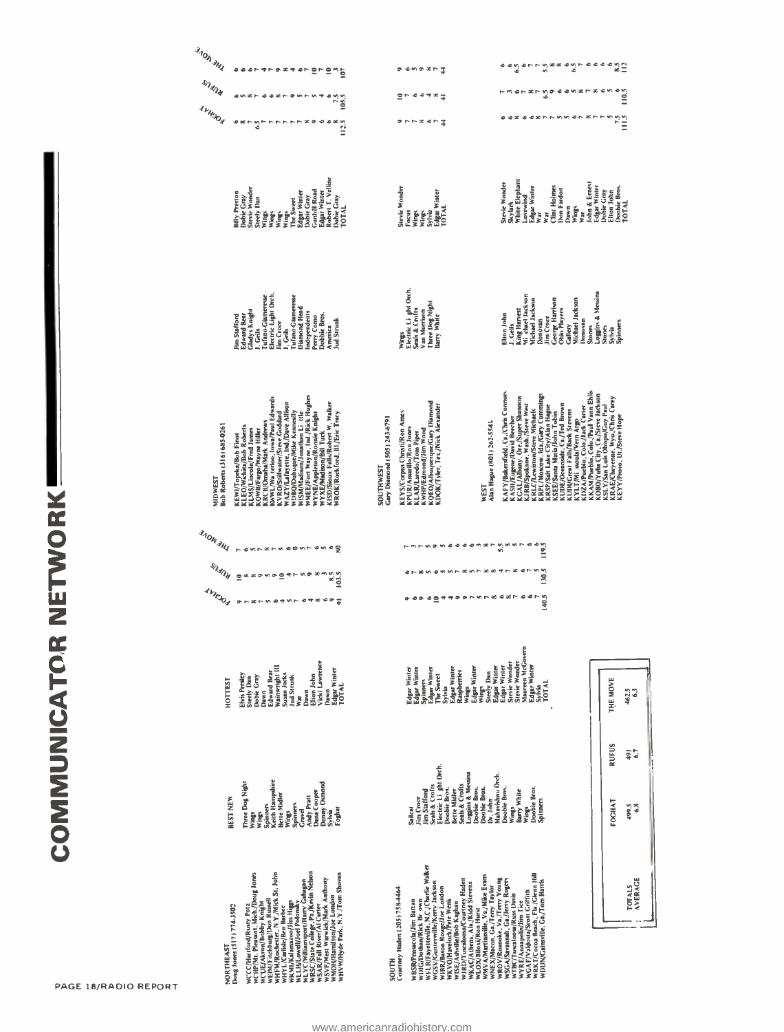# COMMUNICATOR NETWORK

## NORTHEAST
Doug Jones (517) 774-3502

| Station | BEST NEW | HOTTEST | FOGHAT | RUFUS | THE MOVE |
|---|---|---|---|---|---|
| WCCC/Hartford/Rusty Potz | Three Dog Night | Elvis Presley | 9 | 10 | 7 |
| WCHP/Mt. Pleasant, Mich./Doug Jones | Wings | Steely Dan | 7 | 7 | 6 |
| WCUE/Akron/Bobby Knight | Wings | Dobie Gray | 8 | 8 | 5 |
| WEIM/Fitchburg/Don Russell | Spinners | Dawn | 7 | 8 | 7 |
| WHFM/Rochester, N.Y./Mick St. John | Keith Hampshire | Edward Bear | 5 | 5 | 8 |
| WHYL/Carlisle/Ben Barber | Bette Midler | Wainwright III | 6 | 9 | 7 |
| WKMI/Kalamazoo/Jim Higgs | Wings | Susan Jacks | 4 | 10 | 5 |
| WLIR/Lowell/Joel Podonsky | Spinners | Jud Strunk | 4 | 4 | 6 |
| WLYC/Williamsport/Harry Gahagan | Gravel | War | 5 | 7 | 0 |
| WRSC/State College, Pa./Kevin Nelson | Andy Pratt | Dawn | 7 | 5 | 5 |
| WSAR/Fall River/Al Carreri | Dana Cooper | Elton John | 6 | 9 | 7 |
| WSVP/West Warwick/Mark Anthony | Donny Osmond | Vicki Lawrence | 4 | 8 | 6 |
| WMOH/Hamilton/Joe London | Sylvia | Dawn | 8 | 3 | 6 |
| WHVW/Hyde Park, N.Y./Tom Shovan | Foghat | Edgar Winter | 9 | 8.5 | 5 |
| | | TOTAL | 91 | 103.5 | 80 |

## SOUTH
Courtney Haden (205) 758-4464

| Station | BEST NEW | HOTTEST | FOGHAT | RUFUS | THE MOVE |
|---|---|---|---|---|---|
| WBSR/Pensacola/Jim Battan | Sailcat | Edgar Winter | 9 | 6 | 7 |
| WDIG/Dothan/Rick Brown | Jim Croce | Edgar Winter | 6 | 7 | 7 |
| WFLB/Fayetteville, N.C./Charlie Walker | Jim Stafford | Spinners | 9 | 8 | 3 |
| WGRK/Greenville/Kerry Jackson | Seals & Crofts | Edgar Winter | 10 | 8 | 7 |
| WIBR/Baton Rouge/Joe London | Electric Light Orch. | The Sweet | 4 | 5 | 5 |
| WKVO/Havelock/Pete Wenk | Doobie Bros. | Sylvia | 4 | 5 | 9 |
| WISE/Asheville/Bob Kaghan | Bette Midler | Edgar Winter | 9 | 7 | 5 |
| WIRD/Tuscaloosa/Courtney Haden | Seals & Crofts | Raspberries | 9 | 8 | 6 |
| WKAC/Athens, Ala./Kidd Stevens | Loggins & Messina | Wings | 7 | 5 | 6 |
| WLOX/Biloxi/Ron Hurst | Doobie Bros. | Edgar Winter | 5 | 7 | 6 |
| WMVA/Martinsville, Va./Mike Evans | Doobie Bros. | Wings | 7 | 8 | 3 |
| WNEX/Macon, Ga./Terry Taylor | Dr. John | Steely Dan | 8 | 7 | 8 |
| WROV/Roanoke, Va./Terry Young | Mahavishnu Orch. | Edgar Winter | 6 | 8 | 7 |
| WSGA/Savannah, Ga./Jerry Rogers | Doobie Bros. | Edgar Winter | 8 | 4 | 5.5 |
| WTBC/Tuscaloosa/Russ Davis | Wings | Stevie Wonder | 7 | 7 | 5 |
| WYRE/Annapolis/Jim Tice | Barry White | Stevie Wonder | 6 | 8 | 5 |
| WGAF/Valdosta/Scott Griffith | Wings | Maureen McGovern | 7 | 6 | 7 |
| WRKT/Cocoa Beach, Fla./Glenn Hill | Doobie Bros. | Edgar Winter | 6 | 7 | 6 |
| WDUN/Gainesville, Ga./Tom Harris | Spinners | Sylvia | 7 | 5 | 6 |
| | | TOTAL | 140.5 | 130.5 | 119.5 |

## MIDWEST
Bob Roberts (316) 685-0261

| Station | BEST NEW | HOTTEST | FOGHAT | RUFUS | THE MOVE |
|---|---|---|---|---|---|
| KEWI/Topeka/Bob Finot | Jim Stafford | Billy Preston | 6 | 6 | 6 |
| KEDO/Wichita/Bob Roberts | Edward Bear | Dobie Gray | 8 | 5 | 6 |
| KLMS/Lincoln/Fred James | Gladys Knight | Stevie Wonder | 7 | 8 | 7 |
| KQWB/Fargo/Wayne Hiller | J. Geils | Steely Dan | 6.5 | 7 | 4 |
| KRCB/Omaha/Mark Andrews | Tufano-Giammerese | Wings | 7 | 6 | 7 |
| KWWL/Waterloo, Iowa/Paul Edwards | Electric Light Orch. | Wings | 7 | 8 | 9 |
| KVRO/Stillwater/Steve Goddard | Jim Croce | Wings | 7 | 7 | 8 |
| WAZY/Lafayette, Ind./Dave Allison | J. Geils | Wings | 7 | 9 | 4 |
| WDBQ/Dubuque/Mike Kenneally | Tufano-Giammerese | The Sweet | 7 | 7 | 6 |
| WISM/Madison/Jonathan Little | Diamond Head | Edgar Winter | 7 | 5 | 7 |
| WMEE/Fort Wayne, Ind./Rick Hughes | Independents | Dobie Gray | 9 | 5 | 10 |
| WYNE/Appleton/Ronnie Knight | Perry Como | Gunhill Road | 6 | 4 | 7 |
| WYXE/Madison/Bill Tuck | Doobie Bros. | Edgar Winter | 6 | 6 | 10 |
| KISD/Sioux Falls/Robert W. Walker | America | Robert T. Velline | 8 | 7.5 | 3 |
| WROK/Rockford, Ill./Eric Tracy | Jud Strunk | Dobie Gray | | | |
| | | TOTAL | 112.5 | 105.5 | 107 |

## SOUTHWEST
Gary Diamond (505) 243-6791

| Station | BEST NEW | HOTTEST | FOGHAT | RUFUS | THE MOVE |
|---|---|---|---|---|---|
| KEYS/Corpus Christi/Ron Ames | Wings | Stevie Wonder | 9 | 10 | 9 |
| KPUR/Amarillo/Ron Jones | Electric Light Orch. | Focus | 7 | 7 | 6 |
| KLAR/Laredo/Tom Piper | Seals & Crofts | Wings | 7 | 6 | 5 |
| KWHP/Edmond/Jim Wood | Van Morrison | Wings | 8 | 4 | 9 |
| KQEO/Albuquerque/Gary Diamond | Three Dog Night | Sylvia | 6 | 8 | 8 |
| KDOK/Tyler, Tex./Nick Alexander | Barry White | Edgar Winter | 7 | 6 | 7 |
| | | TOTAL | 44 | 41 | 44 |

## WEST
Alan Hague (801) 262-5541

| Station | BEST NEW | HOTTEST | FOGHAT | RUFUS | THE MOVE |
|---|---|---|---|---|---|
| KAFY/Bakersfield, Ca./Chris Connors | Elton John | Stevie Wonder | 6 | 7 | 6 |
| KASH/Eugene/David Beecher | J. Geils | Skylark | 6 | 3 | 6 |
| KCAL/Albany, Ore./Super Shannon | King Harvest | White Elephant | 8 | 6 | 6.5 |
| KJRB/Spokane, Wash./Steve West | Michael Jackson | Lovewind | 6 | 7 | 6 |
| KRLC/Lewiston/Steve Michaels | Michael Jackson | Edgar Winter | 6 | 8 | 7 |
| KRPL/Moscow, Ida./Gary Cummings | Donovan | War | 8 | 7 | 7 |
| KRSP/Salt Lake City/Alan Hague | Jim Croce | War | 7 | 6.5 | 5.5 |
| KSEE/Santa Maria/John Tobin | George Harrison | Clint Holmes | 5 | 9 | 8 |
| KUDE/Oceanside, Ca./Ted Brown | Ohio Players | Don Fardon | 5 | 6 | 8 |
| KUDI/Great Falls/Jack Stevens | Gallery | Dawn | 6 | 6 | 6.5 |
| KYLT/Missoula/Vern Argo | Michael Jackson | Wings | 7 | 8 | 7 |
| KDZA/Pueblo, Colo./Jack Carter | Donovan | War | 8 | 7 | 6 |
| KKAM/Pueblo, Colo./Paul Vann Ehlis | Stones | John & Ernest | 7 | 8 | 6 |
| KOBO/Yuba City, Ca./Steve Jackson | Loggins & Messina | Edgar Winter | 7 | 6 | 6 |
| KSLY/San Luis Obispo/Guy Paul | Stones | Dobie Gray | 7 | 5 | 6 |
| KRAE/Cheyenne, Wyo./Chris Carey | Sylvia | Elton John | 6 | 6 | 8.5 |
| KEYY/Provo, Ut./Steve Hope | Spinners | Doobie Bros. | 7.5 | 5 | |
| | | TOTAL | 111.5 | 110.5 | 112 |

| | FOGHAT | RUFUS | THE MOVE |
|---|---|---|---|
| TOTALS | 499.5 | 491 | 462.5 |
| AVERAGE | 6.8 | 6.7 | 6.3 |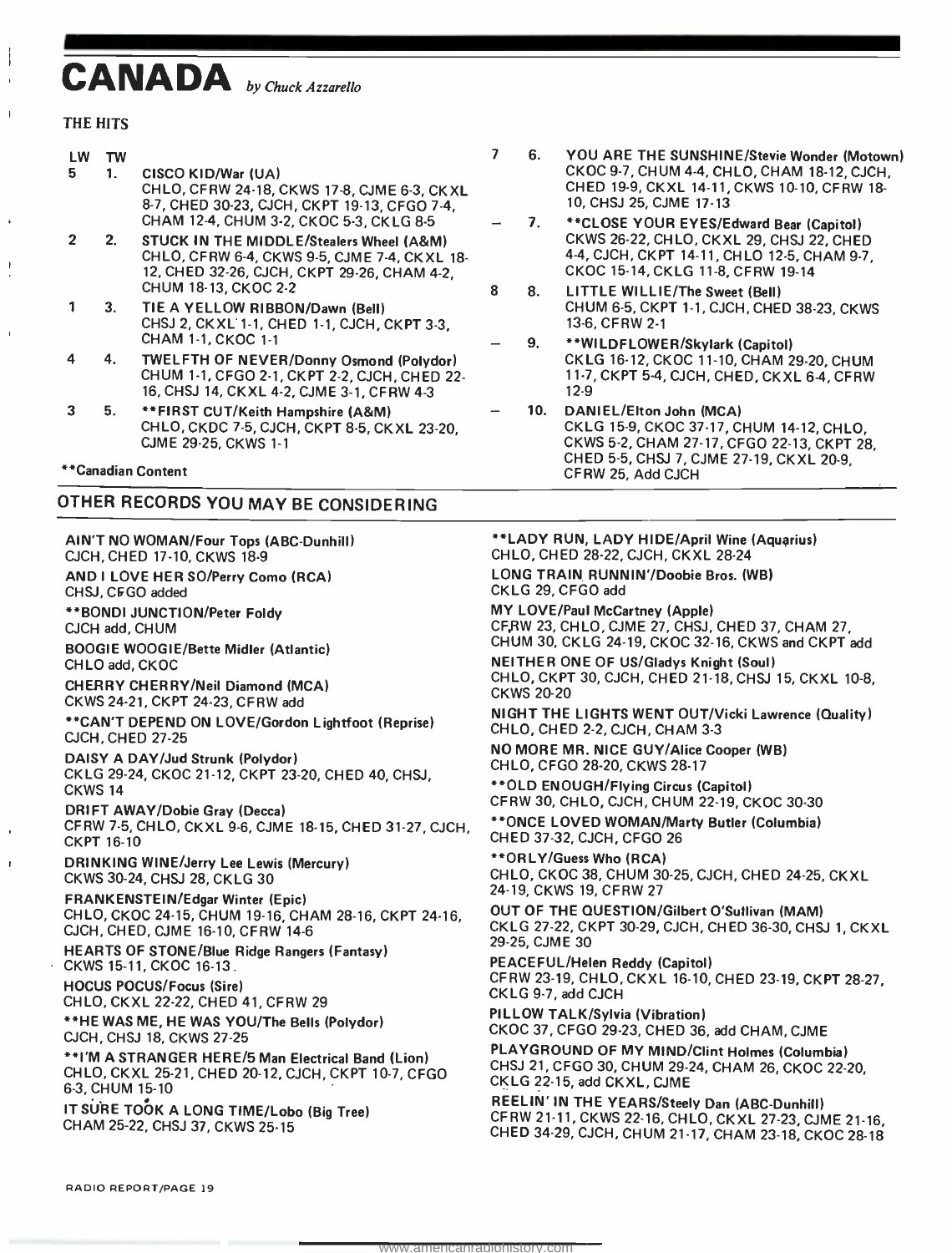# CANADA *by Chuck Azzarello*

### THE HITS

| LW | TW | |
|---|---|---|
| 5 | 1. | CISCO KID/War (UA) CHLO, CFRW 24-18, CKWS 17-8, CJME 6-3, CKXL 8-7, CHED 30-23, CJCH, CKPT 19-13, CFGO 7-4, CHAM 12-4, CHUM 3-2, CKOC 5-3, CKLG 8-5 |
| 2 | 2. | STUCK IN THE MIDDLE/Stealers Wheel (A&M) CHLO, CFRW 6-4, CKWS 9-5, CJME 7-4, CKXL 18-12, CHED 32-26, CJCH, CKPT 29-26, CHAM 4-2, CHUM 18-13, CKOC 2-2 |
| 1 | 3. | TIE A YELLOW RIBBON/Dawn (Bell) CHSJ 2, CKXL 1-1, CHED 1-1, CJCH, CKPT 3-3, CHAM 1-1, CKOC 1-1 |
| 4 | 4. | TWELFTH OF NEVER/Donny Osmond (Polydor) CHUM 1-1, CFGO 2-1, CKPT 2-2, CJCH, CHED 22-16, CHSJ 14, CKXL 4-2, CJME 3-1, CFRW 4-3 |
| 3 | 5. | **FIRST CUT/Keith Hampshire (A&M) CHLO, CKDC 7-5, CJCH, CKPT 8-5, CKXL 23-20, CJME 29-25, CKWS 1-1 |
| 7 | 6. | YOU ARE THE SUNSHINE/Stevie Wonder (Motown) CKOC 9-7, CHUM 4-4, CHLO, CHAM 18-12, CJCH, CHED 19-9, CKXL 14-11, CKWS 10-10, CFRW 18-10, CHSJ 25, CJME 17-13 |
| – | 7. | **CLOSE YOUR EYES/Edward Bear (Capitol) CKWS 26-22, CHLO, CKXL 29, CHSJ 22, CHED 4-4, CJCH, CKPT 14-11, CHLO 12-5, CHAM 9-7, CKOC 15-14, CKLG 11-8, CFRW 19-14 |
| 8 | 8. | LITTLE WILLIE/The Sweet (Bell) CHUM 6-5, CKPT 1-1, CJCH, CHED 38-23, CKWS 13-6, CFRW 2-1 |
| – | 9. | **WILDFLOWER/Skylark (Capitol) CKLG 16-12, CKOC 11-10, CHAM 29-20, CHUM 11-7, CKPT 5-4, CJCH, CHED, CKXL 6-4, CFRW 12-9 |
| – | 10. | DANIEL/Elton John (MCA) CKLG 15-9, CKOC 37-17, CHUM 14-12, CHLO, CKWS 5-2, CHAM 27-17, CFGO 22-13, CKPT 28, CHED 5-5, CHSJ 7, CJME 27-19, CKXL 20-9, CFRW 25, Add CJCH |

**Canadian Content

### OTHER RECORDS YOU MAY BE CONSIDERING

AIN'T NO WOMAN/Four Tops (ABC-Dunhill)
CJCH, CHED 17-10, CKWS 18-9

AND I LOVE HER SO/Perry Como (RCA)
CHSJ, CFGO added

**BONDI JUNCTION/Peter Foldy
CJCH add, CHUM

BOOGIE WOOGIE/Bette Midler (Atlantic)
CHLO add, CKOC

CHERRY CHERRY/Neil Diamond (MCA)
CKWS 24-21, CKPT 24-23, CFRW add

**CAN'T DEPEND ON LOVE/Gordon Lightfoot (Reprise)
CJCH, CHED 27-25

DAISY A DAY/Jud Strunk (Polydor)
CKLG 29-24, CKOC 21-12, CKPT 23-20, CHED 40, CHSJ, CKWS 14

DRIFT AWAY/Dobie Gray (Decca)
CFRW 7-5, CHLO, CKXL 9-6, CJME 18-15, CHED 31-27, CJCH, CKPT 16-10

DRINKING WINE/Jerry Lee Lewis (Mercury)
CKWS 30-24, CHSJ 28, CKLG 30

FRANKENSTEIN/Edgar Winter (Epic)
CHLO, CKOC 24-15, CHUM 19-16, CHAM 28-16, CKPT 24-16, CJCH, CHED, CJME 16-10, CFRW 14-6

HEARTS OF STONE/Blue Ridge Rangers (Fantasy)
CKWS 15-11, CKOC 16-13

HOCUS POCUS/Focus (Sire)
CHLO, CKXL 22-22, CHED 41, CFRW 29

**HE WAS ME, HE WAS YOU/The Bells (Polydor)
CJCH, CHSJ 18, CKWS 27-25

**I'M A STRANGER HERE/5 Man Electrical Band (Lion)
CHLO, CKXL 25-21, CHED 20-12, CJCH, CKPT 10-7, CFGO 6-3, CHUM 15-10

IT SURE TOOK A LONG TIME/Lobo (Big Tree)
CHAM 25-22, CHSJ 37, CKWS 25-15

**LADY RUN, LADY HIDE/April Wine (Aquarius)
CHLO, CHED 28-22, CJCH, CKXL 28-24

LONG TRAIN RUNNIN'/Doobie Bros. (WB)
CKLG 29, CFGO add

MY LOVE/Paul McCartney (Apple)
CFRW 23, CHLO, CJME 27, CHSJ, CHED 37, CHAM 27, CHUM 30, CKLG 24-19, CKOC 32-16, CKWS and CKPT add

NEITHER ONE OF US/Gladys Knight (Soul)
CHLO, CKPT 30, CJCH, CHED 21-18, CHSJ 15, CKXL 10-8, CKWS 20-20

NIGHT THE LIGHTS WENT OUT/Vicki Lawrence (Quality)
CHLO, CHED 2-2, CJCH, CHAM 3-3

NO MORE MR. NICE GUY/Alice Cooper (WB)
CHLO, CFGO 28-20, CKWS 28-17

**OLD ENOUGH/Flying Circus (Capitol)
CFRW 30, CHLO, CJCH, CHUM 22-19, CKOC 30-30

**ONCE LOVED WOMAN/Marty Butler (Columbia)
CHED 37-32, CJCH, CFGO 26

**ORLY/Guess Who (RCA)
CHLO, CKOC 38, CHUM 30-25, CJCH, CHED 24-25, CKXL 24-19, CKWS 19, CFRW 27

OUT OF THE QUESTION/Gilbert O'Sullivan (MAM)
CKLG 27-22, CKPT 30-29, CJCH, CHED 36-30, CHSJ 1, CKXL 29-25, CJME 30

PEACEFUL/Helen Reddy (Capitol)
CFRW 23-19, CHLO, CKXL 16-10, CHED 23-19, CKPT 28-27, CKLG 9-7, add CJCH

PILLOW TALK/Sylvia (Vibration)
CKOC 37, CFGO 29-23, CHED 36, add CHAM, CJME

PLAYGROUND OF MY MIND/Clint Holmes (Columbia)
CHSJ 21, CFGO 30, CHUM 29-24, CHAM 26, CKOC 22-20, CKLG 22-15, add CKXL, CJME

REELIN' IN THE YEARS/Steely Dan (ABC-Dunhill)
CFRW 21-11, CKWS 22-16, CHLO, CKXL 27-23, CJME 21-16, CHED 34-29, CJCH, CHUM 21-17, CHAM 23-18, CKOC 28-18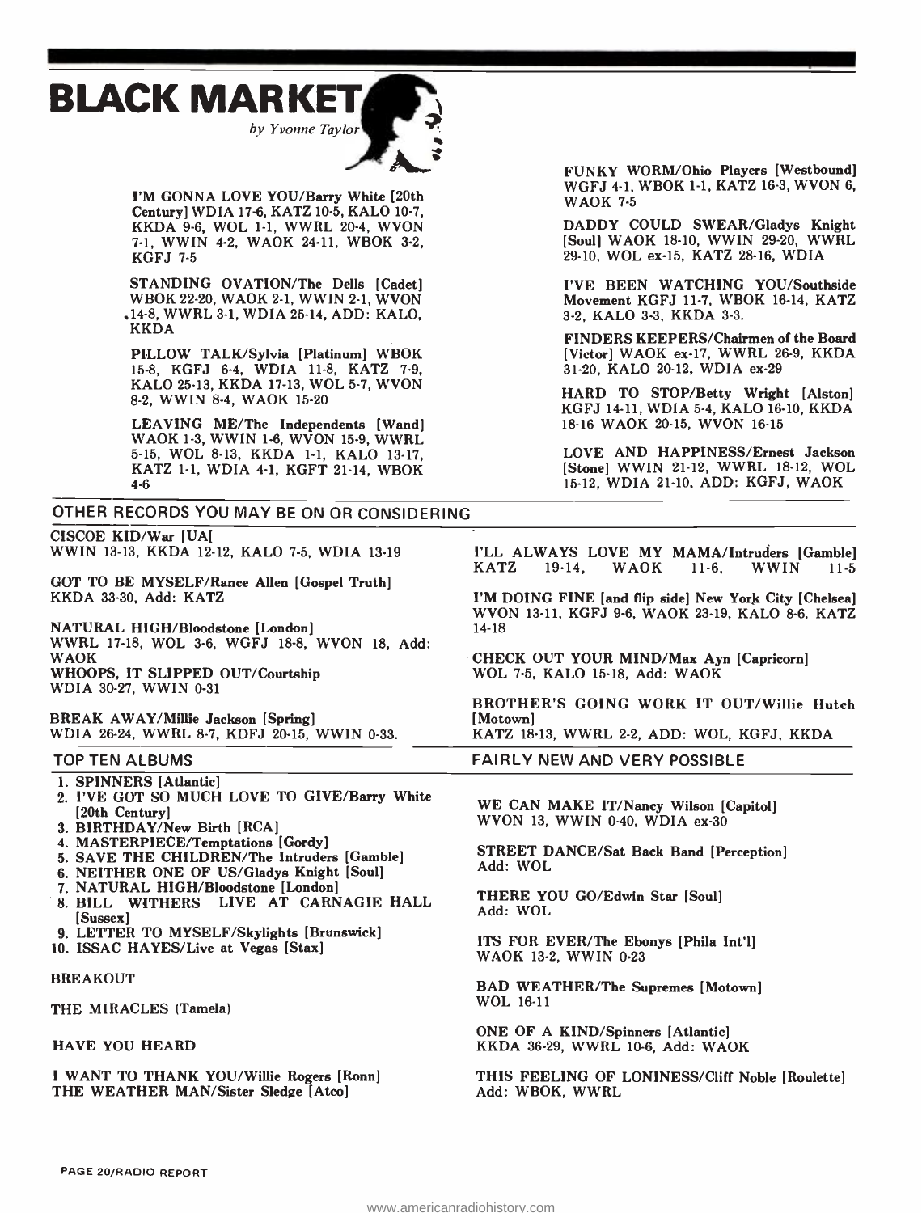# BLACK MARKET

*by Yvonne Taylor*

**I'M GONNA LOVE YOU/Barry White [20th Century]** WDIA 17-6, KATZ 10-5, KALO 10-7, KKDA 9-6, WOL 1-1, WWRL 20-4, WVON 7-1, WWIN 4-2, WAOK 24-11, WBOK 3-2, KGFJ 7-5

**STANDING OVATION/The Dells [Cadet]** WBOK 22-20, WAOK 2-1, WWIN 2-1, WVON 14-8, WWRL 3-1, WDIA 25-14, ADD: KALO, KKDA

**PILLOW TALK/Sylvia [Platinum]** WBOK 15-8, KGFJ 6-4, WDIA 11-8, KATZ 7-9, KALO 25-13, KKDA 17-13, WOL 5-7, WVON 8-2, WWIN 8-4, WAOK 15-20

**LEAVING ME/The Independents [Wand]** WAOK 1-3, WWIN 1-6, WVON 15-9, WWRL 5-15, WOL 8-13, KKDA 1-1, KALO 13-17, KATZ 1-1, WDIA 4-1, KGFT 21-14, WBOK 4-6

**FUNKY WORM/Ohio Players [Westbound]** WGFJ 4-1, WBOK 1-1, KATZ 16-3, WVON 6, WAOK 7-5

**DADDY COULD SWEAR/Gladys Knight [Soul]** WAOK 18-10, WWIN 29-20, WWRL 29-10, WOL ex-15, KATZ 28-16, WDIA

**I'VE BEEN WATCHING YOU/Southside Movement** KGFJ 11-7, WBOK 16-14, KATZ 3-2, KALO 3-3, KKDA 3-3.

**FINDERS KEEPERS/Chairmen of the Board [Victor]** WAOK ex-17, WWRL 26-9, KKDA 31-20, KALO 20-12, WDIA ex-29

**HARD TO STOP/Betty Wright [Alston]** KGFJ 14-11, WDIA 5-4, KALO 16-10, KKDA 18-16 WAOK 20-15, WVON 16-15

**LOVE AND HAPPINESS/Ernest Jackson [Stone]** WWIN 21-12, WWRL 18-12, WOL 15-12, WDIA 21-10, ADD: KGFJ, WAOK

## OTHER RECORDS YOU MAY BE ON OR CONSIDERING

**CISCOE KID/War [UA[**
WWIN 13-13, KKDA 12-12, KALO 7-5, WDIA 13-19

**GOT TO BE MYSELF/Rance Allen [Gospel Truth]**
KKDA 33-30, Add: KATZ

**NATURAL HIGH/Bloodstone [London]**
WWRL 17-18, WOL 3-6, WGFJ 18-8, WVON 18, Add: WAOK

**WHOOPS, IT SLIPPED OUT/Courtship**
WDIA 30-27, WWIN 0-31

**BREAK AWAY/Millie Jackson [Spring]**
WDIA 26-24, WWRL 8-7, KDFJ 20-15, WWIN 0-33.

**I'LL ALWAYS LOVE MY MAMA/Intruders [Gamble]**
KATZ 19-14, WAOK 11-6, WWIN 11-5

**I'M DOING FINE [and flip side] New York City [Chelsea]**
WVON 13-11, KGFJ 9-6, WAOK 23-19, KALO 8-6, KATZ 14-18

**CHECK OUT YOUR MIND/Max Ayn [Capricorn]**
WOL 7-5, KALO 15-18, Add: WAOK

**BROTHER'S GOING WORK IT OUT/Willie Hutch [Motown]**
KATZ 18-13, WWRL 2-2, ADD: WOL, KGFJ, KKDA

## TOP TEN ALBUMS

1. SPINNERS [Atlantic]
2. I'VE GOT SO MUCH LOVE TO GIVE/Barry White [20th Century]
3. BIRTHDAY/New Birth [RCA]
4. MASTERPIECE/Temptations [Gordy]
5. SAVE THE CHILDREN/The Intruders [Gamble]
6. NEITHER ONE OF US/Gladys Knight [Soul]
7. NATURAL HIGH/Bloodstone [London]
8. BILL WITHERS LIVE AT CARNAGIE HALL [Sussex]
9. LETTER TO MYSELF/Skylights [Brunswick]
10. ISSAC HAYES/Live at Vegas [Stax]

### BREAKOUT

THE MIRACLES (Tamela)

### HAVE YOU HEARD

I WANT TO THANK YOU/Willie Rogers [Ronn]
THE WEATHER MAN/Sister Sledge [Atco]

## FAIRLY NEW AND VERY POSSIBLE

**WE CAN MAKE IT/Nancy Wilson [Capitol]**
WVON 13, WWIN 0-40, WDIA ex-30

**STREET DANCE/Sat Back Band [Perception]**
Add: WOL

**THERE YOU GO/Edwin Star [Soul]**
Add: WOL

**ITS FOR EVER/The Ebonys [Phila Int'l]**
WAOK 13-2, WWIN 0-23

**BAD WEATHER/The Supremes [Motown]**
WOL 16-11

**ONE OF A KIND/Spinners [Atlantic]**
KKDA 36-29, WWRL 10-6, Add: WAOK

**THIS FEELING OF LONINESS/Cliff Noble [Roulette]**
Add: WBOK, WWRL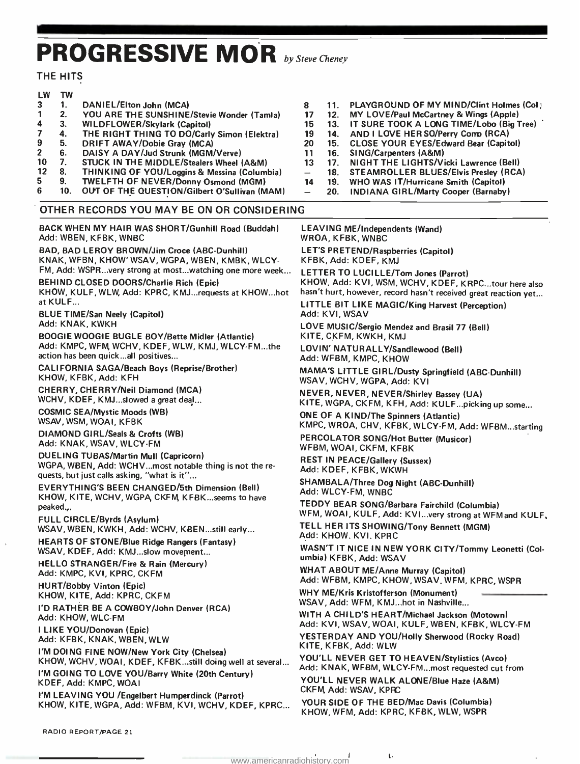# PROGRESSIVE MOR *by Steve Cheney*

## THE HITS

| LW | TW | |
|---|---|---|
| 3 | 1. | DANIEL/Elton John (MCA) |
| 1 | 2. | YOU ARE THE SUNSHINE/Stevie Wonder (Tamla) |
| 4 | 3. | WILDFLOWER/Skylark (Capitol) |
| 7 | 4. | THE RIGHT THING TO DO/Carly Simon (Elektra) |
| 9 | 5. | DRIFT AWAY/Dobie Gray (MCA) |
| 2 | 6. | DAISY A DAY/Jud Strunk (MGM/Verve) |
| 10 | 7. | STUCK IN THE MIDDLE/Stealers Wheel (A&M) |
| 12 | 8. | THINKING OF YOU/Loggins & Messina (Columbia) |
| 5 | 9. | TWELFTH OF NEVER/Donny Osmond (MGM) |
| 6 | 10. | OUT OF THE QUESTION/Gilbert O'Sullivan (MAM) |
| 8 | 11. | PLAYGROUND OF MY MIND/Clint Holmes (Col) |
| 17 | 12. | MY LOVE/Paul McCartney & Wings (Apple) |
| 15 | 13. | IT SURE TOOK A LONG TIME/Lobo (Big Tree) |
| 19 | 14. | AND I LOVE HER SO/Perry Como (RCA) |
| 20 | 15. | CLOSE YOUR EYES/Edward Bear (Capitol) |
| 11 | 16. | SING/Carpenters (A&M) |
| 13 | 17. | NIGHT THE LIGHTS/Vicki Lawrence (Bell) |
| — | 18. | STEAMROLLER BLUES/Elvis Presley (RCA) |
| 14 | 19. | WHO WAS IT/Hurricane Smith (Capitol) |
| — | 20. | INDIANA GIRL/Marty Cooper (Barnaby) |

## OTHER RECORDS YOU MAY BE ON OR CONSIDERING

**BACK WHEN MY HAIR WAS SHORT/Gunhill Road (Buddah)**
Add: WBEN, KFBK, WNBC

**BAD, BAD LEROY BROWN/Jim Croce (ABC-Dunhill)**
KNAK, WFBN, KHOW' WSAV, WGPA, WBEN, KMBK, WLCY-FM, Add: WSPR...very strong at most...watching one more week...

**BEHIND CLOSED DOORS/Charlie Rich (Epic)**
KHOW, KULF, WLW, Add: KPRC, KMJ...requests at KHOW...hot at KULF...

**BLUE TIME/San Neely (Capitol)**
Add: KNAK, KWKH

**BOOGIE WOOGIE BUGLE BOY/Bette Midler (Atlantic)**
Add: KMPC, WFM, WCHV, KDEF, WLW, KMJ, WLCY-FM...the action has been quick...all positives...

**CALIFORNIA SAGA/Beach Boys (Reprise/Brother)**
KHOW, KFBK, Add: KFH

**CHERRY, CHERRY/Neil Diamond (MCA)**
WCHV, KDEF, KMJ...slowed a great deal...

**COSMIC SEA/Mystic Moods (WB)**
WSAV, WSM, WOAI, KFBK

**DIAMOND GIRL/Seals & Crofts (WB)**
Add: KNAK, WSAV, WLCY-FM

**DUELING TUBAS/Martin Mull (Capricorn)**
WGPA, WBEN, Add: WCHV...most notable thing is not the requests, but just calls asking, "what is it"...

**EVERYTHING'S BEEN CHANGED/5th Dimension (Bell)**
KHOW, KITE, WCHV, WGPA, CKFM, KFBK...seems to have peaked...

**FULL CIRCLE/Byrds (Asylum)**
WSAV, WBEN, KWKH, Add: WCHV, KBEN...still early...

**HEARTS OF STONE/Blue Ridge Rangers (Fantasy)**
WSAV, KDEF, Add: KMJ...slow movement...

**HELLO STRANGER/Fire & Rain (Mercury)**
Add: KMPC, KVI, KPRC, CKFM

**HURT/Bobby Vinton (Epic)**
KHOW, KITE, Add: KPRC, CKFM

**I'D RATHER BE A COWBOY/John Denver (RCA)**
Add: KHOW, WLC-FM

**I LIKE YOU/Donovan (Epic)**
Add: KFBK, KNAK, WBEN, WLW

**I'M DOING FINE NOW/New York City (Chelsea)**
KHOW, WCHV, WOAI, KDEF, KFBK...still doing well at several...

**I'M GOING TO LOVE YOU/Barry White (20th Century)**
KDEF, Add: KMPC, WOAI

**I'M LEAVING YOU /Engelbert Humperdinck (Parrot)**
KHOW, KITE, WGPA, Add: WFBM, KVI, WCHV, KDEF, KPRC...

**LEAVING ME/Independents (Wand)**
WROA, KFBK, WNBC

**LET'S PRETEND/Raspberries (Capitol)**
KFBK, Add: KDEF, KMJ

**LETTER TO LUCILLE/Tom Jones (Parrot)**
KHOW, Add: KVI, WSM, WCHV, KDEF, KRPC...tour here also hasn't hurt, however, record hasn't received great reaction yet...

**LITTLE BIT LIKE MAGIC/King Harvest (Perception)**
Add: KVI, WSAV

**LOVE MUSIC/Sergio Mendez and Brasil 77 (Bell)**
KITE, CKFM, KWKH, KMJ

**LOVIN' NATURALLY/Sandlewood (Bell)**
Add: WFBM, KMPC, KHOW

**MAMA'S LITTLE GIRL/Dusty Springfield (ABC-Dunhill)**
WSAV, WCHV, WGPA, Add: KVI

**NEVER, NEVER, NEVER/Shirley Bassey (UA)**
KITE, WGPA, CKFM, KFH, Add: KULF...picking up some...

**ONE OF A KIND/The Spinners (Atlantic)**
KMPC, WROA, CHV, KFBK, WLCY-FM, Add: WFBM...starting

**PERCOLATOR SONG/Hot Butter (Musicor)**
WFBM, WOAI, CKFM, KFBK

**REST IN PEACE/Gallery (Sussex)**
Add: KDEF, KFBK, WKWH

**SHAMBALA/Three Dog Night (ABC-Dunhill)**
Add: WLCY-FM, WNBC

**TEDDY BEAR SONG/Barbara Fairchild (Columbia)**
WFM, WOAI, KULF, Add: KVI...very strong at WFM and KULF.

**TELL HER ITS SHOWING/Tony Bennett (MGM)**
Add: KHOW. KVI. KPRC

**WASN'T IT NICE IN NEW YORK CITY/Tommy Leonetti (Columbia)** KFBK, Add: WSAV

**WHAT ABOUT ME/Anne Murray (Capitol)**
Add: WFBM, KMPC, KHOW, WSAV. WFM, KPRC, WSPR

**WHY ME/Kris Kristofferson (Monument)**
WSAV, Add: WFM, KMJ...hot in Nashville...

**WITH A CHILD'S HEART/Michael Jackson (Motown)**
Add: KVI, WSAV, WOAI, KULF, WBEN, KFBK, WLCY-FM

**YESTERDAY AND YOU/Holly Sherwood (Rocky Road)**
KITE, KFBK, Add: WLW

**YOU'LL NEVER GET TO HEAVEN/Stylistics (Avco)**
Add: KNAK, WFBM, WLCY-FM...most requested cut from

**YOU'LL NEVER WALK ALONE/Blue Haze (A&M)**
CKFM, Add: WSAV, KPRC

**YOUR SIDE OF THE BED/Mac Davis (Columbia)**
KHOW, WFM, Add: KPRC, KFBK, WLW, WSPR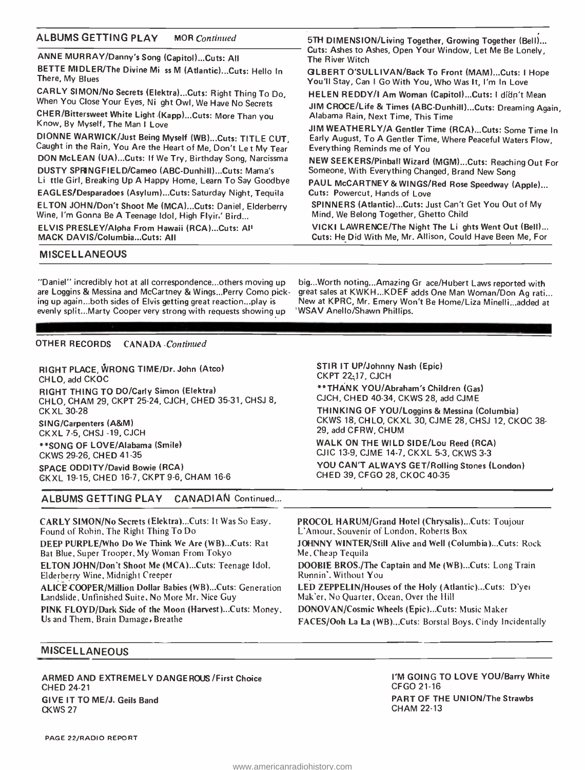## ALBUMS GETTING PLAY *MOR Continued*

ANNE MURRAY/Danny's Song (Capitol)...Cuts: All

BETTE MIDLER/The Divine Mi ss M (Atlantic)...Cuts: Hello In There, My Blues

CARLY SIMON/No Secrets (Elektra)...Cuts: Right Thing To Do, When You Close Your Eyes, Ni ght Owl, We Have No Secrets

CHER/Bittersweet White Light (Kapp)...Cuts: More Than you Know, By Myself, The Man I Love

DIONNE WARWICK/Just Being Myself (WB)...Cuts: TITLE CUT, Caught in the Rain, You Are the Heart of Me, Don't Le t My Tear

DON McLEAN (UA)...Cuts: If We Try, Birthday Song, Narcissma

DUSTY SPRINGFIELD/Cameo (ABC-Dunhill)...Cuts: Mama's Li ttle Girl, Breaking Up A Happy Home, Learn To Say Goodbye

EAGLES/Desparadoes (Asylum)...Cuts: Saturday Night, Tequila

ELTON JOHN/Don't Shoot Me (MCA)...Cuts: Daniel, Elderberry Wine, I'm Gonna Be A Teenage Idol, High Flyin' Bird...

ELVIS PRESLEY/Alpha From Hawaii (RCA)...Cuts: All

MACK DAVIS/Columbia...Cuts: All

5TH DIMENSION/Living Together, Growing Together (Bell)... Cuts: Ashes to Ashes, Open Your Window, Let Me Be Lonely, The River Witch

GILBERT O'SULLIVAN/Back To Front (MAM)...Cuts: I Hope You'll Stay, Can I Go With You, Who Was It, I'm In Love

HELEN REDDY/I Am Woman (Capitol)...Cuts: I didn't Mean

JIM CROCE/Life & Times (ABC-Dunhill)...Cuts: Dreaming Again, Alabama Rain, Next Time, This Time

JIM WEATHERLY/A Gentler Time (RCA)...Cuts: Some Time In Early August, To A Gentler Time, Where Peaceful Waters Flow, Everything Reminds me of You

NEW SEEKERS/Pinball Wizard (MGM)...Cuts: Reaching Out For Someone, With Everything Changed, Brand New Song

PAUL McCARTNEY & WINGS/Red Rose Speedway (Apple)... Cuts: Powercut, Hands of Love

SPINNERS (Atlantic)...Cuts: Just Can't Get You Out of My Mind, We Belong Together, Ghetto Child

VICKI LAWRENCE/The Night The Li ghts Went Out (Bell)... Cuts: He Did With Me, Mr. Allison, Could Have Been Me, For

## MISCELLANEOUS

"Daniel" incredibly hot at all correspondence...others moving up are Loggins & Messina and McCartney & Wings...Perry Como picking up again...both sides of Elvis getting great reaction...play is evenly split...Marty Cooper very strong with requests showing up big...Worth noting...Amazing Gr ace/Hubert Laws reported with great sales at KWKH...KDEF adds One Man Woman/Don Ag rati... New at KPRC, Mr. Emery Won't Be Home/Liza Minelli...added at WSAV Anello/Shawn Phillips.

## OTHER RECORDS *CANADA Continued*

RIGHT PLACE, WRONG TIME/Dr. John (Atco)
CHLO, add CKOC

RIGHT THING TO DO/Carly Simon (Elektra)
CHLO, CHAM 29, CKPT 25-24, CJCH, CHED 35-31, CHSJ 8, CKXL 30-28

SING/Carpenters (A&M)
CKXL 7-5, CHSJ -19, CJCH

**SONG OF LOVE/Alabama (Smile)
CKWS 29-26, CHED 41-35

SPACE ODDITY/David Bowie (RCA)
CKXL 19-15, CHED 16-7, CKPT 9-6, CHAM 16-6

STIR IT UP/Johnny Nash (Epic)
CKPT 22-17, CJCH

**THANK YOU/Abraham's Children (Gas)
CJCH, CHED 40-34, CKWS 28, add CJME

THINKING OF YOU/Loggins & Messina (Columbia)
CKWS 18, CHLO, CKXL 30, CJME 28, CHSJ 12, CKOC 38-29, add CFRW, CHUM

WALK ON THE WILD SIDE/Lou Reed (RCA)
CJIC 13-9, CJME 14-7, CKXL 5-3, CKWS 3-3

YOU CAN'T ALWAYS GET/Rolling Stones (London)
CHED 39, CFGO 28, CKOC 40-35

## ALBUMS GETTING PLAY CANADIAN Continued...

CARLY SIMON/No Secrets (Elektra)...Cuts: It Was So Easy, Found of Robin, The Right Thing To Do

DEEP PURPLE/Who Do We Think We Are (WB)...Cuts: Rat Bat Blue, Super Trooper, My Woman From Tokyo

ELTON JOHN/Don't Shoot Me (MCA)...Cuts: Teenage Idol, Elderberry Wine, Midnight Creeper

ALICE COOPER/Million Dollar Babies (WB)...Cuts: Generation Landslide, Unfinished Suite, No More Mr. Nice Guy

PINK FLOYD/Dark Side of the Moon (Harvest)...Cuts: Money, Us and Them, Brain Damage, Breathe

PROCOL HARUM/Grand Hotel (Chrysalis)...Cuts: Toujour L'Amour, Souvenir of London, Roberts Box

JOHNNY WINTER/Still Alive and Well (Columbia)...Cuts: Rock Me, Cheap Tequila

DOOBIE BROS./The Captain and Me (WB)...Cuts: Long Train Runnin', Without You

LED ZEPPELIN/Houses of the Holy (Atlantic)...Cuts: D'yer Mak'er, No Quarter, Ocean, Over the Hill

DONOVAN/Cosmic Wheels (Epic)...Cuts: Music Maker

FACES/Ooh La La (WB)...Cuts: Borstal Boys, Cindy Incidentally

## MISCELLANEOUS

ARMED AND EXTREMELY DANGEROUS/First Choice
CHED 24-21

GIVE IT TO ME/J. Geils Band
CKWS 27

I'M GOING TO LOVE YOU/Barry White
CFGO 21-16

PART OF THE UNION/The Strawbs
CHAM 22-13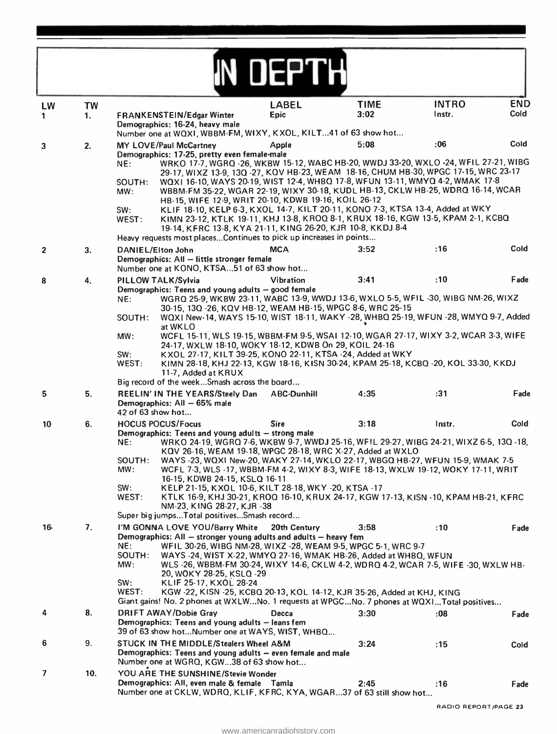# IN DEPTH

| LW | TW | | LABEL | TIME | INTRO | END |
|---|---|---|---|---|---|---|
| 1 | 1. | FRANKENSTEIN/Edgar Winter | Epic | 3:02 | Instr. | Cold |
| 3 | 2. | MY LOVE/Paul McCartney | Apple | 5:08 | :06 | Cold |
| 2 | 3. | DANIEL/Elton John | MCA | 3:52 | :16 | Cold |
| 8 | 4. | PILLOW TALK/Sylvia | Vibration | 3:41 | :10 | Fade |
| 5 | 5. | REELIN' IN THE YEARS/Steely Dan | ABC-Dunhill | 4:35 | :31 | Fade |
| 10 | 6. | HOCUS POCUS/Focus | Sire | 3:18 | Instr. | Cold |
| 16 | 7. | I'M GONNA LOVE YOU/Barry White | 20th Century | 3:58 | :10 | Fade |
| 4 | 8. | DRIFT AWAY/Dobie Gray | Decca | 3:30 | :08 | Fade |
| 6 | 9. | STUCK IN THE MIDDLE/Stealers Wheel | A&M | 3:24 | :15 | Cold |
| 7 | 10. | YOU ARE THE SUNSHINE/Stevie Wonder | Tamla | 2:45 | :16 | Fade |

**1. FRANKENSTEIN/Edgar Winter**
Demographics: 16-24, heavy male
Number one at WQXI, WBBM-FM, WIXY, KXOL, KILT...41 of 63 show hot...

**2. MY LOVE/Paul McCartney**
Demographics: 17-25, pretty even female-male
NE: WRKO 17-7, WGRQ -26, WKBW 15-12, WABC HB-20, WWDJ 33-20, WXLO -24, WFIL 27-21, WIBG 29-17, WIXZ 13-9, 13Q -27, KQV HB-23, WEAM 18-16, CHUM HB-30, WPGC 17-15, WRC 23-17
SOUTH: WQXI 16-10, WAYS 20-19, WIST 12-4, WHBQ 17-8, WFUN 13-11, WMYQ 4-2, WMAK 17-8
MW: WBBM-FM 35-22, WGAR 22-19, WIXY 30-18, KUDL HB-13, CKLW HB-25, WDRQ 16-14, WCAR HB-15, WIFE 12-9, WRIT 20-10, KDWB 19-16, KOIL 26-12
SW: KLIF 18-10, KELP 6-3, KXOL 14-7, KILT 20-11, KONO 7-3, KTSA 13-4, Added at WKY
WEST: KIMN 23-12, KTLK 19-11, KHJ 13-8, KROQ 8-1, KRUX 18-16, KGW 13-5, KPAM 2-1, KCBQ 19-14, KFRC 13-8, KYA 21-11, KING 26-20, KJR 10-8, KKDJ 8-4
Heavy requests most places...Continues to pick up increases in points...

**3. DANIEL/Elton John**
Demographics: All — little stronger female
Number one at KONO, KTSA...51 of 63 show hot...

**4. PILLOW TALK/Sylvia**
Demographics: Teens and young adults — good female
NE: WGRQ 25-9, WKBW 23-11, WABC 13-9, WWDJ 13-6, WXLO 5-5, WFIL -30, WIBG NM-26, WIXZ 30-15, 13Q -26, KQV HB-12, WEAM HB-15, WPGC 8-6, WRC 25-15
SOUTH: WQXI New-14, WAYS 15-10, WIST 18-11, WAKY -28, WHBQ 25-19, WFUN -28, WMYQ 9-7, Added at WKLO
MW: WCFL 15-11, WLS 19-15, WBBM-FM 9-5, WSAI 12-10, WGAR 27-17, WIXY 3-2, WCAR 3-3, WIFE 24-17, WXLW 18-10, WOKY 18-12, KDWB On 29, KOIL 24-16
SW: KXOL 27-17, KILT 39-25, KONO 22-11, KTSA -24, Added at WKY
WEST: KIMN 28-18, KHJ 22-13, KGW 18-16, KISN 30-24, KPAM 25-18, KCBQ -20, KOL 33-30, KKDJ 11-7, Added at KRUX
Big record of the week...Smash across the board...

**5. REELIN' IN THE YEARS/Steely Dan**
Demographics: All — 65% male
42 of 63 show hot...

**6. HOCUS POCUS/Focus**
Demographics: Teens and young adults — strong male
NE: WRKO 24-19, WGRQ 7-6, WKBW 9-7, WWDJ 25-16, WFIL 29-27, WIBG 24-21, WIXZ 6-5, 13Q -18, KQV 26-16, WEAM 19-18, WPGC 28-18, WRC X-27, Added at WXLO
SOUTH: WAYS -23, WQXI New-20, WAKY 27-14, WKLO 22-17, WBGQ HB-27, WFUN 15-9, WMAK 7-5
MW: WCFL 7-3, WLS -17, WBBM-FM 4-2, WIXY 8-3, WIFE 18-13, WXLW 19-12, WOKY 17-11, WRIT 16-15, KDWB 24-15, KSLQ 16-11
SW: KELP 21-15, KXOL 10-6, KILT 28-18, WKY -20, KTSA -17
WEST: KTLK 16-9, KHJ 30-21, KROQ 16-10, KRUX 24-17, KGW 17-13, KISN -10, KPAM HB-21, KFRC NM-23, KING 28-27, KJR -38
Super big jumps...Total positives...Smash record...

**7. I'M GONNA LOVE YOU/Barry White**
Demographics: All — stronger young adults and adults — heavy fem
NE: WFIL 30-26, WIBG NM-28, WIXZ -28, WEAM 9-5, WPGC 5-1, WRC 9-7
SOUTH: WAYS -24, WIST X-22, WMYQ 27-16, WMAK HB-26, Added at WHBQ, WFUN
MW: WLS -26, WBBM-FM 30-24, WIXY 14-6, CKLW 4-2, WDRQ 4-2, WCAR 7-5, WIFE -30, WXLW HB-20, WOKY 28-25, KSLQ -29
SW: KLIF 25-17, KXOL 28-24
WEST: KGW -22, KISN -25, KCBQ 20-13, KOL 14-12, KJR 35-26, Added at KHJ, KING
Giant gains! No. 2 phones at WXLW...No. 1 requests at WPGC...No. 7 phones at WQXI...Total positives...

**8. DRIFT AWAY/Dobie Gray**
Demographics: Teens and young adults — leans fem
39 of 63 show hot...Number one at WAYS, WIST, WHBQ...

**9. STUCK IN THE MIDDLE/Stealers Wheel**
Demographics: Teens and young adults — even female and male
Number one at WGRQ, KGW...38 of 63 show hot...

**10. YOU ARE THE SUNSHINE/Stevie Wonder**
Demographics: All, even male & female
Number one at CKLW, WDRQ, KLIF, KFRC, KYA, WGAR...37 of 63 still show hot...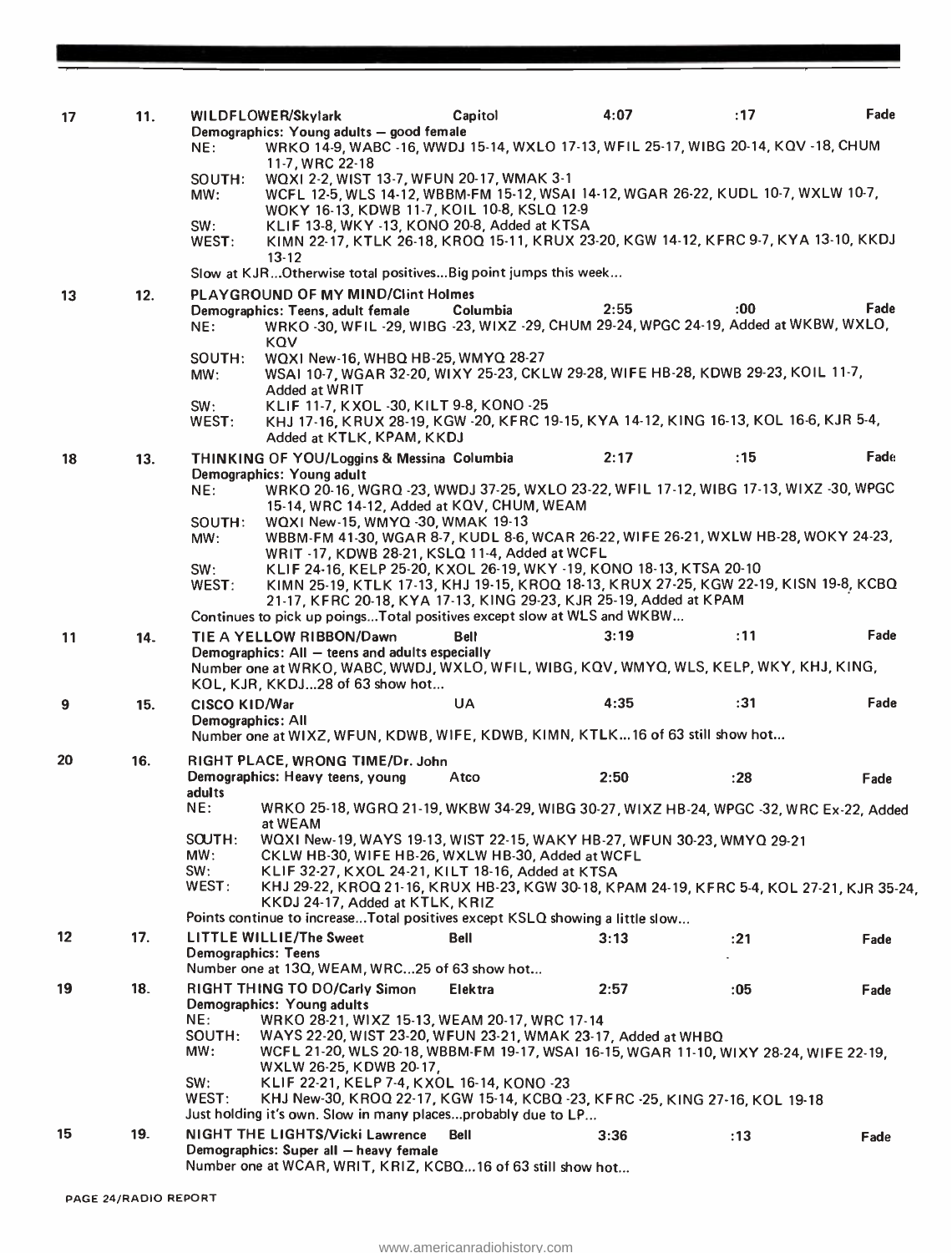**17 — 11. WILDFLOWER/Skylark** — Capitol — 4:07 — :17 — Fade

Demographics: Young adults — good female

- NE: WRKO 14-9, WABC -16, WWDJ 15-14, WXLO 17-13, WFIL 25-17, WIBG 20-14, KQV -18, CHUM 11-7, WRC 22-18
- SOUTH: WQXI 2-2, WIST 13-7, WFUN 20-17, WMAK 3-1
- MW: WCFL 12-5, WLS 14-12, WBBM-FM 15-12, WSAI 14-12, WGAR 26-22, KUDL 10-7, WXLW 10-7, WOKY 16-13, KDWB 11-7, KOIL 10-8, KSLQ 12-9
- SW: KLIF 13-8, WKY -13, KONO 20-8, Added at KTSA
- WEST: KIMN 22-17, KTLK 26-18, KROQ 15-11, KRUX 23-20, KGW 14-12, KFRC 9-7, KYA 13-10, KKDJ 13-12

Slow at KJR...Otherwise total positives...Big point jumps this week...

**13 — 12. PLAYGROUND OF MY MIND/Clint Holmes** — Columbia — 2:55 — :00 — Fade

Demographics: Teens, adult female

- NE: WRKO -30, WFIL -29, WIBG -23, WIXZ -29, CHUM 29-24, WPGC 24-19, Added at WKBW, WXLO, KQV
- SOUTH: WQXI New-16, WHBQ HB-25, WMYQ 28-27
- MW: WSAI 10-7, WGAR 32-20, WIXY 25-23, CKLW 29-28, WIFE HB-28, KDWB 29-23, KOIL 11-7, Added at WRIT
- SW: KLIF 11-7, KXOL -30, KILT 9-8, KONO -25
- WEST: KHJ 17-16, KRUX 28-19, KGW -20, KFRC 19-15, KYA 14-12, KING 16-13, KOL 16-6, KJR 5-4, Added at KTLK, KPAM, KKDJ

**18 — 13. THINKING OF YOU/Loggins & Messina** — Columbia — 2:17 — :15 — Fade

Demographics: Young adult

- NE: WRKO 20-16, WGRQ -23, WWDJ 37-25, WXLO 23-22, WFIL 17-12, WIBG 17-13, WIXZ -30, WPGC 15-14, WRC 14-12, Added at KQV, CHUM, WEAM
- SOUTH: WQXI New-15, WMYQ -30, WMAK 19-13
- MW: WBBM-FM 41-30, WGAR 8-7, KUDL 8-6, WCAR 26-22, WIFE 26-21, WXLW HB-28, WOKY 24-23, WRIT -17, KDWB 28-21, KSLQ 11-4, Added at WCFL
- SW: KLIF 24-16, KELP 25-20, KXOL 26-19, WKY -19, KONO 18-13, KTSA 20-10
- WEST: KIMN 25-19, KTLK 17-13, KHJ 19-15, KROQ 18-13, KRUX 27-25, KGW 22-19, KISN 19-8, KCBQ 21-17, KFRC 20-18, KYA 17-13, KING 29-23, KJR 25-19, Added at KPAM

Continues to pick up poings...Total positives except slow at WLS and WKBW...

**11 — 14. TIE A YELLOW RIBBON/Dawn** — Bell — 3:19 — :11 — Fade

Demographics: All — teens and adults especially

Number one at WRKO, WABC, WWDJ, WXLO, WFIL, WIBG, KQV, WMYQ, WLS, KELP, WKY, KHJ, KING, KOL, KJR, KKDJ...28 of 63 show hot...

**9 — 15. CISCO KID/War** — UA — 4:35 — :31 — Fade

Demographics: All

Number one at WIXZ, WFUN, KDWB, WIFE, KDWB, KIMN, KTLK...16 of 63 still show hot...

**20 — 16. RIGHT PLACE, WRONG TIME/Dr. John** — Atco — 2:50 — :28 — Fade

Demographics: Heavy teens, young adults

- NE: WRKO 25-18, WGRQ 21-19, WKBW 34-29, WIBG 30-27, WIXZ HB-24, WPGC -32, WRC Ex-22, Added at WEAM
- SOUTH: WQXI New-19, WAYS 19-13, WIST 22-15, WAKY HB-27, WFUN 30-23, WMYQ 29-21
- MW: CKLW HB-30, WIFE HB-26, WXLW HB-30, Added at WCFL
- SW: KLIF 32-27, KXOL 24-21, KILT 18-16, Added at KTSA
- WEST: KHJ 29-22, KROQ 21-16, KRUX HB-23, KGW 30-18, KPAM 24-19, KFRC 5-4, KOL 27-21, KJR 35-24, KKDJ 24-17, Added at KTLK, KRIZ

Points continue to increase...Total positives except KSLQ showing a little slow...

**12 — 17. LITTLE WILLIE/The Sweet** — Bell — 3:13 — :21 — Fade

Demographics: Teens

Number one at 13Q, WEAM, WRC...25 of 63 show hot...

**19 — 18. RIGHT THING TO DO/Carly Simon** — Elektra — 2:57 — :05 — Fade

Demographics: Young adults

- NE: WRKO 28-21, WIXZ 15-13, WEAM 20-17, WRC 17-14
- SOUTH: WAYS 22-20, WIST 23-20, WFUN 23-21, WMAK 23-17, Added at WHBQ
- MW: WCFL 21-20, WLS 20-18, WBBM-FM 19-17, WSAI 16-15, WGAR 11-10, WIXY 28-24, WIFE 22-19, WXLW 26-25, KDWB 20-17,
- SW: KLIF 22-21, KELP 7-4, KXOL 16-14, KONO -23
- WEST: KHJ New-30, KROQ 22-17, KGW 15-14, KCBQ -23, KFRC -25, KING 27-16, KOL 19-18

Just holding it's own. Slow in many places...probably due to LP...

**15 — 19. NIGHT THE LIGHTS/Vicki Lawrence** — Bell — 3:36 — :13 — Fade

Demographics: Super all — heavy female

Number one at WCAR, WRIT, KRIZ, KCBQ...16 of 63 still show hot...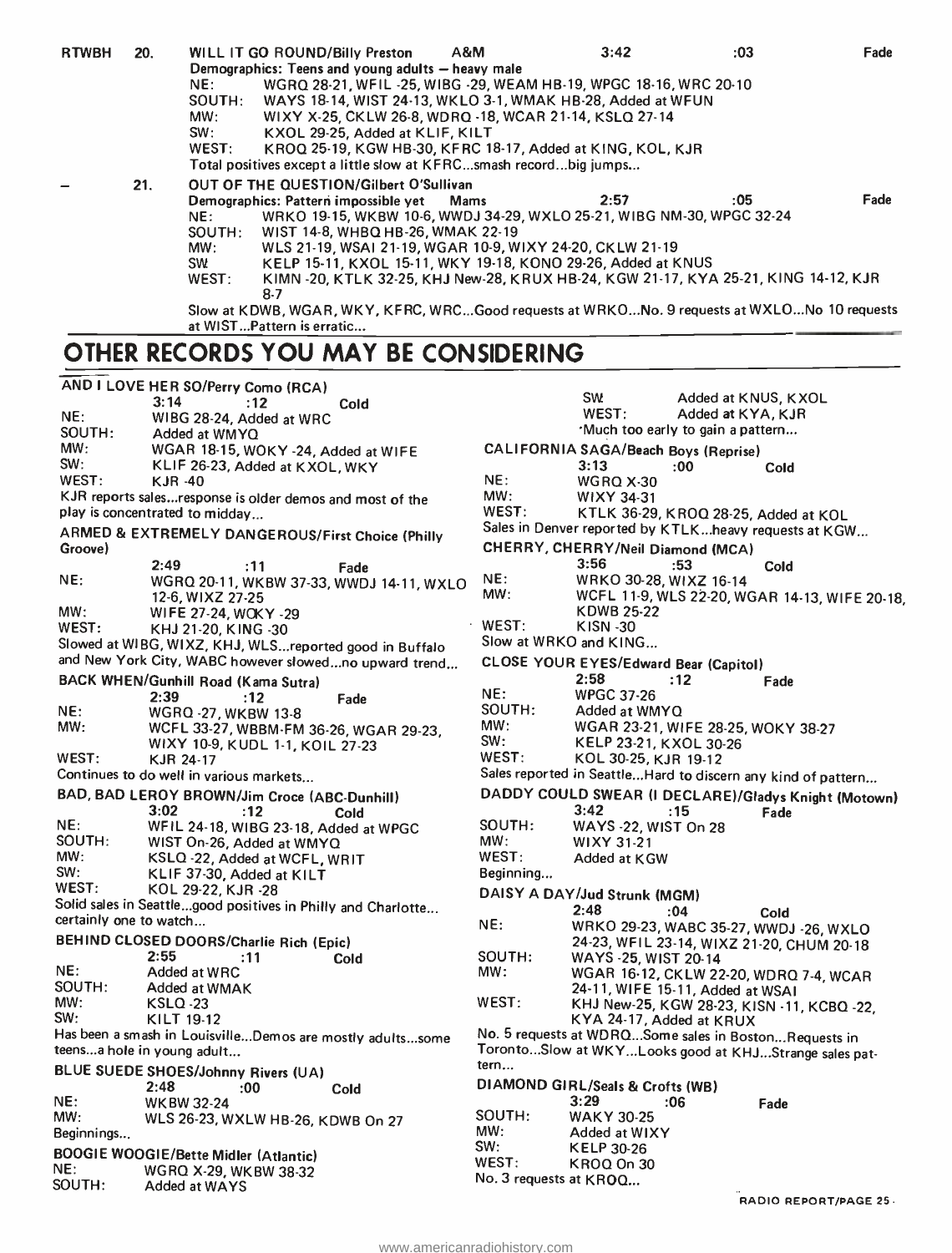RTWBH **20.** **WILL IT GO ROUND/Billy Preston** A&M 3:42 :03 Fade

Demographics: Teens and young adults – heavy male

NE: WGRQ 28-21, WFIL -25, WIBG -29, WEAM HB-19, WPGC 18-16, WRC 20-10
SOUTH: WAYS 18-14, WIST 24-13, WKLO 3-1, WMAK HB-28, Added at WFUN
MW: WIXY X-25, CKLW 26-8, WDRQ -18, WCAR 21-14, KSLQ 27-14
SW: KXOL 29-25, Added at KLIF, KILT
WEST: KROQ 25-19, KGW HB-30, KFRC 18-17, Added at KING, KOL, KJR

Total positives except a little slow at KFRC...smash record...big jumps...

– **21.** **OUT OF THE QUESTION/Gilbert O'Sullivan**

Demographics: Pattern impossible yet Mams 2:57 :05 Fade

NE: WRKO 19-15, WKBW 10-6, WWDJ 34-29, WXLO 25-21, WIBG NM-30, WPGC 32-24
SOUTH: WIST 14-8, WHBQ HB-26, WMAK 22-19
MW: WLS 21-19, WSAI 21-19, WGAR 10-9, WIXY 24-20, CKLW 21-19
SW: KELP 15-11, KXOL 15-11, WKY 19-18, KONO 29-26, Added at KNUS
WEST: KIMN -20, KTLK 32-25, KHJ New-28, KRUX HB-24, KGW 21-17, KYA 25-21, KING 14-12, KJR 8-7

Slow at KDWB, WGAR, WKY, KFRC, WRC...Good requests at WRKO...No. 9 requests at WXLO...No 10 requests at WIST...Pattern is erratic...

## OTHER RECORDS YOU MAY BE CONSIDERING

**AND I LOVE HER SO/Perry Como (RCA)**
3:14 :12 Cold
NE: WIBG 28-24, Added at WRC
SOUTH: Added at WMYQ
MW: WGAR 18-15, WOKY -24, Added at WIFE
SW: KLIF 26-23, Added at KXOL, WKY
WEST: KJR -40
KJR reports sales...response is older demos and most of the play is concentrated to midday...

**ARMED & EXTREMELY DANGEROUS/First Choice (Philly Groove)**
2:49 :11 Fade
NE: WGRQ 20-11, WKBW 37-33, WWDJ 14-11, WXLO 12-6, WIXZ 27-25
MW: WIFE 27-24, WOKY -29
WEST: KHJ 21-20, KING -30
Slowed at WIBG, WIXZ, KHJ, WLS...reported good in Buffalo and New York City, WABC however slowed...no upward trend...

**BACK WHEN/Gunhill Road (Kama Sutra)**
2:39 :12 Fade
NE: WGRQ -27, WKBW 13-8
MW: WCFL 33-27, WBBM-FM 36-26, WGAR 29-23, WIXY 10-9, KUDL 1-1, KOIL 27-23
WEST: KJR 24-17
Continues to do well in various markets...

**BAD, BAD LEROY BROWN/Jim Croce (ABC-Dunhill)**
3:02 :12 Cold
NE: WFIL 24-18, WIBG 23-18, Added at WPGC
SOUTH: WIST On-26, Added at WMYQ
MW: KSLQ -22, Added at WCFL, WRIT
SW: KLIF 37-30, Added at KILT
WEST: KOL 29-22, KJR -28
Solid sales in Seattle...good positives in Philly and Charlotte... certainly one to watch...

**BEHIND CLOSED DOORS/Charlie Rich (Epic)**
2:55 :11 Cold
NE: Added at WRC
SOUTH: Added at WMAK
MW: KSLQ -23
SW: KILT 19-12
Has been a smash in Louisville...Demos are mostly adults...some teens...a hole in young adult...

**BLUE SUEDE SHOES/Johnny Rivers (UA)**
2:48 :00 Cold
NE: WKBW 32-24
MW: WLS 26-23, WXLW HB-26, KDWB On 27
Beginnings...

**BOOGIE WOOGIE/Bette Midler (Atlantic)**
NE: WGRQ X-29, WKBW 38-32
SOUTH: Added at WAYS
SW: Added at KNUS, KXOL
WEST: Added at KYA, KJR
Much too early to gain a pattern...

**CALIFORNIA SAGA/Beach Boys (Reprise)**
3:13 :00 Cold
NE: WGRQ X-30
MW: WIXY 34-31
WEST: KTLK 36-29, KROQ 28-25, Added at KOL
Sales in Denver reported by KTLK...heavy requests at KGW...

**CHERRY, CHERRY/Neil Diamond (MCA)**
3:56 :53 Cold
NE: WRKO 30-28, WIXZ 16-14
MW: WCFL 11-9, WLS 22-20, WGAR 14-13, WIFE 20-18, KDWB 25-22
WEST: KISN -30
Slow at WRKO and KING...

**CLOSE YOUR EYES/Edward Bear (Capitol)**
2:58 :12 Fade
NE: WPGC 37-26
SOUTH: Added at WMYQ
MW: WGAR 23-21, WIFE 28-25, WOKY 38-27
SW: KELP 23-21, KXOL 30-26
WEST: KOL 30-25, KJR 19-12
Sales reported in Seattle...Hard to discern any kind of pattern...

**DADDY COULD SWEAR (I DECLARE)/Gladys Knight (Motown)**
3:42 :15 Fade
SOUTH: WAYS -22, WIST On 28
MW: WIXY 31-21
WEST: Added at KGW
Beginning...

**DAISY A DAY/Jud Strunk (MGM)**
2:48 :04 Cold
NE: WRKO 29-23, WABC 35-27, WWDJ -26, WXLO 24-23, WFIL 23-14, WIXZ 21-20, CHUM 20-18
SOUTH: WAYS -25, WIST 20-14
MW: WGAR 16-12, CKLW 22-20, WDRQ 7-4, WCAR 24-11, WIFE 15-11, Added at WSAI
WEST: KHJ New-25, KGW 28-23, KISN -11, KCBQ -22, KYA 24-17, Added at KRUX
No. 5 requests at WDRQ...Some sales in Boston...Requests in Toronto...Slow at WKY...Looks good at KHJ...Strange sales pattern...

**DIAMOND GIRL/Seals & Crofts (WB)**
3:29 :06 Fade
SOUTH: WAKY 30-25
MW: Added at WIXY
SW: KELP 30-26
WEST: KROQ On 30
No. 3 requests at KROQ...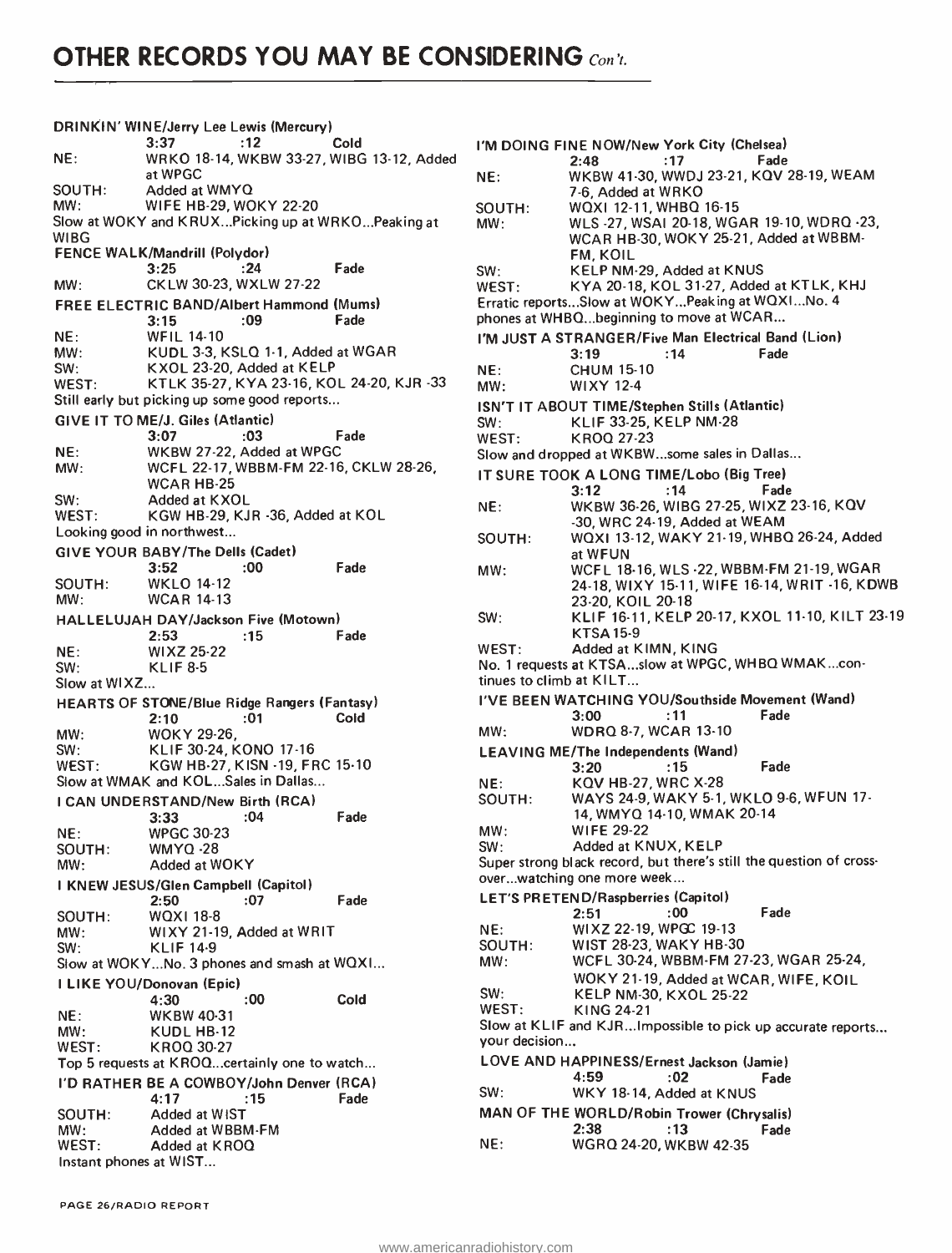# OTHER RECORDS YOU MAY BE CONSIDERING *Con't.*

**DRINKIN' WINE/Jerry Lee Lewis (Mercury)**
3:37 :12 Cold
NE: WRKO 18-14, WKBW 33-27, WIBG 13-12, Added at WPGC
SOUTH: Added at WMYQ
MW: WIFE HB-29, WOKY 22-20
Slow at WOKY and KRUX...Picking up at WRKO...Peaking at WIBG

**FENCE WALK/Mandrill (Polydor)**
3:25 :24 Fade
MW: CKLW 30-23, WXLW 27-22

**FREE ELECTRIC BAND/Albert Hammond (Mums)**
3:15 :09 Fade
NE: WFIL 14-10
MW: KUDL 3-3, KSLQ 1-1, Added at WGAR
SW: KXOL 23-20, Added at KELP
WEST: KTLK 35-27, KYA 23-16, KOL 24-20, KJR -33
Still early but picking up some good reports...

**GIVE IT TO ME/J. Giles (Atlantic)**
3:07 :03 Fade
NE: WKBW 27-22, Added at WPGC
MW: WCFL 22-17, WBBM-FM 22-16, CKLW 28-26, WCAR HB-25
SW: Added at KXOL
WEST: KGW HB-29, KJR -36, Added at KOL
Looking good in northwest...

**GIVE YOUR BABY/The Dells (Cadet)**
3:52 :00 Fade
SOUTH: WKLO 14-12
MW: WCAR 14-13

**HALLELUJAH DAY/Jackson Five (Motown)**
2:53 :15 Fade
NE: WIXZ 25-22
SW: KLIF 8-5
Slow at WIXZ...

**HEARTS OF STONE/Blue Ridge Rangers (Fantasy)**
2:10 :01 Cold
MW: WOKY 29-26,
SW: KLIF 30-24, KONO 17-16
WEST: KGW HB-27, KISN -19, FRC 15-10
Slow at WMAK and KOL...Sales in Dallas...

**I CAN UNDERSTAND/New Birth (RCA)**
3:33 :04 Fade
NE: WPGC 30-23
SOUTH: WMYQ -28
MW: Added at WOKY

**I KNEW JESUS/Glen Campbell (Capitol)**
2:50 :07 Fade
SOUTH: WQXI 18-8
MW: WIXY 21-19, Added at WRIT
SW: KLIF 14-9
Slow at WOKY...No. 3 phones and smash at WQXI...

**I LIKE YOU/Donovan (Epic)**
4:30 :00 Cold
NE: WKBW 40-31
MW: KUDL HB-12
WEST: KROQ 30-27
Top 5 requests at KROQ...certainly one to watch...

**I'D RATHER BE A COWBOY/John Denver (RCA)**
4:17 :15 Fade
SOUTH: Added at WIST
MW: Added at WBBM-FM
WEST: Added at KROQ
Instant phones at WIST...

**I'M DOING FINE NOW/New York City (Chelsea)**
2:48 :17 Fade
NE: WKBW 41-30, WWDJ 23-21, KQV 28-19, WEAM 7-6, Added at WRKO
SOUTH: WQXI 12-11, WHBQ 16-15
MW: WLS -27, WSAI 20-18, WGAR 19-10, WDRQ -23, WCAR HB-30, WOKY 25-21, Added at WBBM-FM, KOIL
SW: KELP NM-29, Added at KNUS
WEST: KYA 20-18, KOL 31-27, Added at KTLK, KHJ
Erratic reports...Slow at WOKY...Peaking at WQXI...No. 4 phones at WHBQ...beginning to move at WCAR...

**I'M JUST A STRANGER/Five Man Electrical Band (Lion)**
3:19 :14 Fade
NE: CHUM 15-10
MW: WIXY 12-4

**ISN'T IT ABOUT TIME/Stephen Stills (Atlantic)**
SW: KLIF 33-25, KELP NM-28
WEST: KROQ 27-23
Slow and dropped at WKBW...some sales in Dallas...

**IT SURE TOOK A LONG TIME/Lobo (Big Tree)**
3:12 :14 Fade
NE: WKBW 36-26, WIBG 27-25, WIXZ 23-16, KQV -30, WRC 24-19, Added at WEAM
SOUTH: WQXI 13-12, WAKY 21-19, WHBQ 26-24, Added at WFUN
MW: WCFL 18-16, WLS -22, WBBM-FM 21-19, WGAR 24-18, WIXY 15-11, WIFE 16-14, WRIT -16, KDWB 23-20, KOIL 20-18
SW: KLIF 16-11, KELP 20-17, KXOL 11-10, KILT 23-19 KTSA 15-9
WEST: Added at KIMN, KING
No. 1 requests at KTSA...slow at WPGC, WHBQ WMAK...continues to climb at KILT...

**I'VE BEEN WATCHING YOU/Southside Movement (Wand)**
3:00 :11 Fade
MW: WDRQ 8-7, WCAR 13-10

**LEAVING ME/The Independents (Wand)**
3:20 :15 Fade
NE: KQV HB-27, WRC X-28
SOUTH: WAYS 24-9, WAKY 5-1, WKLO 9-6, WFUN 17-14, WMYQ 14-10, WMAK 20-14
MW: WIFE 29-22
SW: Added at KNUX, KELP
Super strong black record, but there's still the question of crossover...watching one more week...

**LET'S PRETEND/Raspberries (Capitol)**
2:51 :00 Fade
NE: WIXZ 22-19, WPGC 19-13
SOUTH: WIST 28-23, WAKY HB-30
MW: WCFL 30-24, WBBM-FM 27-23, WGAR 25-24, WOKY 21-19, Added at WCAR, WIFE, KOIL
SW: KELP NM-30, KXOL 25-22
WEST: KING 24-21
Slow at KLIF and KJR...Impossible to pick up accurate reports... your decision...

**LOVE AND HAPPINESS/Ernest Jackson (Jamie)**
4:59 :02 Fade
SW: WKY 18-14, Added at KNUS

**MAN OF THE WORLD/Robin Trower (Chrysalis)**
2:38 :13 Fade
NE: WGRQ 24-20, WKBW 42-35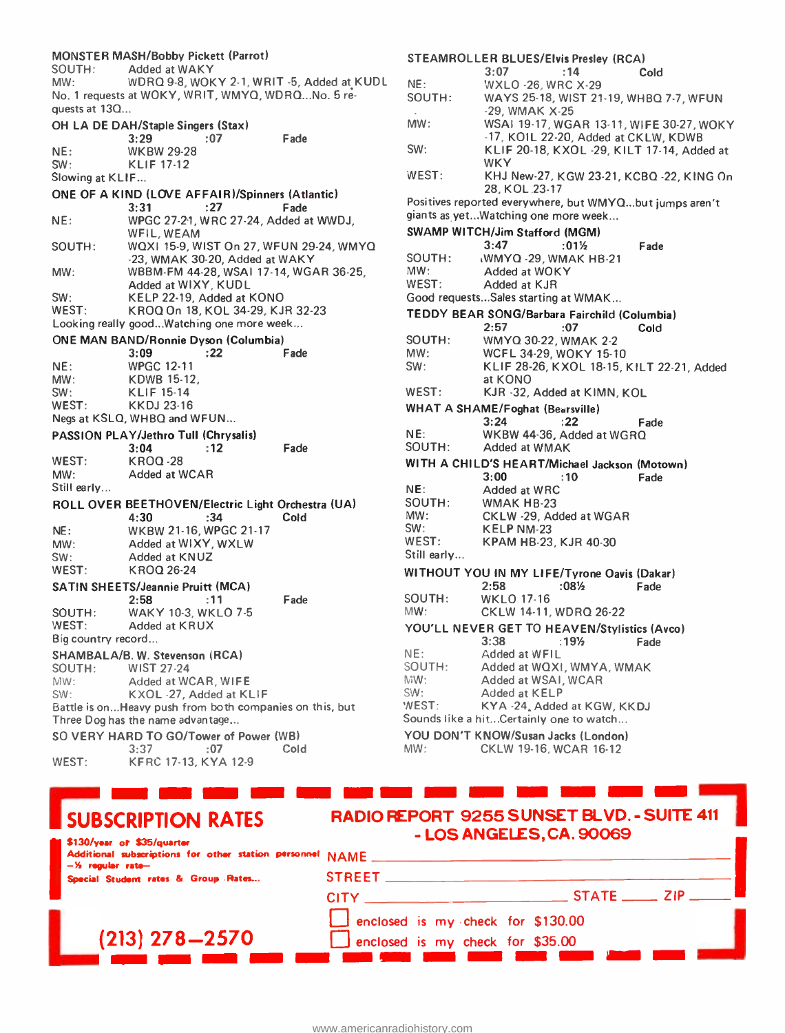**MONSTER MASH/Bobby Pickett (Parrot)**

SOUTH: Added at WAKY
MW: WDRQ 9-8, WOKY 2-1, WRIT -5, Added at KUDL

No. 1 requests at WOKY, WRIT, WMYQ, WDRQ...No. 5 requests at 13Q...

**OH LA DE DAH/Staple Singers (Stax)**

3:29 :07 Fade

NE: WKBW 29-28
SW: KLIF 17-12

Slowing at KLIF...

**ONE OF A KIND (LOVE AFFAIR)/Spinners (Atlantic)**

3:31 :27 Fade

NE: WPGC 27-21, WRC 27-24, Added at WWDJ, WFIL, WEAM
SOUTH: WQXI 15-9, WIST On 27, WFUN 29-24, WMYQ -23, WMAK 30-20, Added at WAKY
MW: WBBM-FM 44-28, WSAI 17-14, WGAR 36-25, Added at WIXY, KUDL
SW: KELP 22-19, Added at KONO
WEST: KROQ On 18, KOL 34-29, KJR 32-23

Looking really good...Watching one more week...

**ONE MAN BAND/Ronnie Dyson (Columbia)**

3:09 :22 Fade

NE: WPGC 12-11
MW: KDWB 15-12,
SW: KLIF 15-14
WEST: KKDJ 23-16

Negs at KSLQ, WHBQ and WFUN...

**PASSION PLAY/Jethro Tull (Chrysalis)**

3:04 :12 Fade

WEST: KROQ -28
MW: Added at WCAR

Still early...

**ROLL OVER BEETHOVEN/Electric Light Orchestra (UA)**

4:30 :34 Cold

NE: WKBW 21-16, WPGC 21-17
MW: Added at WIXY, WXLW
SW: Added at KNUZ
WEST: KROQ 26-24

**SATIN SHEETS/Jeannie Pruitt (MCA)**

2:58 :11 Fade

SOUTH: WAKY 10-3, WKLO 7-5
WEST: Added at KRUX

Big country record...

**SHAMBALA/B. W. Stevenson (RCA)**

SOUTH: WIST 27-24
MW: Added at WCAR, WIFE
SW: KXOL -27, Added at KLIF

Battle is on...Heavy push from both companies on this, but Three Dog has the name advantage...

**SO VERY HARD TO GO/Tower of Power (WB)**

3:37 :07 Cold

WEST: KFRC 17-13, KYA 12-9

**STEAMROLLER BLUES/Elvis Presley (RCA)**

3:07 :14 Cold

NE: WXLO -26, WRC X-29
SOUTH: WAYS 25-18, WIST 21-19, WHBQ 7-7, WFUN -29, WMAK X-25
MW: WSAI 19-17, WGAR 13-11, WIFE 30-27, WOKY -17, KOIL 22-20, Added at CKLW, KDWB
SW: KLIF 20-18, KXOL -29, KILT 17-14, Added at WKY
WEST: KHJ New-27, KGW 23-21, KCBQ -22, KING On 28, KOL 23-17

Positives reported everywhere, but WMYQ...but jumps aren't giants as yet...Watching one more week...

**SWAMP WITCH/Jim Stafford (MGM)**

3:47 :01½ Fade

SOUTH: WMYQ -29, WMAK HB-21
MW: Added at WOKY
WEST: Added at KJR

Good requests...Sales starting at WMAK...

**TEDDY BEAR SONG/Barbara Fairchild (Columbia)**

2:57 :07 Cold

SOUTH: WMYQ 30-22, WMAK 2-2
MW: WCFL 34-29, WOKY 15-10
SW: KLIF 28-26, KXOL 18-15, KILT 22-21, Added at KONO
WEST: KJR -32, Added at KIMN, KOL

**WHAT A SHAME/Foghat (Bearsville)**

3:24 :22 Fade

NE: WKBW 44-36, Added at WGRQ
SOUTH: Added at WMAK

**WITH A CHILD'S HEART/Michael Jackson (Motown)**

3:00 :10 Fade

NE: Added at WRC
SOUTH: WMAK HB-23
MW: CKLW -29, Added at WGAR
SW: KELP NM-23
WEST: KPAM HB-23, KJR 40-30

Still early...

**WITHOUT YOU IN MY LIFE/Tyrone Davis (Dakar)**

2:58 :08½ Fade

SOUTH: WKLO 17-16
MW: CKLW 14-11, WDRQ 26-22

**YOU'LL NEVER GET TO HEAVEN/Stylistics (Avco)**

3:38 :19½ Fade

NE: Added at WFIL
SOUTH: Added at WQXI, WMYA, WMAK
MW: Added at WSAI, WCAR
SW: Added at KELP
WEST: KYA -24, Added at KGW, KKDJ

Sounds like a hit...Certainly one to watch...

**YOU DON'T KNOW/Susan Jacks (London)**

MW: CKLW 19-16, WCAR 16-12

---

## SUBSCRIPTION RATES

**$130/year or $35/quarter**
**Additional subscriptions for other station personnel —½ regular rate—**
**Special Student rates & Group Rates...**

**(213) 278—2570**

**RADIO REPORT 9255 SUNSET BLVD. - SUITE 411 - LOS ANGELES, CA. 90069**

NAME ______________________

STREET ______________________

CITY ______________ STATE _____ ZIP _____

☐ enclosed is my check for $130.00
☐ enclosed is my check for $35.00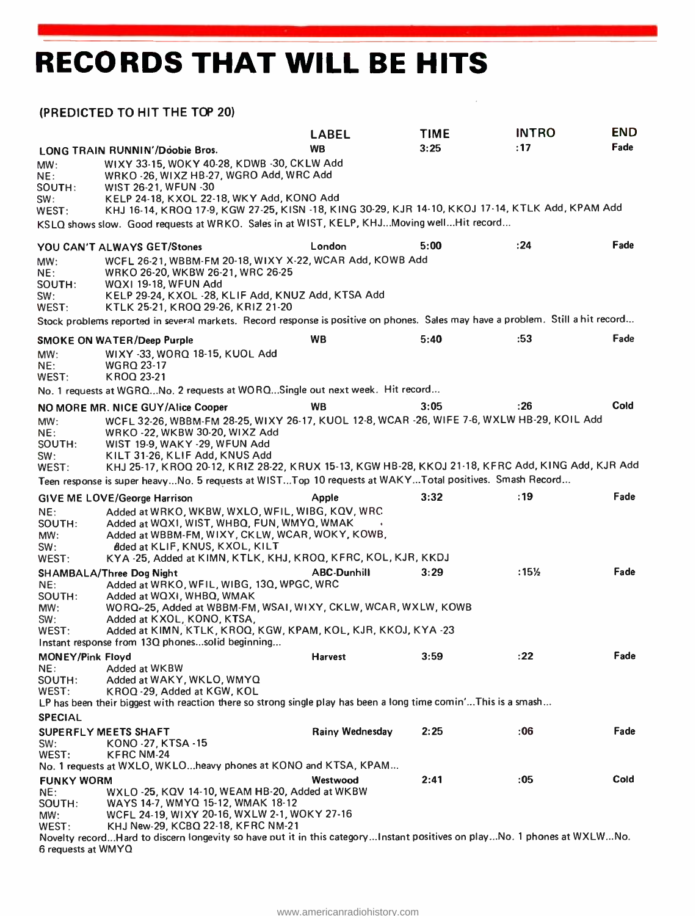# RECORDS THAT WILL BE HITS

(PREDICTED TO HIT THE TOP 20)

| | LABEL | TIME | INTRO | END |
|---|---|---|---|---|
| **LONG TRAIN RUNNIN'/Doobie Bros.** | WB | 3:25 | :17 | Fade |

MW: WIXY 33-15, WOKY 40-28, KDWB -30, CKLW Add
NE: WRKO -26, WIXZ HB-27, WGRO Add, WRC Add
SOUTH: WIST 26-21, WFUN -30
SW: KELP 24-18, KXOL 22-18, WKY Add, KONO Add
WEST: KHJ 16-14, KROQ 17-9, KGW 27-25, KISN -18, KING 30-29, KJR 14-10, KKOJ 17-14, KTLK Add, KPAM Add
KSLQ shows slow. Good requests at WRKO. Sales in at WIST, KELP, KHJ...Moving well...Hit record...

| | LABEL | TIME | INTRO | END |
|---|---|---|---|---|
| **YOU CAN'T ALWAYS GET/Stones** | London | 5:00 | :24 | Fade |

MW: WCFL 26-21, WBBM-FM 20-18, WIXY X-22, WCAR Add, KOWB Add
NE: WRKO 26-20, WKBW 26-21, WRC 26-25
SOUTH: WQXI 19-18, WFUN Add
SW: KELP 29-24, KXOL -28, KLIF Add, KNUZ Add, KTSA Add
WEST: KTLK 25-21, KROQ 29-26, KRIZ 21-20
Stock problems reported in several markets. Record response is positive on phones. Sales may have a problem. Still a hit record...

| | LABEL | TIME | INTRO | END |
|---|---|---|---|---|
| **SMOKE ON WATER/Deep Purple** | WB | 5:40 | :53 | Fade |

MW: WIXY -33, WORQ 18-15, KUOL Add
NE: WGRQ 23-17
WEST: KROQ 23-21
No. 1 requests at WGRQ...No. 2 requests at WORQ...Single out next week. Hit record...

| | LABEL | TIME | INTRO | END |
|---|---|---|---|---|
| **NO MORE MR. NICE GUY/Alice Cooper** | WB | 3:05 | :26 | Cold |

MW: WCFL 32-26, WBBM-FM 28-25, WIXY 26-17, KUOL 12-8, WCAR -26, WIFE 7-6, WXLW HB-29, KOIL Add
NE: WRKO -22, WKBW 30-20, WIXZ Add
SOUTH: WIST 19-9, WAKY -29, WFUN Add
SW: KILT 31-26, KLIF Add, KNUS Add
WEST: KHJ 25-17, KROQ 20-12, KRIZ 28-22, KRUX 15-13, KGW HB-28, KKOJ 21-18, KFRC Add, KING Add, KJR Add
Teen response is super heavy...No. 5 requests at WIST...Top 10 requests at WAKY...Total positives. Smash Record...

| | LABEL | TIME | INTRO | END |
|---|---|---|---|---|
| **GIVE ME LOVE/George Harrison** | Apple | 3:32 | :19 | Fade |

NE: Added at WRKO, WKBW, WXLO, WFIL, WIBG, KQV, WRC
SOUTH: Added at WQXI, WIST, WHBQ, FUN, WMYQ, WMAK
MW: Added at WBBM-FM, WIXY, CKLW, WCAR, WOKY, KOWB,
SW: Added at KLIF, KNUS, KXOL, KILT
WEST: KYA -25, Added at KIMN, KTLK, KHJ, KROQ, KFRC, KOL, KJR, KKDJ

| | LABEL | TIME | INTRO | END |
|---|---|---|---|---|
| **SHAMBALA/Three Dog Night** | ABC-Dunhill | 3:29 | :15½ | Fade |

NE: Added at WRKO, WFIL, WIBG, 13Q, WPGC, WRC
SOUTH: Added at WQXI, WHBQ, WMAK
MW: WORQ-25, Added at WBBM-FM, WSAI, WIXY, CKLW, WCAR, WXLW, KOWB
SW: Added at KXOL, KONO, KTSA,
WEST: Added at KIMN, KTLK, KROQ, KGW, KPAM, KOL, KJR, KKOJ, KYA -23
Instant response from 13Q phones...solid beginning...

| | LABEL | TIME | INTRO | END |
|---|---|---|---|---|
| **MONEY/Pink Floyd** | Harvest | 3:59 | :22 | Fade |

NE: Added at WKBW
SOUTH: Added at WAKY, WKLO, WMYQ
WEST: KROQ -29, Added at KGW, KOL
LP has been their biggest with reaction there so strong single play has been a long time comin'...This is a smash...

**SPECIAL**

| | LABEL | TIME | INTRO | END |
|---|---|---|---|---|
| **SUPERFLY MEETS SHAFT** | Rainy Wednesday | 2:25 | :06 | Fade |

SW: KONO -27, KTSA -15
WEST: KFRC NM-24
No. 1 requests at WXLO, WKLO...heavy phones at KONO and KTSA, KPAM...

| | LABEL | TIME | INTRO | END |
|---|---|---|---|---|
| **FUNKY WORM** | Westwood | 2:41 | :05 | Cold |

NE: WXLO -25, KQV 14-10, WEAM HB-20, Added at WKBW
SOUTH: WAYS 14-7, WMYQ 15-12, WMAK 18-12
MW: WCFL 24-19, WIXY 20-16, WXLW 2-1, WOKY 27-16
WEST: KHJ New-29, KCBQ 22-18, KFRC NM-21
Novelty record...Hard to discern longevity so have put it in this category...Instant positives on play...No. 1 phones at WXLW...No. 6 requests at WMYQ